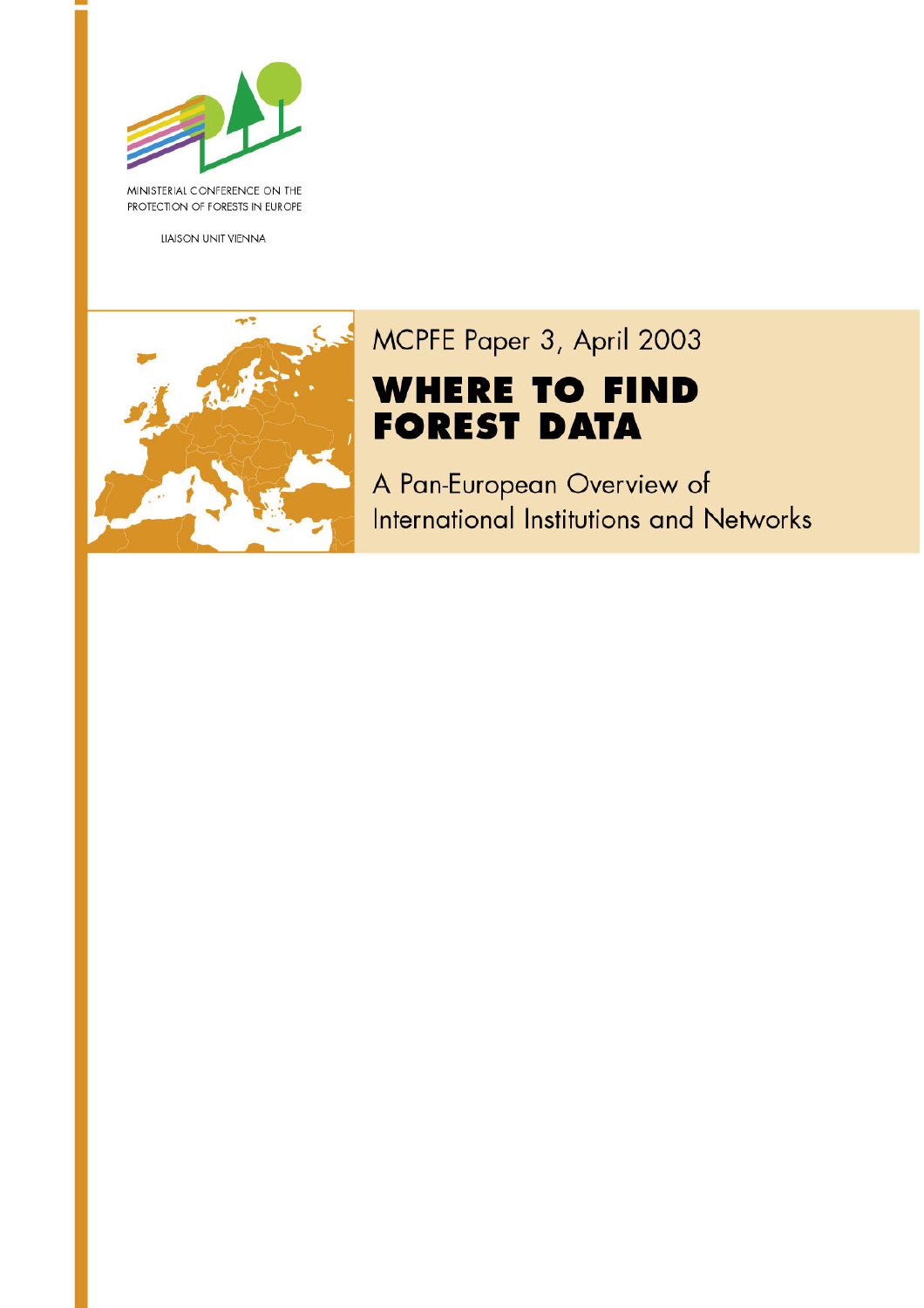MINISTERIAL CONFERENCE ON THE PROTECTION OF FORESTS IN EUROPE

LIAISON UNIT VIENNA

MCPFE Paper 3, April 2003

# WHERE TO FIND FOREST DATA

A Pan-European Overview of International Institutions and Networks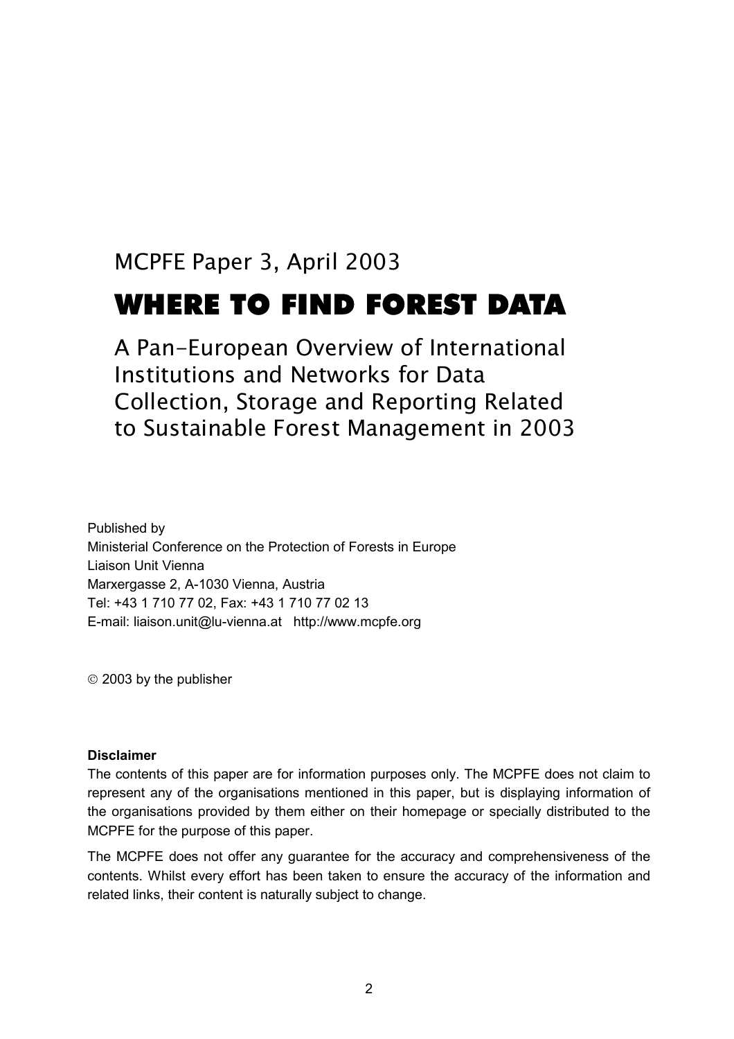MCPFE Paper 3, April 2003

# WHERE TO FIND FOREST DATA

## A Pan-European Overview of International Institutions and Networks for Data Collection, Storage and Reporting Related to Sustainable Forest Management in 2003

Published by
Ministerial Conference on the Protection of Forests in Europe
Liaison Unit Vienna
Marxergasse 2, A-1030 Vienna, Austria
Tel: +43 1 710 77 02, Fax: +43 1 710 77 02 13
E-mail: liaison.unit@lu-vienna.at http://www.mcpfe.org

© 2003 by the publisher

**Disclaimer**

The contents of this paper are for information purposes only. The MCPFE does not claim to represent any of the organisations mentioned in this paper, but is displaying information of the organisations provided by them either on their homepage or specially distributed to the MCPFE for the purpose of this paper.

The MCPFE does not offer any guarantee for the accuracy and comprehensiveness of the contents. Whilst every effort has been taken to ensure the accuracy of the information and related links, their content is naturally subject to change.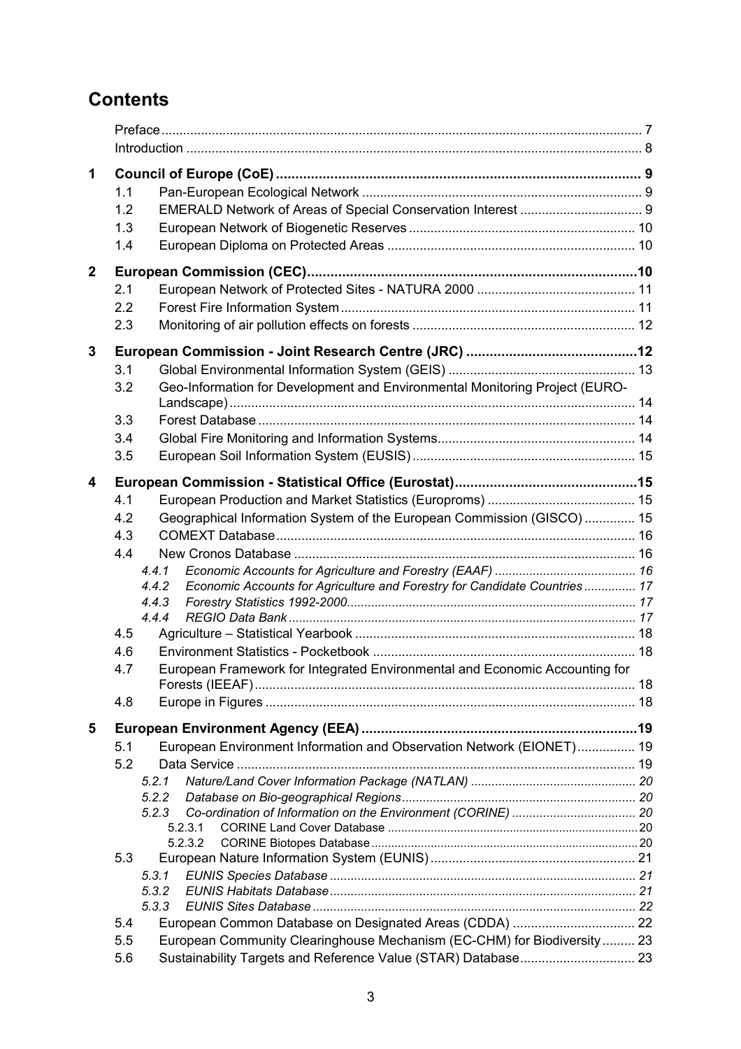# Contents

Preface ..... 7

Introduction ..... 8

**1 Council of Europe (CoE) ..... 9**

- 1.1 Pan-European Ecological Network ..... 9
- 1.2 EMERALD Network of Areas of Special Conservation Interest ..... 9
- 1.3 European Network of Biogenetic Reserves ..... 10
- 1.4 European Diploma on Protected Areas ..... 10

**2 European Commission (CEC) ..... 10**

- 2.1 European Network of Protected Sites - NATURA 2000 ..... 11
- 2.2 Forest Fire Information System ..... 11
- 2.3 Monitoring of air pollution effects on forests ..... 12

**3 European Commission - Joint Research Centre (JRC) ..... 12**

- 3.1 Global Environmental Information System (GEIS) ..... 13
- 3.2 Geo-Information for Development and Environmental Monitoring Project (EURO-Landscape) ..... 14
- 3.3 Forest Database ..... 14
- 3.4 Global Fire Monitoring and Information Systems ..... 14
- 3.5 European Soil Information System (EUSIS) ..... 15

**4 European Commission - Statistical Office (Eurostat) ..... 15**

- 4.1 European Production and Market Statistics (Europroms) ..... 15
- 4.2 Geographical Information System of the European Commission (GISCO) ..... 15
- 4.3 COMEXT Database ..... 16
- 4.4 New Cronos Database ..... 16
  - *4.4.1 Economic Accounts for Agriculture and Forestry (EAAF) ..... 16*
  - *4.4.2 Economic Accounts for Agriculture and Forestry for Candidate Countries ..... 17*
  - *4.4.3 Forestry Statistics 1992-2000 ..... 17*
  - *4.4.4 REGIO Data Bank ..... 17*
- 4.5 Agriculture – Statistical Yearbook ..... 18
- 4.6 Environment Statistics - Pocketbook ..... 18
- 4.7 European Framework for Integrated Environmental and Economic Accounting for Forests (IEEAF) ..... 18
- 4.8 Europe in Figures ..... 18

**5 European Environment Agency (EEA) ..... 19**

- 5.1 European Environment Information and Observation Network (EIONET) ..... 19
- 5.2 Data Service ..... 19
  - *5.2.1 Nature/Land Cover Information Package (NATLAN) ..... 20*
  - *5.2.2 Database on Bio-geographical Regions ..... 20*
  - *5.2.3 Co-ordination of Information on the Environment (CORINE) ..... 20*
    - 5.2.3.1 CORINE Land Cover Database ..... 20
    - 5.2.3.2 CORINE Biotopes Database ..... 20
- 5.3 European Nature Information System (EUNIS) ..... 21
  - *5.3.1 EUNIS Species Database ..... 21*
  - *5.3.2 EUNIS Habitats Database ..... 21*
  - *5.3.3 EUNIS Sites Database ..... 22*
- 5.4 European Common Database on Designated Areas (CDDA) ..... 22
- 5.5 European Community Clearinghouse Mechanism (EC-CHM) for Biodiversity ..... 23
- 5.6 Sustainability Targets and Reference Value (STAR) Database ..... 23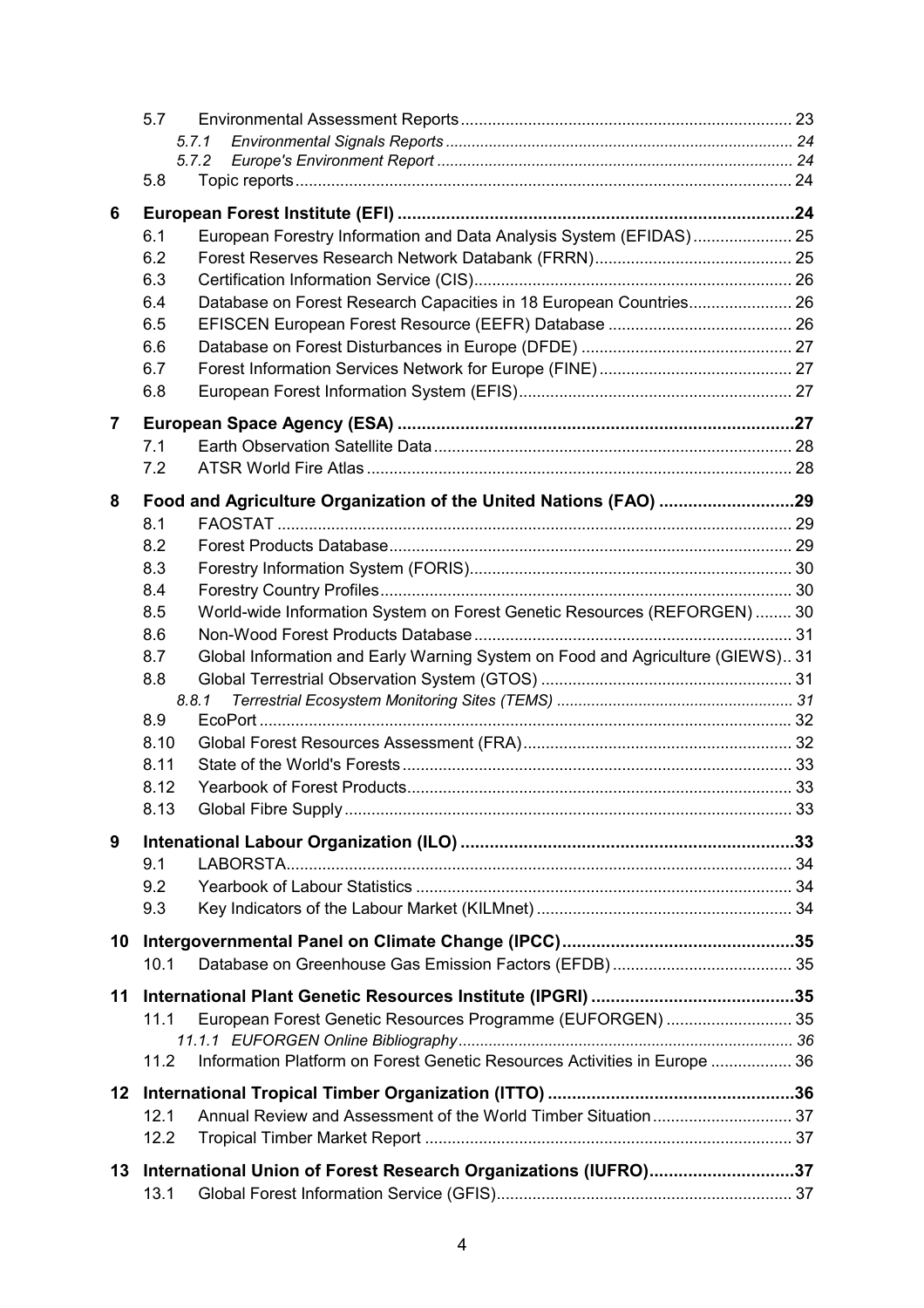- 5.7 Environmental Assessment Reports ... 23
  - *5.7.1 Environmental Signals Reports ... 24*
  - *5.7.2 Europe's Environment Report ... 24*
- 5.8 Topic reports ... 24

**6 European Forest Institute (EFI) ... 24**

- 6.1 European Forestry Information and Data Analysis System (EFIDAS) ... 25
- 6.2 Forest Reserves Research Network Databank (FRRN) ... 25
- 6.3 Certification Information Service (CIS) ... 26
- 6.4 Database on Forest Research Capacities in 18 European Countries ... 26
- 6.5 EFISCEN European Forest Resource (EEFR) Database ... 26
- 6.6 Database on Forest Disturbances in Europe (DFDE) ... 27
- 6.7 Forest Information Services Network for Europe (FINE) ... 27
- 6.8 European Forest Information System (EFIS) ... 27

**7 European Space Agency (ESA) ... 27**

- 7.1 Earth Observation Satellite Data ... 28
- 7.2 ATSR World Fire Atlas ... 28

**8 Food and Agriculture Organization of the United Nations (FAO) ... 29**

- 8.1 FAOSTAT ... 29
- 8.2 Forest Products Database ... 29
- 8.3 Forestry Information System (FORIS) ... 30
- 8.4 Forestry Country Profiles ... 30
- 8.5 World-wide Information System on Forest Genetic Resources (REFORGEN) ... 30
- 8.6 Non-Wood Forest Products Database ... 31
- 8.7 Global Information and Early Warning System on Food and Agriculture (GIEWS) ... 31
- 8.8 Global Terrestrial Observation System (GTOS) ... 31
  - *8.8.1 Terrestrial Ecosystem Monitoring Sites (TEMS) ... 31*
- 8.9 EcoPort ... 32
- 8.10 Global Forest Resources Assessment (FRA) ... 32
- 8.11 State of the World's Forests ... 33
- 8.12 Yearbook of Forest Products ... 33
- 8.13 Global Fibre Supply ... 33

**9 Intenational Labour Organization (ILO) ... 33**

- 9.1 LABORSTA ... 34
- 9.2 Yearbook of Labour Statistics ... 34
- 9.3 Key Indicators of the Labour Market (KILMnet) ... 34

**10 Intergovernmental Panel on Climate Change (IPCC) ... 35**

- 10.1 Database on Greenhouse Gas Emission Factors (EFDB) ... 35

**11 International Plant Genetic Resources Institute (IPGRI) ... 35**

- 11.1 European Forest Genetic Resources Programme (EUFORGEN) ... 35
  - *11.1.1 EUFORGEN Online Bibliography ... 36*
- 11.2 Information Platform on Forest Genetic Resources Activities in Europe ... 36

**12 International Tropical Timber Organization (ITTO) ... 36**

- 12.1 Annual Review and Assessment of the World Timber Situation ... 37
- 12.2 Tropical Timber Market Report ... 37

**13 International Union of Forest Research Organizations (IUFRO) ... 37**

- 13.1 Global Forest Information Service (GFIS) ... 37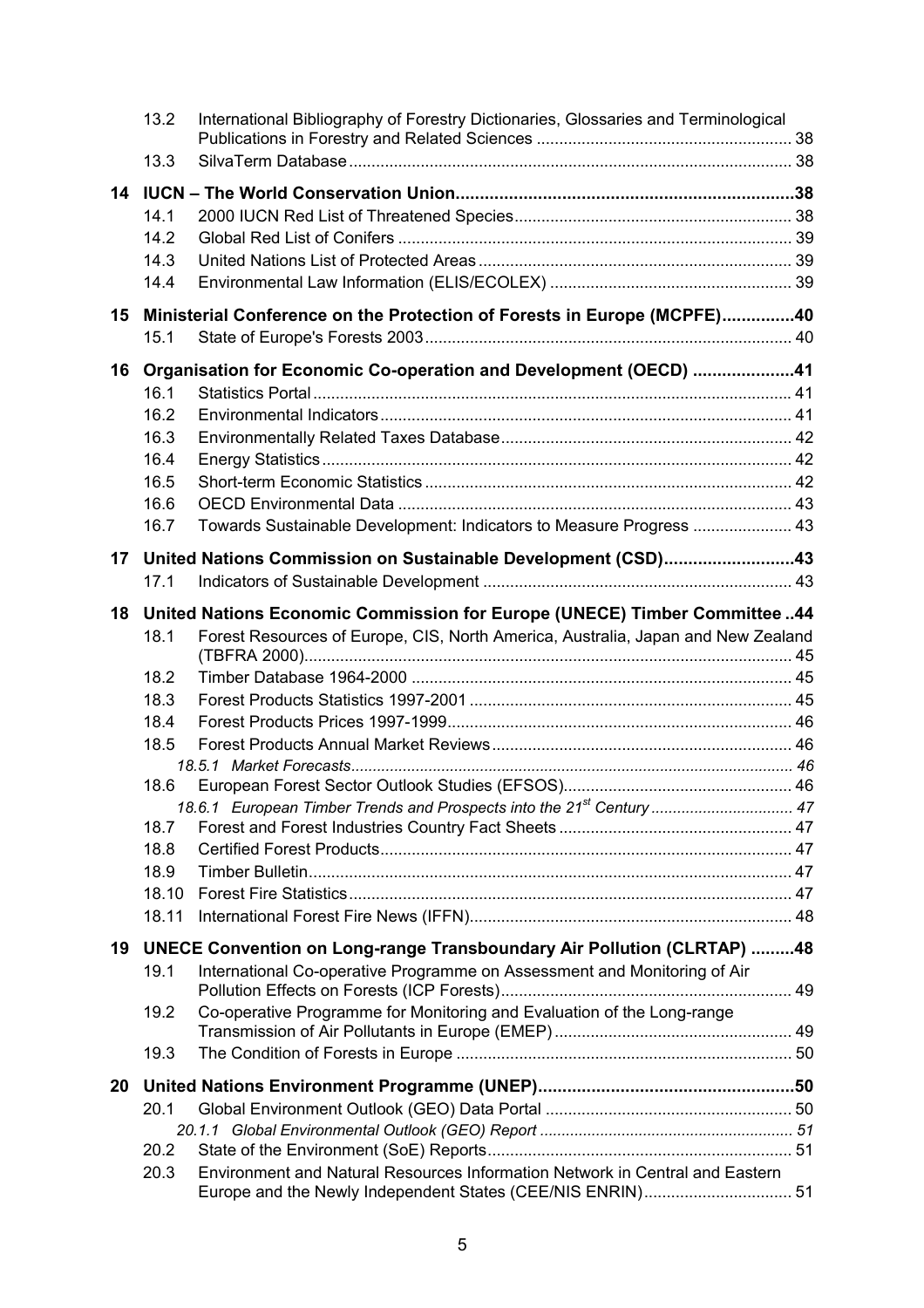13.2 International Bibliography of Forestry Dictionaries, Glossaries and Terminological Publications in Forestry and Related Sciences ........................................................ 38
13.3 SilvaTerm Database ........................................................................................ 38

**14 IUCN – The World Conservation Union......................................................................38**

14.1 2000 IUCN Red List of Threatened Species............................................................ 38
14.2 Global Red List of Conifers ...................................................................................... 39
14.3 United Nations List of Protected Areas ..................................................................... 39
14.4 Environmental Law Information (ELIS/ECOLEX) ..................................................... 39

**15 Ministerial Conference on the Protection of Forests in Europe (MCPFE)...............40**

15.1 State of Europe's Forests 2003................................................................................. 40

**16 Organisation for Economic Co-operation and Development (OECD) .....................41**

16.1 Statistics Portal ......................................................................................................... 41
16.2 Environmental Indicators .......................................................................................... 41
16.3 Environmentally Related Taxes Database................................................................ 42
16.4 Energy Statistics ....................................................................................................... 42
16.5 Short-term Economic Statistics ................................................................................. 42
16.6 OECD Environmental Data ....................................................................................... 43
16.7 Towards Sustainable Development: Indicators to Measure Progress ...................... 43

**17 United Nations Commission on Sustainable Development (CSD)...........................43**

17.1 Indicators of Sustainable Development .................................................................... 43

**18 United Nations Economic Commission for Europe (UNECE) Timber Committee ..44**

18.1 Forest Resources of Europe, CIS, North America, Australia, Japan and New Zealand (TBFRA 2000)............................................................................................................ 45
18.2 Timber Database 1964-2000 .................................................................................... 45
18.3 Forest Products Statistics 1997-2001 ....................................................................... 45
18.4 Forest Products Prices 1997-1999............................................................................ 46
18.5 Forest Products Annual Market Reviews .................................................................. 46
*18.5.1 Market Forecasts.................................................................................................... 46*
18.6 European Forest Sector Outlook Studies (EFSOS)................................................... 46
*18.6.1 European Timber Trends and Prospects into the 21st Century ................................ 47*
18.7 Forest and Forest Industries Country Fact Sheets .................................................... 47
18.8 Certified Forest Products........................................................................................... 47
18.9 Timber Bulletin........................................................................................................... 47
18.10 Forest Fire Statistics .................................................................................................. 47
18.11 International Forest Fire News (IFFN)....................................................................... 48

**19 UNECE Convention on Long-range Transboundary Air Pollution (CLRTAP) .........48**

19.1 International Co-operative Programme on Assessment and Monitoring of Air Pollution Effects on Forests (ICP Forests)................................................................ 49
19.2 Co-operative Programme for Monitoring and Evaluation of the Long-range Transmission of Air Pollutants in Europe (EMEP) ..................................................... 49
19.3 The Condition of Forests in Europe ........................................................................... 50

**20 United Nations Environment Programme (UNEP)......................................................50**

20.1 Global Environment Outlook (GEO) Data Portal ....................................................... 50
*20.1.1 Global Environmental Outlook (GEO) Report .......................................................... 51*
20.2 State of the Environment (SoE) Reports.................................................................... 51
20.3 Environment and Natural Resources Information Network in Central and Eastern Europe and the Newly Independent States (CEE/NIS ENRIN)................................. 51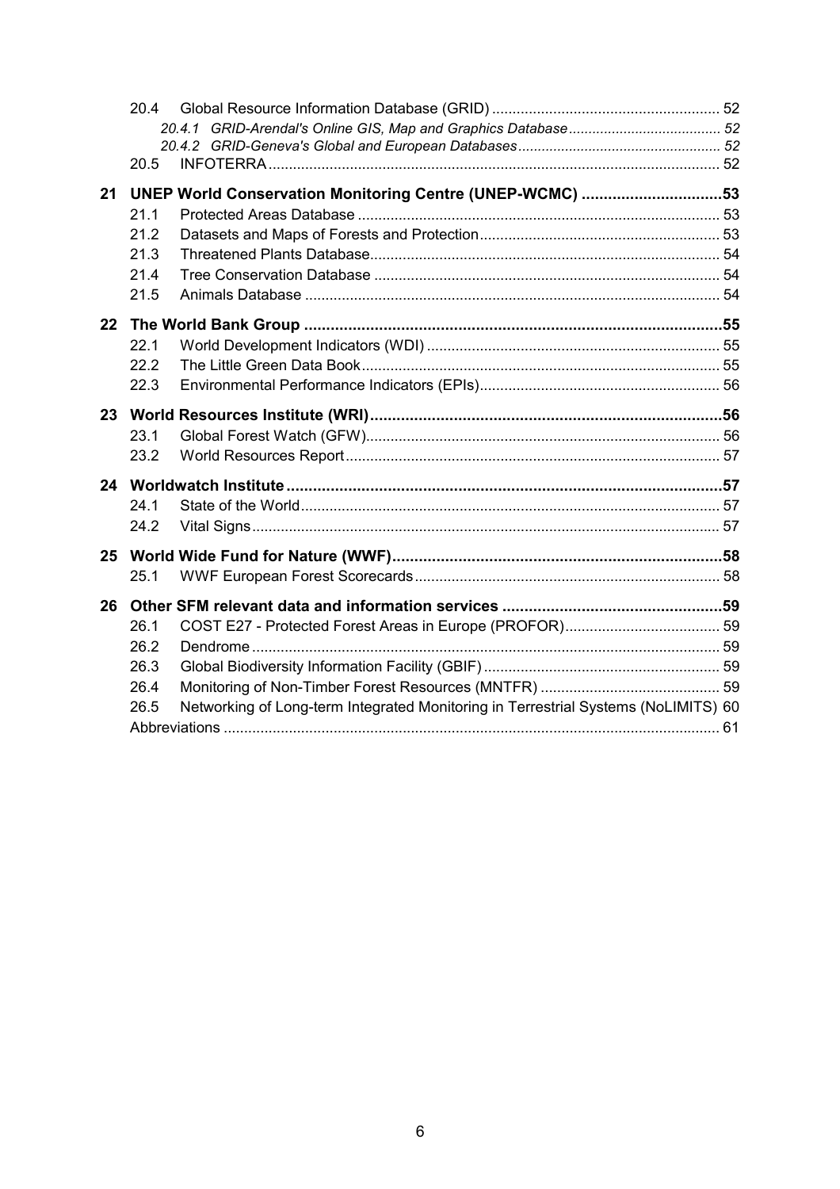20.4 Global Resource Information Database (GRID) ........................................................ 52

*20.4.1 GRID-Arendal's Online GIS, Map and Graphics Database ....................................... 52*

*20.4.2 GRID-Geneva's Global and European Databases .................................................. 52*

20.5 INFOTERRA ............................................................................................................ 52

**21 UNEP World Conservation Monitoring Centre (UNEP-WCMC) ................................53**

21.1 Protected Areas Database ........................................................................................ 53

21.2 Datasets and Maps of Forests and Protection .......................................................... 53

21.3 Threatened Plants Database ..................................................................................... 54

21.4 Tree Conservation Database .................................................................................... 54

21.5 Animals Database ..................................................................................................... 54

**22 The World Bank Group ..............................................................................................55**

22.1 World Development Indicators (WDI) ....................................................................... 55

22.2 The Little Green Data Book ....................................................................................... 55

22.3 Environmental Performance Indicators (EPIs) .......................................................... 56

**23 World Resources Institute (WRI) ................................................................................56**

23.1 Global Forest Watch (GFW) ...................................................................................... 56

23.2 World Resources Report ........................................................................................... 57

**24 Worldwatch Institute ...................................................................................................57**

24.1 State of the World ..................................................................................................... 57

24.2 Vital Signs ................................................................................................................. 57

**25 World Wide Fund for Nature (WWF) ..........................................................................58**

25.1 WWF European Forest Scorecards .......................................................................... 58

**26 Other SFM relevant data and information services ..................................................59**

26.1 COST E27 - Protected Forest Areas in Europe (PROFOR) ...................................... 59

26.2 Dendrome .................................................................................................................. 59

26.3 Global Biodiversity Information Facility (GBIF) ......................................................... 59

26.4 Monitoring of Non-Timber Forest Resources (MNTFR) ............................................ 59

26.5 Networking of Long-term Integrated Monitoring in Terrestrial Systems (NoLIMITS) 60

Abbreviations ......................................................................................................................... 61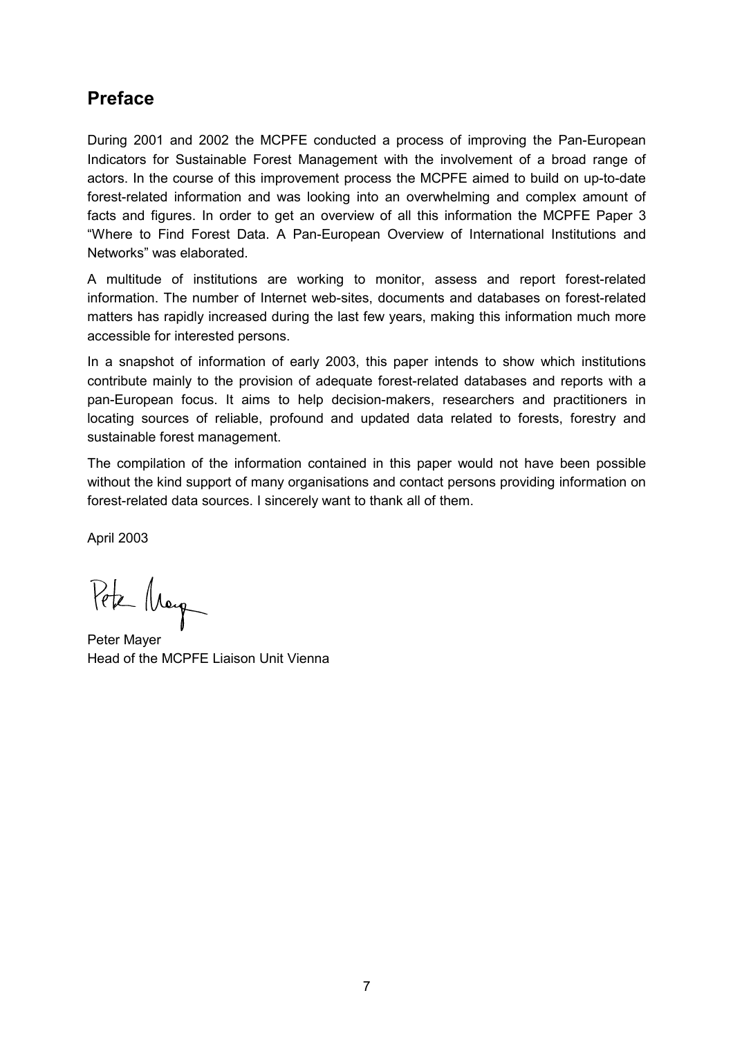## Preface

During 2001 and 2002 the MCPFE conducted a process of improving the Pan-European Indicators for Sustainable Forest Management with the involvement of a broad range of actors. In the course of this improvement process the MCPFE aimed to build on up-to-date forest-related information and was looking into an overwhelming and complex amount of facts and figures. In order to get an overview of all this information the MCPFE Paper 3 "Where to Find Forest Data. A Pan-European Overview of International Institutions and Networks" was elaborated.

A multitude of institutions are working to monitor, assess and report forest-related information. The number of Internet web-sites, documents and databases on forest-related matters has rapidly increased during the last few years, making this information much more accessible for interested persons.

In a snapshot of information of early 2003, this paper intends to show which institutions contribute mainly to the provision of adequate forest-related databases and reports with a pan-European focus. It aims to help decision-makers, researchers and practitioners in locating sources of reliable, profound and updated data related to forests, forestry and sustainable forest management.

The compilation of the information contained in this paper would not have been possible without the kind support of many organisations and contact persons providing information on forest-related data sources. I sincerely want to thank all of them.

April 2003

Peter Mayer
Head of the MCPFE Liaison Unit Vienna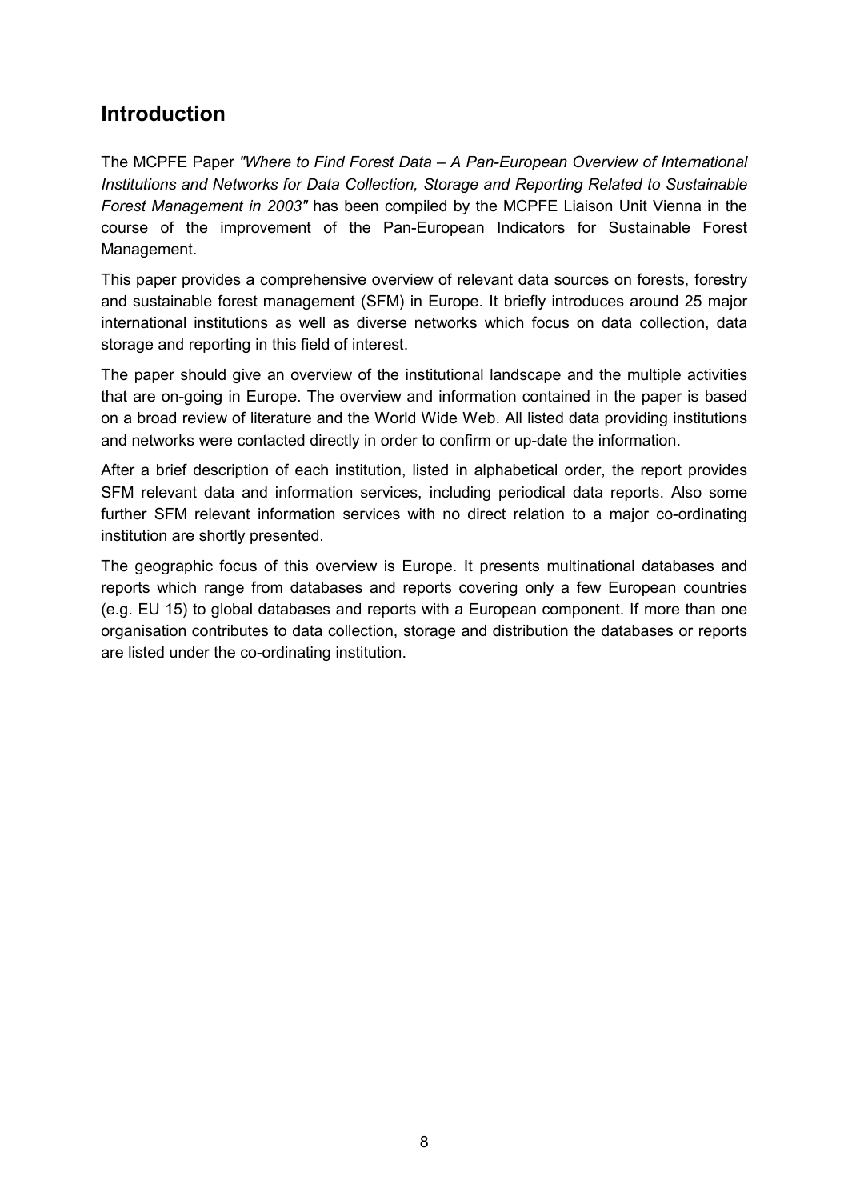# Introduction

The MCPFE Paper *"Where to Find Forest Data – A Pan-European Overview of International Institutions and Networks for Data Collection, Storage and Reporting Related to Sustainable Forest Management in 2003"* has been compiled by the MCPFE Liaison Unit Vienna in the course of the improvement of the Pan-European Indicators for Sustainable Forest Management.

This paper provides a comprehensive overview of relevant data sources on forests, forestry and sustainable forest management (SFM) in Europe. It briefly introduces around 25 major international institutions as well as diverse networks which focus on data collection, data storage and reporting in this field of interest.

The paper should give an overview of the institutional landscape and the multiple activities that are on-going in Europe. The overview and information contained in the paper is based on a broad review of literature and the World Wide Web. All listed data providing institutions and networks were contacted directly in order to confirm or up-date the information.

After a brief description of each institution, listed in alphabetical order, the report provides SFM relevant data and information services, including periodical data reports. Also some further SFM relevant information services with no direct relation to a major co-ordinating institution are shortly presented.

The geographic focus of this overview is Europe. It presents multinational databases and reports which range from databases and reports covering only a few European countries (e.g. EU 15) to global databases and reports with a European component. If more than one organisation contributes to data collection, storage and distribution the databases or reports are listed under the co-ordinating institution.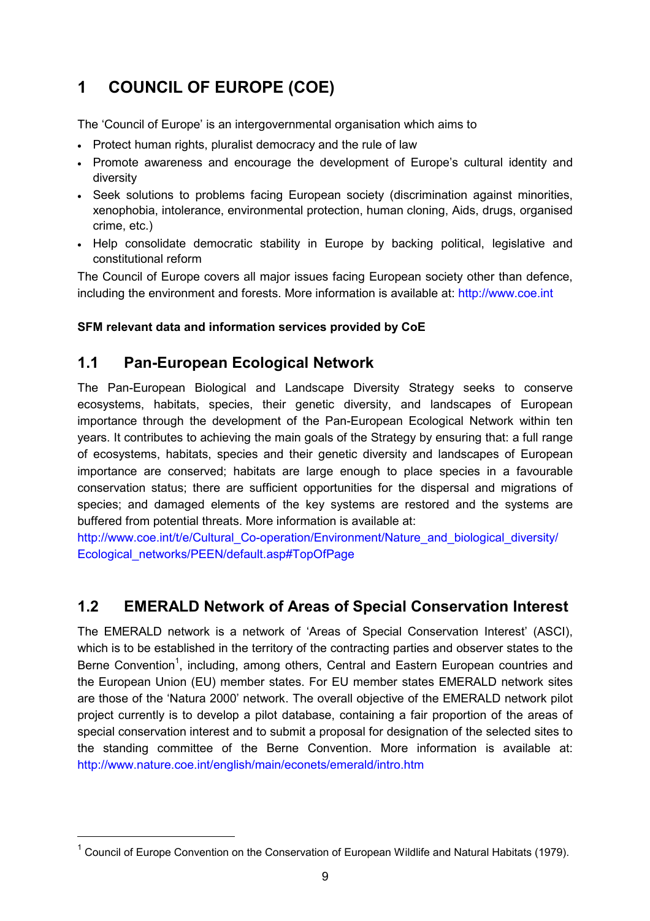# 1 COUNCIL OF EUROPE (COE)

The 'Council of Europe' is an intergovernmental organisation which aims to

- Protect human rights, pluralist democracy and the rule of law
- Promote awareness and encourage the development of Europe's cultural identity and diversity
- Seek solutions to problems facing European society (discrimination against minorities, xenophobia, intolerance, environmental protection, human cloning, Aids, drugs, organised crime, etc.)
- Help consolidate democratic stability in Europe by backing political, legislative and constitutional reform

The Council of Europe covers all major issues facing European society other than defence, including the environment and forests. More information is available at: http://www.coe.int

**SFM relevant data and information services provided by CoE**

## 1.1 Pan-European Ecological Network

The Pan-European Biological and Landscape Diversity Strategy seeks to conserve ecosystems, habitats, species, their genetic diversity, and landscapes of European importance through the development of the Pan-European Ecological Network within ten years. It contributes to achieving the main goals of the Strategy by ensuring that: a full range of ecosystems, habitats, species and their genetic diversity and landscapes of European importance are conserved; habitats are large enough to place species in a favourable conservation status; there are sufficient opportunities for the dispersal and migrations of species; and damaged elements of the key systems are restored and the systems are buffered from potential threats. More information is available at:
http://www.coe.int/t/e/Cultural_Co-operation/Environment/Nature_and_biological_diversity/Ecological_networks/PEEN/default.asp#TopOfPage

## 1.2 EMERALD Network of Areas of Special Conservation Interest

The EMERALD network is a network of 'Areas of Special Conservation Interest' (ASCI), which is to be established in the territory of the contracting parties and observer states to the Berne Convention[1], including, among others, Central and Eastern European countries and the European Union (EU) member states. For EU member states EMERALD network sites are those of the 'Natura 2000' network. The overall objective of the EMERALD network pilot project currently is to develop a pilot database, containing a fair proportion of the areas of special conservation interest and to submit a proposal for designation of the selected sites to the standing committee of the Berne Convention. More information is available at: http://www.nature.coe.int/english/main/econets/emerald/intro.htm

---

[1] Council of Europe Convention on the Conservation of European Wildlife and Natural Habitats (1979).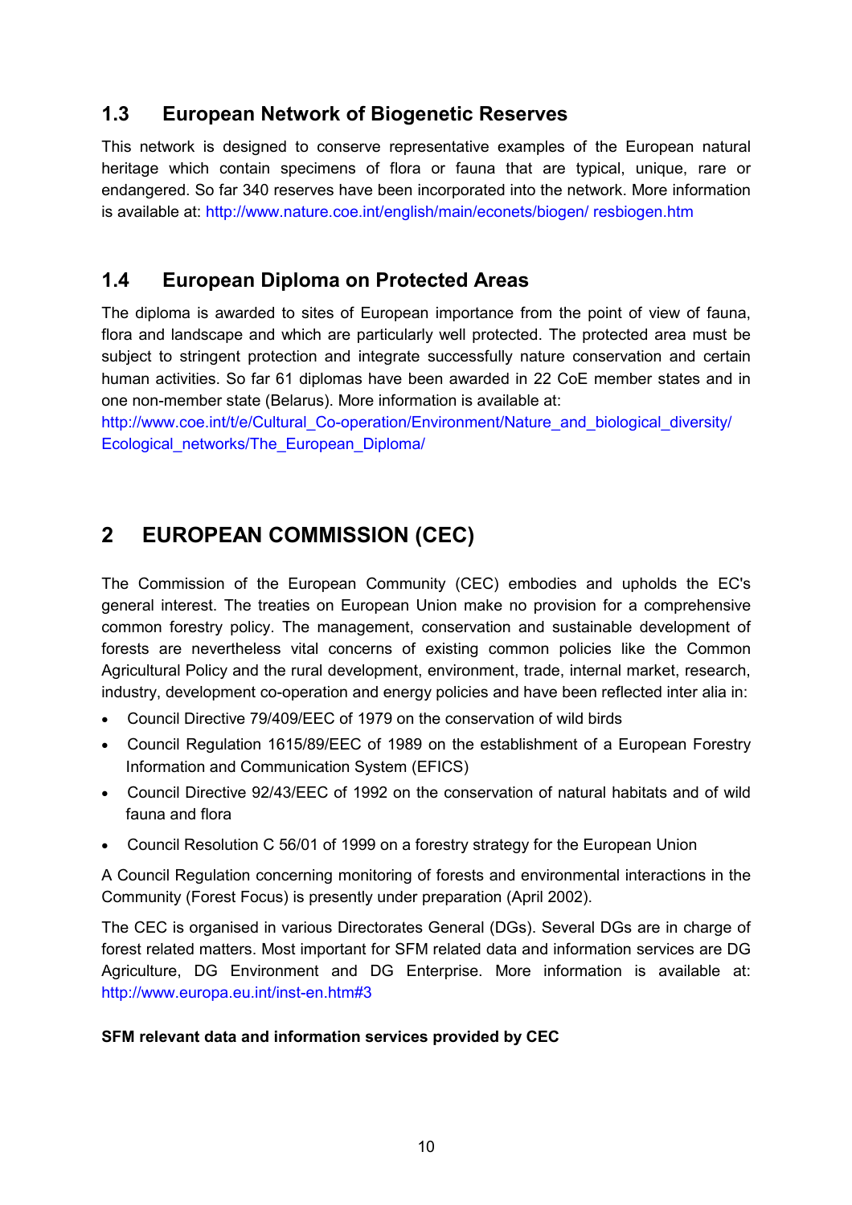### 1.3 European Network of Biogenetic Reserves

This network is designed to conserve representative examples of the European natural heritage which contain specimens of flora or fauna that are typical, unique, rare or endangered. So far 340 reserves have been incorporated into the network. More information is available at: http://www.nature.coe.int/english/main/econets/biogen/ resbiogen.htm

### 1.4 European Diploma on Protected Areas

The diploma is awarded to sites of European importance from the point of view of fauna, flora and landscape and which are particularly well protected. The protected area must be subject to stringent protection and integrate successfully nature conservation and certain human activities. So far 61 diplomas have been awarded in 22 CoE member states and in one non-member state (Belarus). More information is available at:
http://www.coe.int/t/e/Cultural_Co-operation/Environment/Nature_and_biological_diversity/Ecological_networks/The_European_Diploma/

## 2 EUROPEAN COMMISSION (CEC)

The Commission of the European Community (CEC) embodies and upholds the EC's general interest. The treaties on European Union make no provision for a comprehensive common forestry policy. The management, conservation and sustainable development of forests are nevertheless vital concerns of existing common policies like the Common Agricultural Policy and the rural development, environment, trade, internal market, research, industry, development co-operation and energy policies and have been reflected inter alia in:

- Council Directive 79/409/EEC of 1979 on the conservation of wild birds
- Council Regulation 1615/89/EEC of 1989 on the establishment of a European Forestry Information and Communication System (EFICS)
- Council Directive 92/43/EEC of 1992 on the conservation of natural habitats and of wild fauna and flora
- Council Resolution C 56/01 of 1999 on a forestry strategy for the European Union

A Council Regulation concerning monitoring of forests and environmental interactions in the Community (Forest Focus) is presently under preparation (April 2002).

The CEC is organised in various Directorates General (DGs). Several DGs are in charge of forest related matters. Most important for SFM related data and information services are DG Agriculture, DG Environment and DG Enterprise. More information is available at: http://www.europa.eu.int/inst-en.htm#3

**SFM relevant data and information services provided by CEC**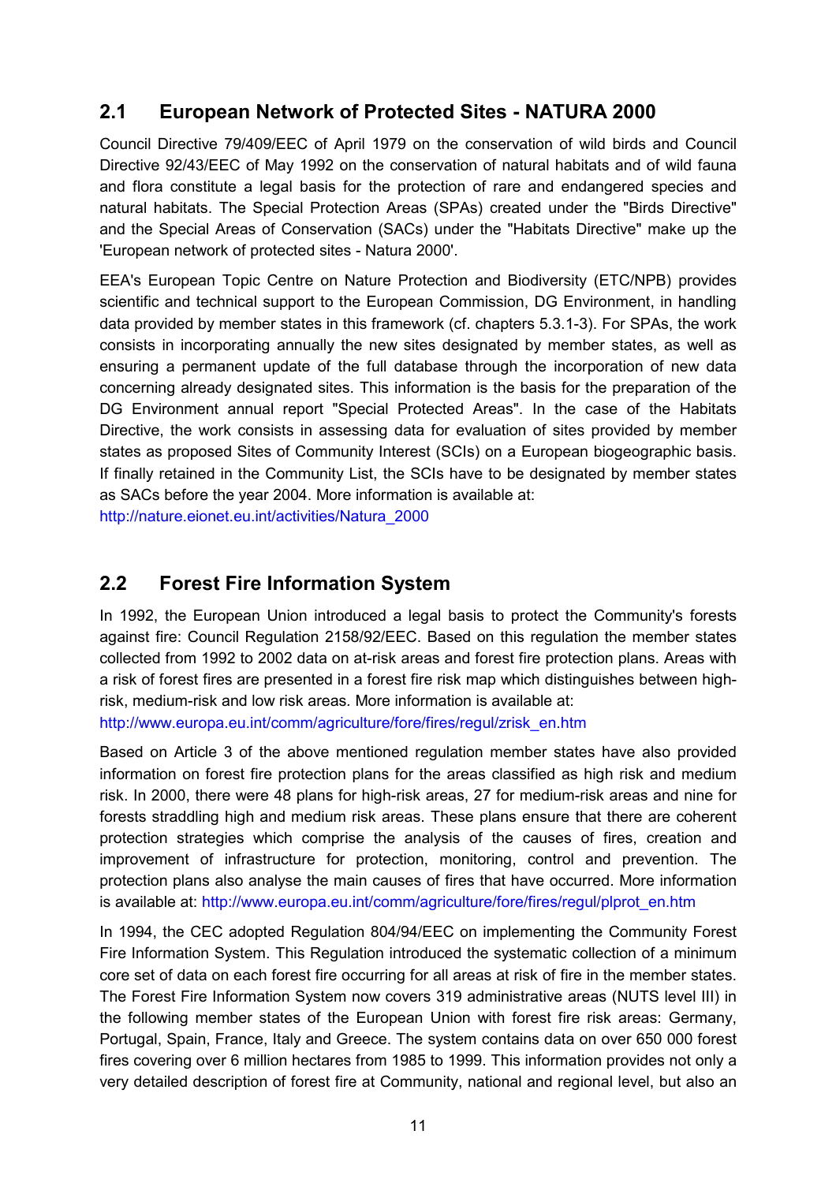## 2.1 European Network of Protected Sites - NATURA 2000

Council Directive 79/409/EEC of April 1979 on the conservation of wild birds and Council Directive 92/43/EEC of May 1992 on the conservation of natural habitats and of wild fauna and flora constitute a legal basis for the protection of rare and endangered species and natural habitats. The Special Protection Areas (SPAs) created under the "Birds Directive" and the Special Areas of Conservation (SACs) under the "Habitats Directive" make up the 'European network of protected sites - Natura 2000'.

EEA's European Topic Centre on Nature Protection and Biodiversity (ETC/NPB) provides scientific and technical support to the European Commission, DG Environment, in handling data provided by member states in this framework (cf. chapters 5.3.1-3). For SPAs, the work consists in incorporating annually the new sites designated by member states, as well as ensuring a permanent update of the full database through the incorporation of new data concerning already designated sites. This information is the basis for the preparation of the DG Environment annual report "Special Protected Areas". In the case of the Habitats Directive, the work consists in assessing data for evaluation of sites provided by member states as proposed Sites of Community Interest (SCIs) on a European biogeographic basis. If finally retained in the Community List, the SCIs have to be designated by member states as SACs before the year 2004. More information is available at:
http://nature.eionet.eu.int/activities/Natura_2000

## 2.2 Forest Fire Information System

In 1992, the European Union introduced a legal basis to protect the Community's forests against fire: Council Regulation 2158/92/EEC. Based on this regulation the member states collected from 1992 to 2002 data on at-risk areas and forest fire protection plans. Areas with a risk of forest fires are presented in a forest fire risk map which distinguishes between high-risk, medium-risk and low risk areas. More information is available at:
http://www.europa.eu.int/comm/agriculture/fore/fires/regul/zrisk_en.htm

Based on Article 3 of the above mentioned regulation member states have also provided information on forest fire protection plans for the areas classified as high risk and medium risk. In 2000, there were 48 plans for high-risk areas, 27 for medium-risk areas and nine for forests straddling high and medium risk areas. These plans ensure that there are coherent protection strategies which comprise the analysis of the causes of fires, creation and improvement of infrastructure for protection, monitoring, control and prevention. The protection plans also analyse the main causes of fires that have occurred. More information is available at: http://www.europa.eu.int/comm/agriculture/fore/fires/regul/plprot_en.htm

In 1994, the CEC adopted Regulation 804/94/EEC on implementing the Community Forest Fire Information System. This Regulation introduced the systematic collection of a minimum core set of data on each forest fire occurring for all areas at risk of fire in the member states. The Forest Fire Information System now covers 319 administrative areas (NUTS level III) in the following member states of the European Union with forest fire risk areas: Germany, Portugal, Spain, France, Italy and Greece. The system contains data on over 650 000 forest fires covering over 6 million hectares from 1985 to 1999. This information provides not only a very detailed description of forest fire at Community, national and regional level, but also an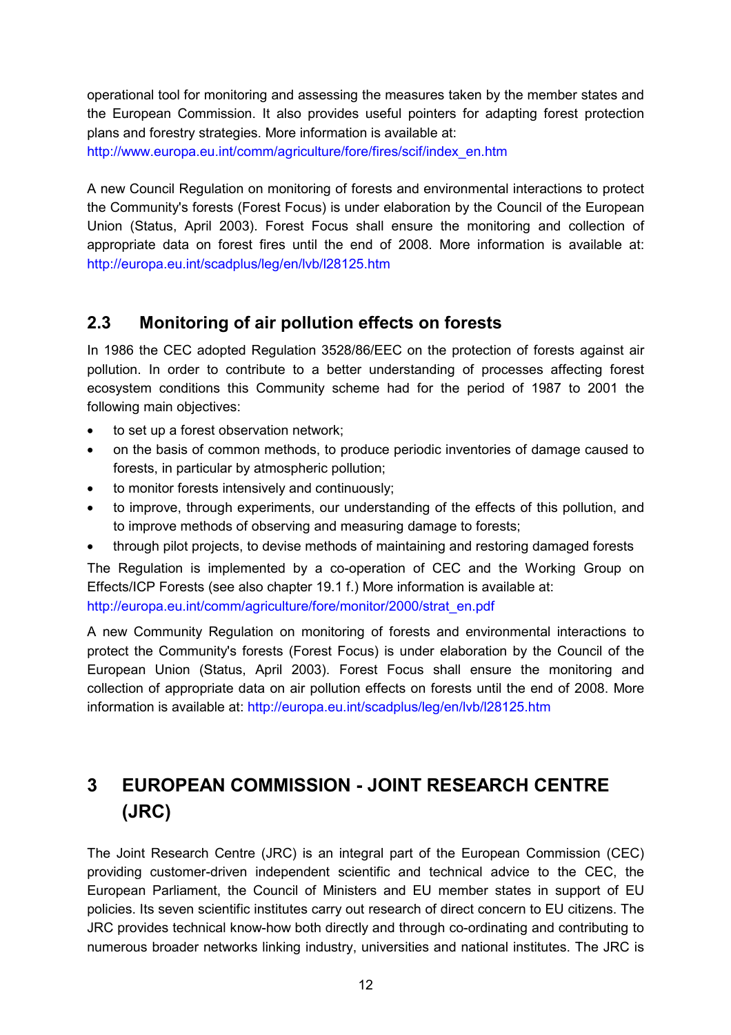operational tool for monitoring and assessing the measures taken by the member states and the European Commission. It also provides useful pointers for adapting forest protection plans and forestry strategies. More information is available at:
http://www.europa.eu.int/comm/agriculture/fore/fires/scif/index_en.htm

A new Council Regulation on monitoring of forests and environmental interactions to protect the Community's forests (Forest Focus) is under elaboration by the Council of the European Union (Status, April 2003). Forest Focus shall ensure the monitoring and collection of appropriate data on forest fires until the end of 2008. More information is available at: http://europa.eu.int/scadplus/leg/en/lvb/l28125.htm

## 2.3 Monitoring of air pollution effects on forests

In 1986 the CEC adopted Regulation 3528/86/EEC on the protection of forests against air pollution. In order to contribute to a better understanding of processes affecting forest ecosystem conditions this Community scheme had for the period of 1987 to 2001 the following main objectives:

- to set up a forest observation network;
- on the basis of common methods, to produce periodic inventories of damage caused to forests, in particular by atmospheric pollution;
- to monitor forests intensively and continuously;
- to improve, through experiments, our understanding of the effects of this pollution, and to improve methods of observing and measuring damage to forests;
- through pilot projects, to devise methods of maintaining and restoring damaged forests

The Regulation is implemented by a co-operation of CEC and the Working Group on Effects/ICP Forests (see also chapter 19.1 f.) More information is available at:
http://europa.eu.int/comm/agriculture/fore/monitor/2000/strat_en.pdf

A new Community Regulation on monitoring of forests and environmental interactions to protect the Community's forests (Forest Focus) is under elaboration by the Council of the European Union (Status, April 2003). Forest Focus shall ensure the monitoring and collection of appropriate data on air pollution effects on forests until the end of 2008. More information is available at: http://europa.eu.int/scadplus/leg/en/lvb/l28125.htm

# 3 EUROPEAN COMMISSION - JOINT RESEARCH CENTRE (JRC)

The Joint Research Centre (JRC) is an integral part of the European Commission (CEC) providing customer-driven independent scientific and technical advice to the CEC, the European Parliament, the Council of Ministers and EU member states in support of EU policies. Its seven scientific institutes carry out research of direct concern to EU citizens. The JRC provides technical know-how both directly and through co-ordinating and contributing to numerous broader networks linking industry, universities and national institutes. The JRC is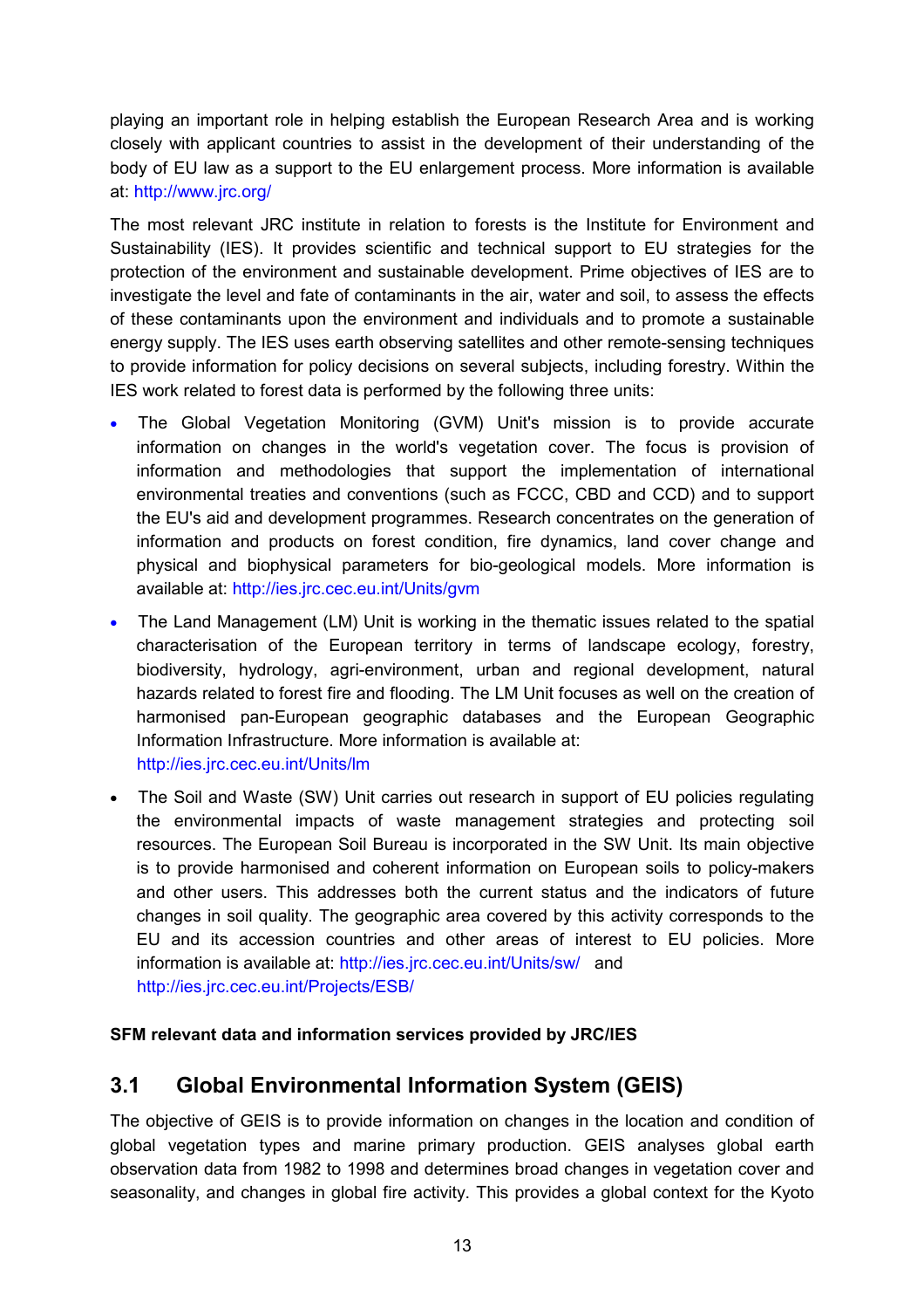playing an important role in helping establish the European Research Area and is working closely with applicant countries to assist in the development of their understanding of the body of EU law as a support to the EU enlargement process. More information is available at: http://www.jrc.org/

The most relevant JRC institute in relation to forests is the Institute for Environment and Sustainability (IES). It provides scientific and technical support to EU strategies for the protection of the environment and sustainable development. Prime objectives of IES are to investigate the level and fate of contaminants in the air, water and soil, to assess the effects of these contaminants upon the environment and individuals and to promote a sustainable energy supply. The IES uses earth observing satellites and other remote-sensing techniques to provide information for policy decisions on several subjects, including forestry. Within the IES work related to forest data is performed by the following three units:

- The Global Vegetation Monitoring (GVM) Unit's mission is to provide accurate information on changes in the world's vegetation cover. The focus is provision of information and methodologies that support the implementation of international environmental treaties and conventions (such as FCCC, CBD and CCD) and to support the EU's aid and development programmes. Research concentrates on the generation of information and products on forest condition, fire dynamics, land cover change and physical and biophysical parameters for bio-geological models. More information is available at: http://ies.jrc.cec.eu.int/Units/gvm
- The Land Management (LM) Unit is working in the thematic issues related to the spatial characterisation of the European territory in terms of landscape ecology, forestry, biodiversity, hydrology, agri-environment, urban and regional development, natural hazards related to forest fire and flooding. The LM Unit focuses as well on the creation of harmonised pan-European geographic databases and the European Geographic Information Infrastructure. More information is available at: http://ies.jrc.cec.eu.int/Units/lm
- The Soil and Waste (SW) Unit carries out research in support of EU policies regulating the environmental impacts of waste management strategies and protecting soil resources. The European Soil Bureau is incorporated in the SW Unit. Its main objective is to provide harmonised and coherent information on European soils to policy-makers and other users. This addresses both the current status and the indicators of future changes in soil quality. The geographic area covered by this activity corresponds to the EU and its accession countries and other areas of interest to EU policies. More information is available at: http://ies.jrc.cec.eu.int/Units/sw/ and http://ies.jrc.cec.eu.int/Projects/ESB/

**SFM relevant data and information services provided by JRC/IES**

## 3.1 Global Environmental Information System (GEIS)

The objective of GEIS is to provide information on changes in the location and condition of global vegetation types and marine primary production. GEIS analyses global earth observation data from 1982 to 1998 and determines broad changes in vegetation cover and seasonality, and changes in global fire activity. This provides a global context for the Kyoto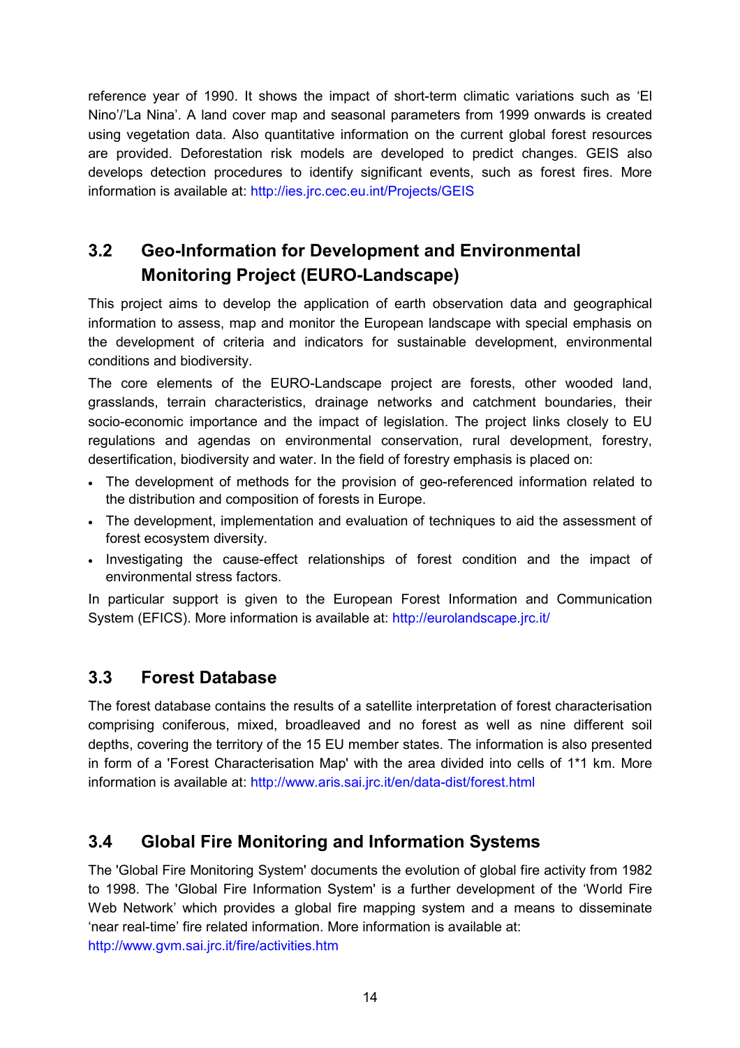reference year of 1990. It shows the impact of short-term climatic variations such as 'El Nino'/'La Nina'. A land cover map and seasonal parameters from 1999 onwards is created using vegetation data. Also quantitative information on the current global forest resources are provided. Deforestation risk models are developed to predict changes. GEIS also develops detection procedures to identify significant events, such as forest fires. More information is available at: http://ies.jrc.cec.eu.int/Projects/GEIS

## 3.2 Geo-Information for Development and Environmental Monitoring Project (EURO-Landscape)

This project aims to develop the application of earth observation data and geographical information to assess, map and monitor the European landscape with special emphasis on the development of criteria and indicators for sustainable development, environmental conditions and biodiversity.

The core elements of the EURO-Landscape project are forests, other wooded land, grasslands, terrain characteristics, drainage networks and catchment boundaries, their socio-economic importance and the impact of legislation. The project links closely to EU regulations and agendas on environmental conservation, rural development, forestry, desertification, biodiversity and water. In the field of forestry emphasis is placed on:

- The development of methods for the provision of geo-referenced information related to the distribution and composition of forests in Europe.
- The development, implementation and evaluation of techniques to aid the assessment of forest ecosystem diversity.
- Investigating the cause-effect relationships of forest condition and the impact of environmental stress factors.

In particular support is given to the European Forest Information and Communication System (EFICS). More information is available at: http://eurolandscape.jrc.it/

## 3.3 Forest Database

The forest database contains the results of a satellite interpretation of forest characterisation comprising coniferous, mixed, broadleaved and no forest as well as nine different soil depths, covering the territory of the 15 EU member states. The information is also presented in form of a 'Forest Characterisation Map' with the area divided into cells of 1*1 km. More information is available at: http://www.aris.sai.jrc.it/en/data-dist/forest.html

## 3.4 Global Fire Monitoring and Information Systems

The 'Global Fire Monitoring System' documents the evolution of global fire activity from 1982 to 1998. The 'Global Fire Information System' is a further development of the 'World Fire Web Network' which provides a global fire mapping system and a means to disseminate 'near real-time' fire related information. More information is available at:
http://www.gvm.sai.jrc.it/fire/activities.htm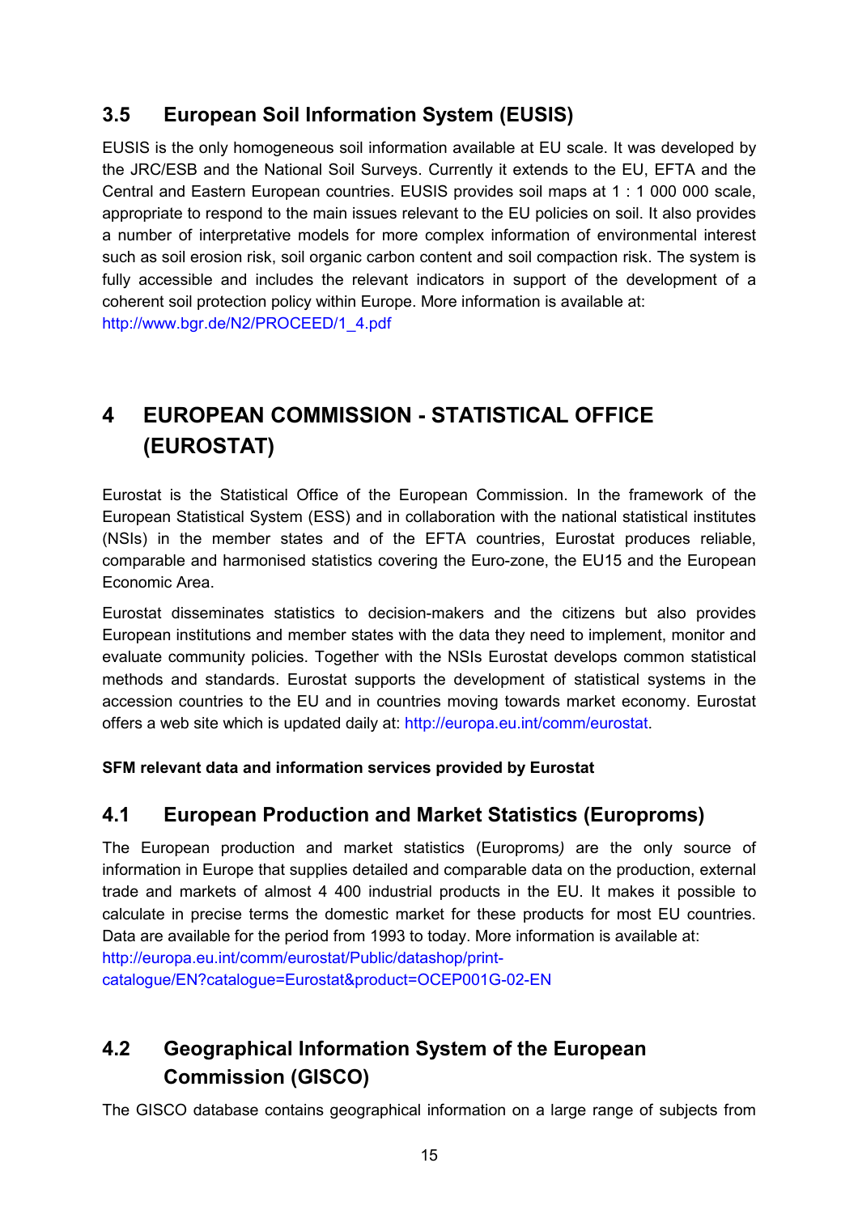## 3.5 European Soil Information System (EUSIS)

EUSIS is the only homogeneous soil information available at EU scale. It was developed by the JRC/ESB and the National Soil Surveys. Currently it extends to the EU, EFTA and the Central and Eastern European countries. EUSIS provides soil maps at 1 : 1 000 000 scale, appropriate to respond to the main issues relevant to the EU policies on soil. It also provides a number of interpretative models for more complex information of environmental interest such as soil erosion risk, soil organic carbon content and soil compaction risk. The system is fully accessible and includes the relevant indicators in support of the development of a coherent soil protection policy within Europe. More information is available at:
http://www.bgr.de/N2/PROCEED/1_4.pdf

# 4 EUROPEAN COMMISSION - STATISTICAL OFFICE (EUROSTAT)

Eurostat is the Statistical Office of the European Commission. In the framework of the European Statistical System (ESS) and in collaboration with the national statistical institutes (NSIs) in the member states and of the EFTA countries, Eurostat produces reliable, comparable and harmonised statistics covering the Euro-zone, the EU15 and the European Economic Area.

Eurostat disseminates statistics to decision-makers and the citizens but also provides European institutions and member states with the data they need to implement, monitor and evaluate community policies. Together with the NSIs Eurostat develops common statistical methods and standards. Eurostat supports the development of statistical systems in the accession countries to the EU and in countries moving towards market economy. Eurostat offers a web site which is updated daily at: http://europa.eu.int/comm/eurostat.

**SFM relevant data and information services provided by Eurostat**

## 4.1 European Production and Market Statistics (Europroms)

The European production and market statistics (Europroms*)* are the only source of information in Europe that supplies detailed and comparable data on the production, external trade and markets of almost 4 400 industrial products in the EU. It makes it possible to calculate in precise terms the domestic market for these products for most EU countries. Data are available for the period from 1993 to today. More information is available at:
http://europa.eu.int/comm/eurostat/Public/datashop/print-catalogue/EN?catalogue=Eurostat&product=OCEP001G-02-EN

## 4.2 Geographical Information System of the European Commission (GISCO)

The GISCO database contains geographical information on a large range of subjects from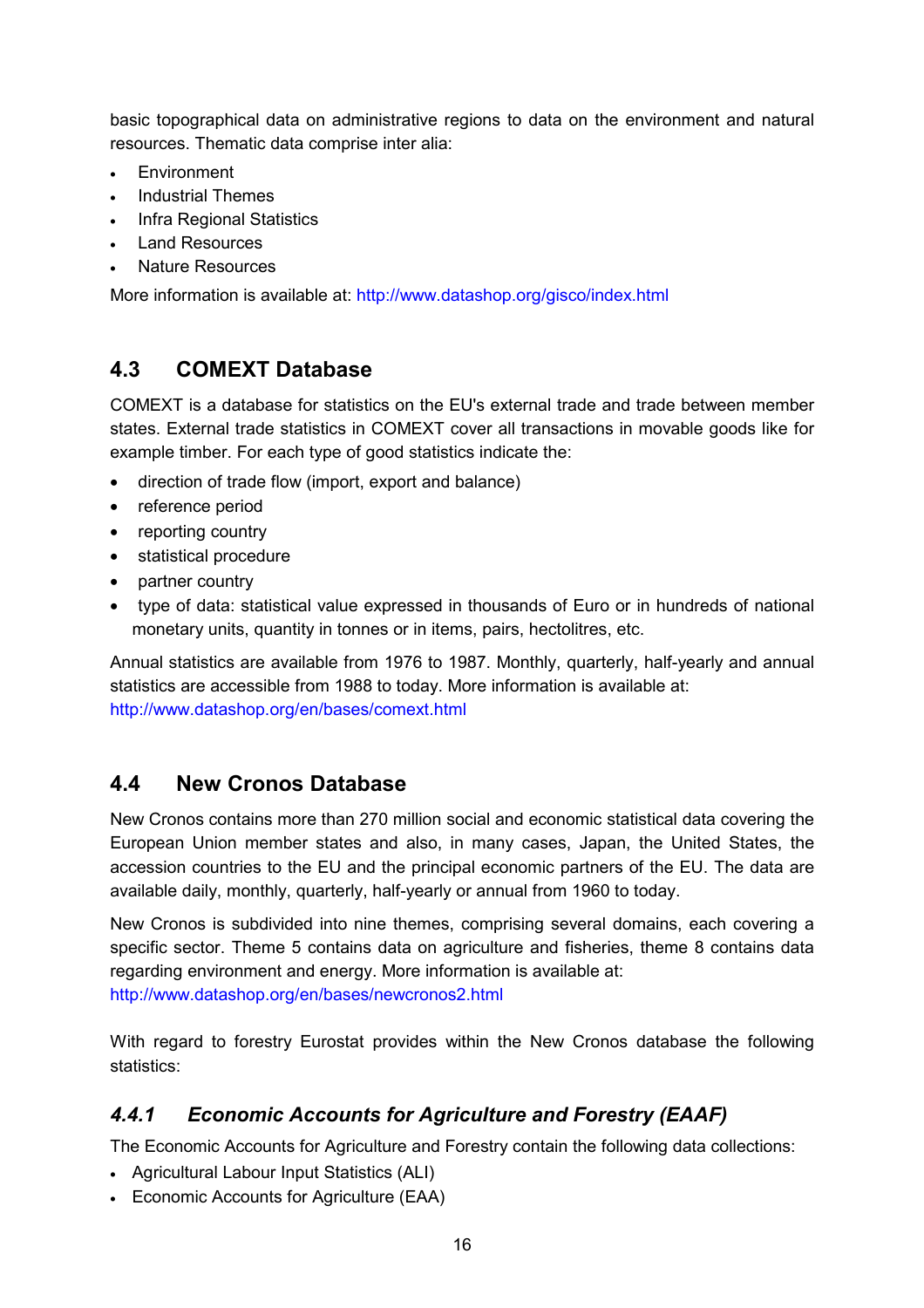basic topographical data on administrative regions to data on the environment and natural resources. Thematic data comprise inter alia:

- Environment
- Industrial Themes
- Infra Regional Statistics
- Land Resources
- Nature Resources

More information is available at: http://www.datashop.org/gisco/index.html

## 4.3 COMEXT Database

COMEXT is a database for statistics on the EU's external trade and trade between member states. External trade statistics in COMEXT cover all transactions in movable goods like for example timber. For each type of good statistics indicate the:

- direction of trade flow (import, export and balance)
- reference period
- reporting country
- statistical procedure
- partner country
- type of data: statistical value expressed in thousands of Euro or in hundreds of national monetary units, quantity in tonnes or in items, pairs, hectolitres, etc.

Annual statistics are available from 1976 to 1987. Monthly, quarterly, half-yearly and annual statistics are accessible from 1988 to today. More information is available at: http://www.datashop.org/en/bases/comext.html

## 4.4 New Cronos Database

New Cronos contains more than 270 million social and economic statistical data covering the European Union member states and also, in many cases, Japan, the United States, the accession countries to the EU and the principal economic partners of the EU. The data are available daily, monthly, quarterly, half-yearly or annual from 1960 to today.

New Cronos is subdivided into nine themes, comprising several domains, each covering a specific sector. Theme 5 contains data on agriculture and fisheries, theme 8 contains data regarding environment and energy. More information is available at: http://www.datashop.org/en/bases/newcronos2.html

With regard to forestry Eurostat provides within the New Cronos database the following statistics:

### *4.4.1 Economic Accounts for Agriculture and Forestry (EAAF)*

The Economic Accounts for Agriculture and Forestry contain the following data collections:

- Agricultural Labour Input Statistics (ALI)
- Economic Accounts for Agriculture (EAA)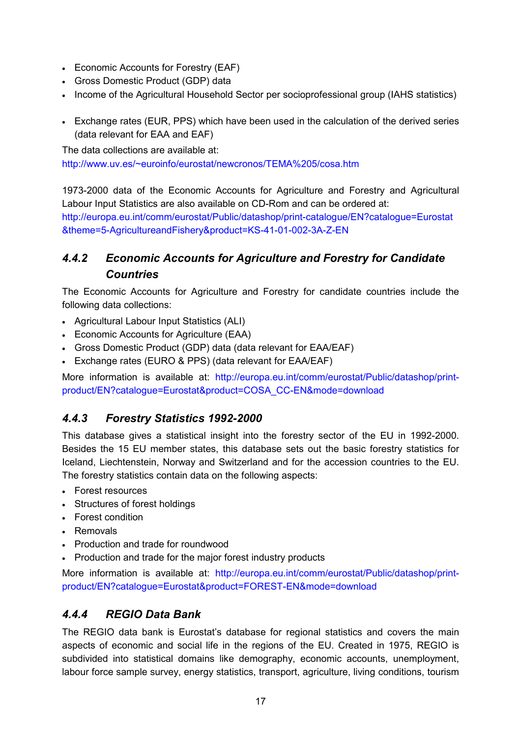- Economic Accounts for Forestry (EAF)
- Gross Domestic Product (GDP) data
- Income of the Agricultural Household Sector per socioprofessional group (IAHS statistics)

- Exchange rates (EUR, PPS) which have been used in the calculation of the derived series (data relevant for EAA and EAF)

The data collections are available at:
http://www.uv.es/~euroinfo/eurostat/newcronos/TEMA%205/cosa.htm

1973-2000 data of the Economic Accounts for Agriculture and Forestry and Agricultural Labour Input Statistics are also available on CD-Rom and can be ordered at:
http://europa.eu.int/comm/eurostat/Public/datashop/print-catalogue/EN?catalogue=Eurostat&theme=5-AgricultureandFishery&product=KS-41-01-002-3A-Z-EN

### *4.4.2 Economic Accounts for Agriculture and Forestry for Candidate Countries*

The Economic Accounts for Agriculture and Forestry for candidate countries include the following data collections:

- Agricultural Labour Input Statistics (ALI)
- Economic Accounts for Agriculture (EAA)
- Gross Domestic Product (GDP) data (data relevant for EAA/EAF)
- Exchange rates (EURO & PPS) (data relevant for EAA/EAF)

More information is available at: http://europa.eu.int/comm/eurostat/Public/datashop/print-product/EN?catalogue=Eurostat&product=COSA_CC-EN&mode=download

### *4.4.3 Forestry Statistics 1992-2000*

This database gives a statistical insight into the forestry sector of the EU in 1992-2000. Besides the 15 EU member states, this database sets out the basic forestry statistics for Iceland, Liechtenstein, Norway and Switzerland and for the accession countries to the EU. The forestry statistics contain data on the following aspects:

- Forest resources
- Structures of forest holdings
- Forest condition
- Removals
- Production and trade for roundwood
- Production and trade for the major forest industry products

More information is available at: http://europa.eu.int/comm/eurostat/Public/datashop/print-product/EN?catalogue=Eurostat&product=FOREST-EN&mode=download

### *4.4.4 REGIO Data Bank*

The REGIO data bank is Eurostat's database for regional statistics and covers the main aspects of economic and social life in the regions of the EU. Created in 1975, REGIO is subdivided into statistical domains like demography, economic accounts, unemployment, labour force sample survey, energy statistics, transport, agriculture, living conditions, tourism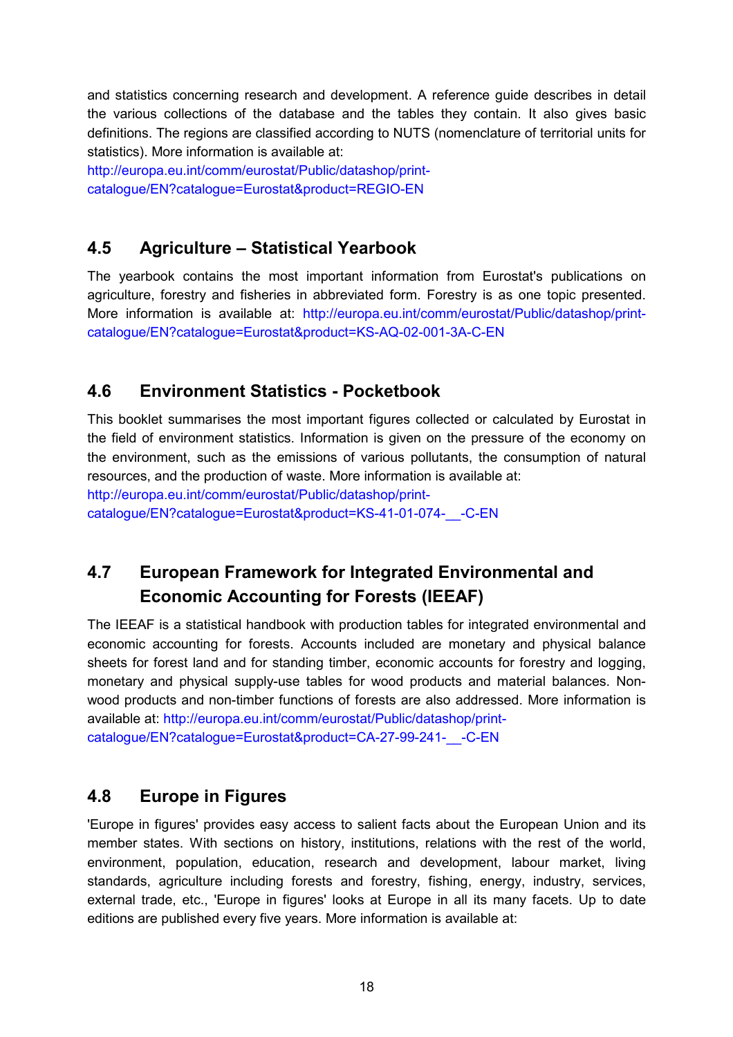and statistics concerning research and development. A reference guide describes in detail the various collections of the database and the tables they contain. It also gives basic definitions. The regions are classified according to NUTS (nomenclature of territorial units for statistics). More information is available at:
http://europa.eu.int/comm/eurostat/Public/datashop/print-catalogue/EN?catalogue=Eurostat&product=REGIO-EN

## 4.5 Agriculture – Statistical Yearbook

The yearbook contains the most important information from Eurostat's publications on agriculture, forestry and fisheries in abbreviated form. Forestry is as one topic presented. More information is available at: http://europa.eu.int/comm/eurostat/Public/datashop/print-catalogue/EN?catalogue=Eurostat&product=KS-AQ-02-001-3A-C-EN

## 4.6 Environment Statistics - Pocketbook

This booklet summarises the most important figures collected or calculated by Eurostat in the field of environment statistics. Information is given on the pressure of the economy on the environment, such as the emissions of various pollutants, the consumption of natural resources, and the production of waste. More information is available at:
http://europa.eu.int/comm/eurostat/Public/datashop/print-catalogue/EN?catalogue=Eurostat&product=KS-41-01-074-__-C-EN

## 4.7 European Framework for Integrated Environmental and Economic Accounting for Forests (IEEAF)

The IEEAF is a statistical handbook with production tables for integrated environmental and economic accounting for forests. Accounts included are monetary and physical balance sheets for forest land and for standing timber, economic accounts for forestry and logging, monetary and physical supply-use tables for wood products and material balances. Non-wood products and non-timber functions of forests are also addressed. More information is available at: http://europa.eu.int/comm/eurostat/Public/datashop/print-catalogue/EN?catalogue=Eurostat&product=CA-27-99-241-__-C-EN

## 4.8 Europe in Figures

'Europe in figures' provides easy access to salient facts about the European Union and its member states. With sections on history, institutions, relations with the rest of the world, environment, population, education, research and development, labour market, living standards, agriculture including forests and forestry, fishing, energy, industry, services, external trade, etc., 'Europe in figures' looks at Europe in all its many facets. Up to date editions are published every five years. More information is available at: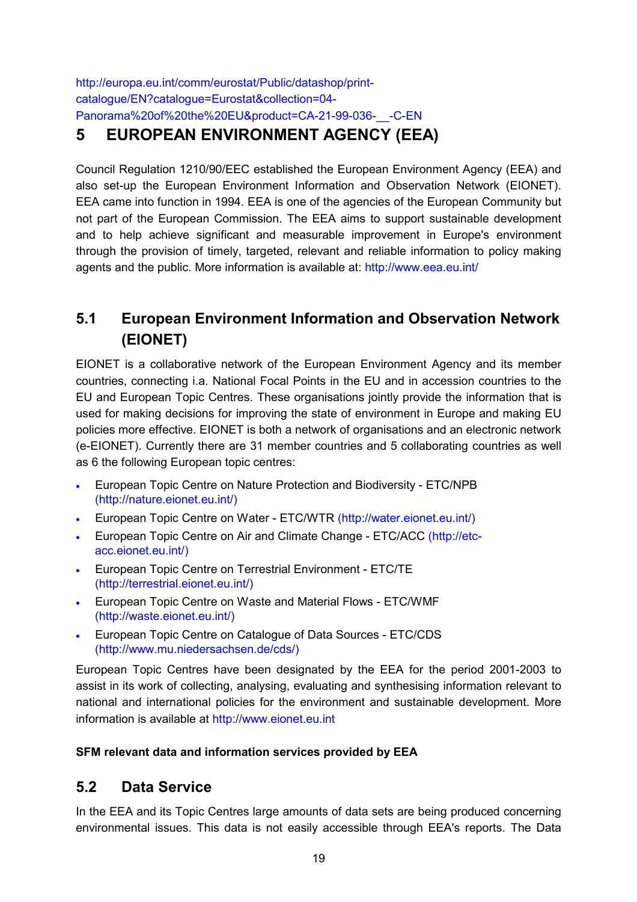http://europa.eu.int/comm/eurostat/Public/datashop/print-catalogue/EN?catalogue=Eurostat&collection=04-Panorama%20of%20the%20EU&product=CA-21-99-036-__-C-EN

# 5 EUROPEAN ENVIRONMENT AGENCY (EEA)

Council Regulation 1210/90/EEC established the European Environment Agency (EEA) and also set-up the European Environment Information and Observation Network (EIONET). EEA came into function in 1994. EEA is one of the agencies of the European Community but not part of the European Commission. The EEA aims to support sustainable development and to help achieve significant and measurable improvement in Europe's environment through the provision of timely, targeted, relevant and reliable information to policy making agents and the public. More information is available at: http://www.eea.eu.int/

## 5.1 European Environment Information and Observation Network (EIONET)

EIONET is a collaborative network of the European Environment Agency and its member countries, connecting i.a. National Focal Points in the EU and in accession countries to the EU and European Topic Centres. These organisations jointly provide the information that is used for making decisions for improving the state of environment in Europe and making EU policies more effective. EIONET is both a network of organisations and an electronic network (e-EIONET). Currently there are 31 member countries and 5 collaborating countries as well as 6 the following European topic centres:

- European Topic Centre on Nature Protection and Biodiversity - ETC/NPB (http://nature.eionet.eu.int/)
- European Topic Centre on Water - ETC/WTR (http://water.eionet.eu.int/)
- European Topic Centre on Air and Climate Change - ETC/ACC (http://etc-acc.eionet.eu.int/)
- European Topic Centre on Terrestrial Environment - ETC/TE (http://terrestrial.eionet.eu.int/)
- European Topic Centre on Waste and Material Flows - ETC/WMF (http://waste.eionet.eu.int/)
- European Topic Centre on Catalogue of Data Sources - ETC/CDS (http://www.mu.niedersachsen.de/cds/)

European Topic Centres have been designated by the EEA for the period 2001-2003 to assist in its work of collecting, analysing, evaluating and synthesising information relevant to national and international policies for the environment and sustainable development. More information is available at http://www.eionet.eu.int

**SFM relevant data and information services provided by EEA**

## 5.2 Data Service

In the EEA and its Topic Centres large amounts of data sets are being produced concerning environmental issues. This data is not easily accessible through EEA's reports. The Data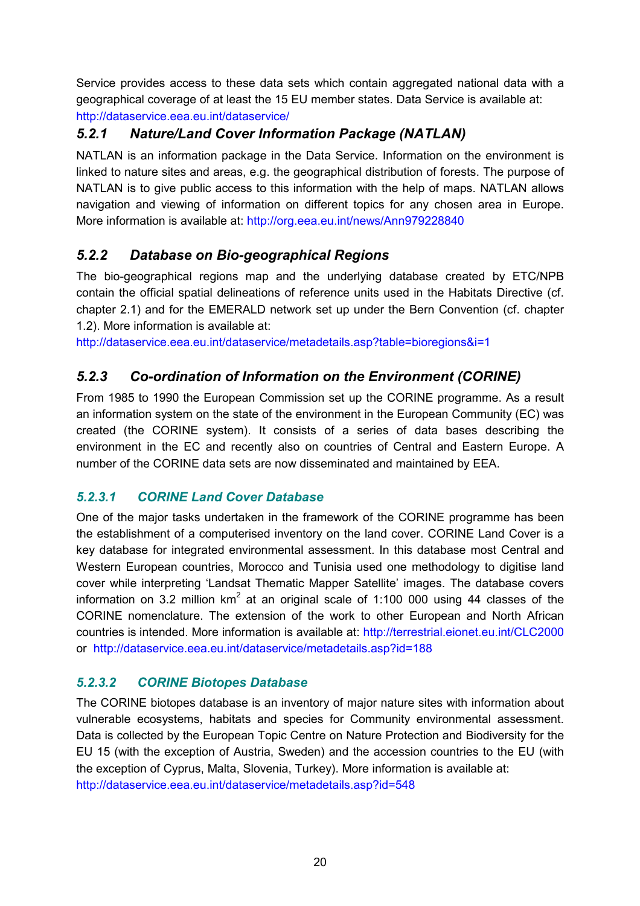Service provides access to these data sets which contain aggregated national data with a geographical coverage of at least the 15 EU member states. Data Service is available at: http://dataservice.eea.eu.int/dataservice/

### *5.2.1 Nature/Land Cover Information Package (NATLAN)*

NATLAN is an information package in the Data Service. Information on the environment is linked to nature sites and areas, e.g. the geographical distribution of forests. The purpose of NATLAN is to give public access to this information with the help of maps. NATLAN allows navigation and viewing of information on different topics for any chosen area in Europe. More information is available at: http://org.eea.eu.int/news/Ann979228840

### *5.2.2 Database on Bio-geographical Regions*

The bio-geographical regions map and the underlying database created by ETC/NPB contain the official spatial delineations of reference units used in the Habitats Directive (cf. chapter 2.1) and for the EMERALD network set up under the Bern Convention (cf. chapter 1.2). More information is available at:
http://dataservice.eea.eu.int/dataservice/metadetails.asp?table=bioregions&i=1

### *5.2.3 Co-ordination of Information on the Environment (CORINE)*

From 1985 to 1990 the European Commission set up the CORINE programme. As a result an information system on the state of the environment in the European Community (EC) was created (the CORINE system). It consists of a series of data bases describing the environment in the EC and recently also on countries of Central and Eastern Europe. A number of the CORINE data sets are now disseminated and maintained by EEA.

#### *5.2.3.1 CORINE Land Cover Database*

One of the major tasks undertaken in the framework of the CORINE programme has been the establishment of a computerised inventory on the land cover. CORINE Land Cover is a key database for integrated environmental assessment. In this database most Central and Western European countries, Morocco and Tunisia used one methodology to digitise land cover while interpreting 'Landsat Thematic Mapper Satellite' images. The database covers information on 3.2 million km$^2$ at an original scale of 1:100 000 using 44 classes of the CORINE nomenclature. The extension of the work to other European and North African countries is intended. More information is available at: http://terrestrial.eionet.eu.int/CLC2000 or http://dataservice.eea.eu.int/dataservice/metadetails.asp?id=188

#### *5.2.3.2 CORINE Biotopes Database*

The CORINE biotopes database is an inventory of major nature sites with information about vulnerable ecosystems, habitats and species for Community environmental assessment. Data is collected by the European Topic Centre on Nature Protection and Biodiversity for the EU 15 (with the exception of Austria, Sweden) and the accession countries to the EU (with the exception of Cyprus, Malta, Slovenia, Turkey). More information is available at:
http://dataservice.eea.eu.int/dataservice/metadetails.asp?id=548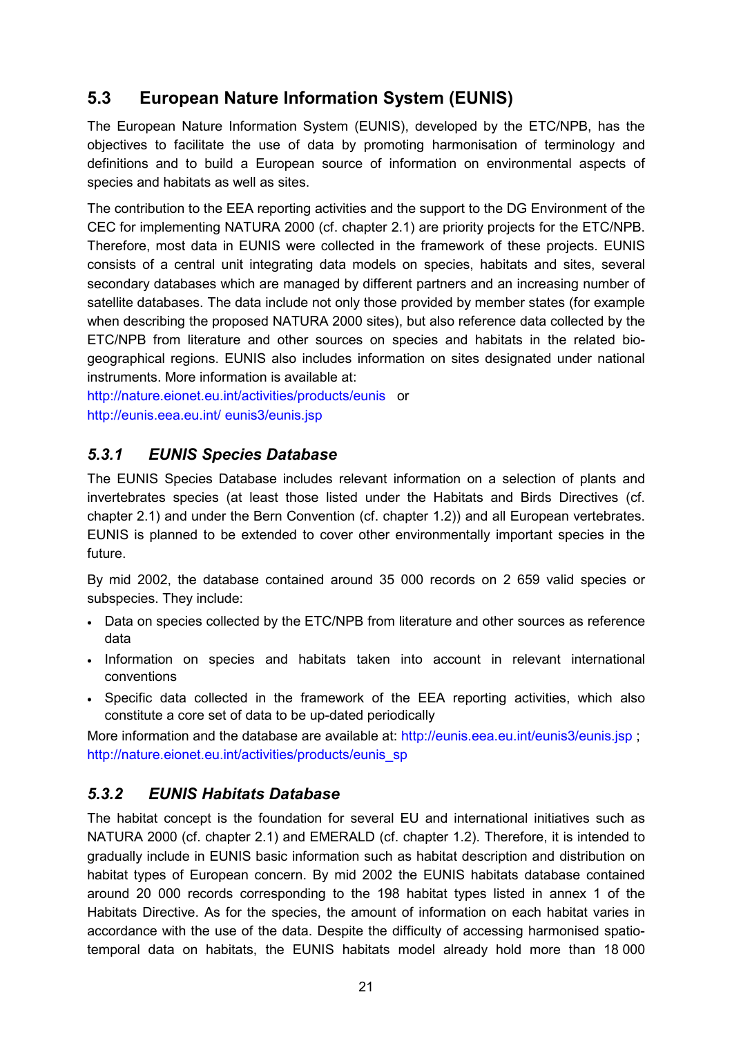## 5.3 European Nature Information System (EUNIS)

The European Nature Information System (EUNIS), developed by the ETC/NPB, has the objectives to facilitate the use of data by promoting harmonisation of terminology and definitions and to build a European source of information on environmental aspects of species and habitats as well as sites.

The contribution to the EEA reporting activities and the support to the DG Environment of the CEC for implementing NATURA 2000 (cf. chapter 2.1) are priority projects for the ETC/NPB. Therefore, most data in EUNIS were collected in the framework of these projects. EUNIS consists of a central unit integrating data models on species, habitats and sites, several secondary databases which are managed by different partners and an increasing number of satellite databases. The data include not only those provided by member states (for example when describing the proposed NATURA 2000 sites), but also reference data collected by the ETC/NPB from literature and other sources on species and habitats in the related bio-geographical regions. EUNIS also includes information on sites designated under national instruments. More information is available at:
http://nature.eionet.eu.int/activities/products/eunis or
http://eunis.eea.eu.int/ eunis3/eunis.jsp

### *5.3.1 EUNIS Species Database*

The EUNIS Species Database includes relevant information on a selection of plants and invertebrates species (at least those listed under the Habitats and Birds Directives (cf. chapter 2.1) and under the Bern Convention (cf. chapter 1.2)) and all European vertebrates. EUNIS is planned to be extended to cover other environmentally important species in the future.

By mid 2002, the database contained around 35 000 records on 2 659 valid species or subspecies. They include:

- Data on species collected by the ETC/NPB from literature and other sources as reference data
- Information on species and habitats taken into account in relevant international conventions
- Specific data collected in the framework of the EEA reporting activities, which also constitute a core set of data to be up-dated periodically

More information and the database are available at: http://eunis.eea.eu.int/eunis3/eunis.jsp ; http://nature.eionet.eu.int/activities/products/eunis_sp

### *5.3.2 EUNIS Habitats Database*

The habitat concept is the foundation for several EU and international initiatives such as NATURA 2000 (cf. chapter 2.1) and EMERALD (cf. chapter 1.2). Therefore, it is intended to gradually include in EUNIS basic information such as habitat description and distribution on habitat types of European concern. By mid 2002 the EUNIS habitats database contained around 20 000 records corresponding to the 198 habitat types listed in annex 1 of the Habitats Directive. As for the species, the amount of information on each habitat varies in accordance with the use of the data. Despite the difficulty of accessing harmonised spatio-temporal data on habitats, the EUNIS habitats model already hold more than 18 000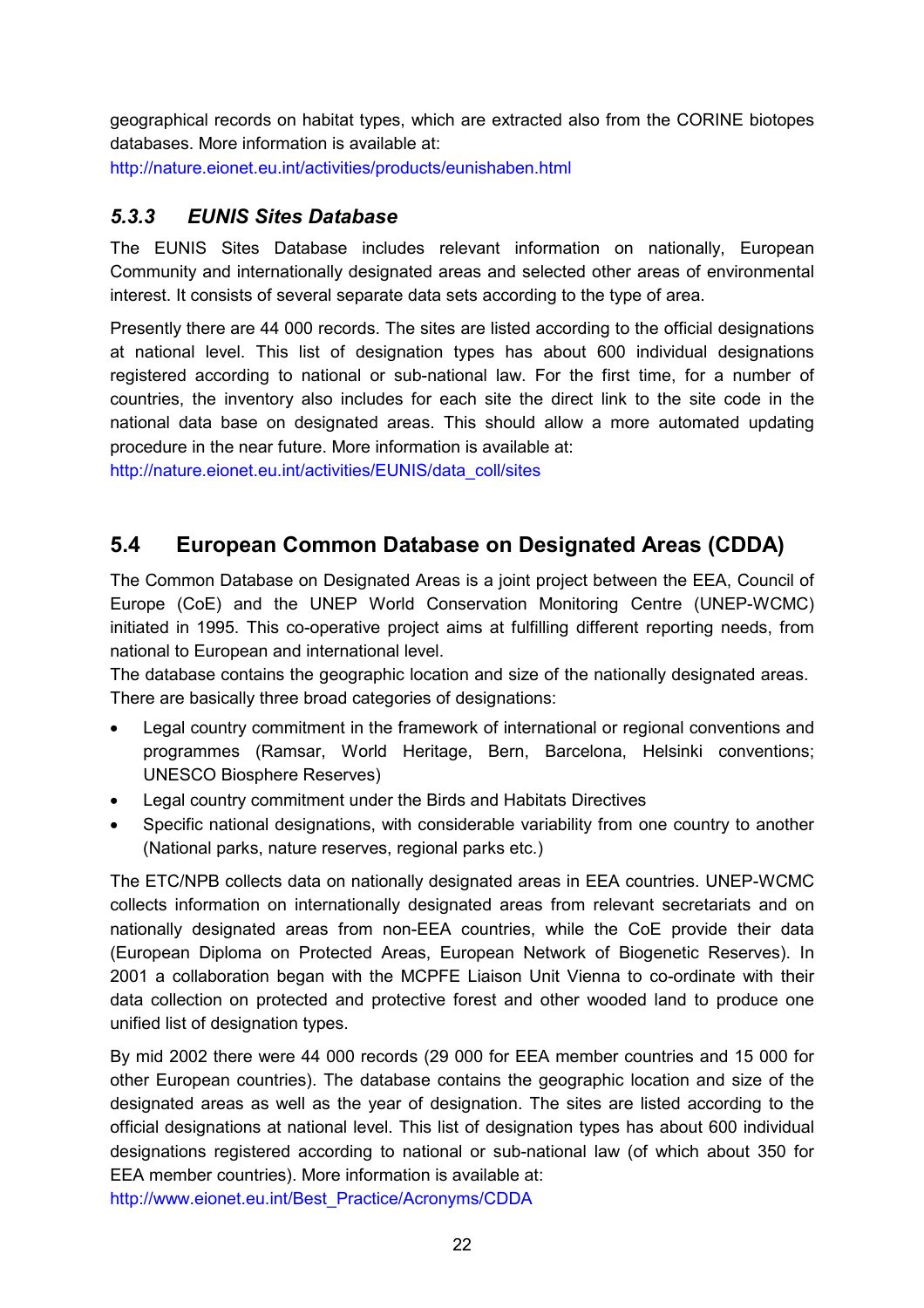geographical records on habitat types, which are extracted also from the CORINE biotopes databases. More information is available at:
http://nature.eionet.eu.int/activities/products/eunishaben.html

### *5.3.3 EUNIS Sites Database*

The EUNIS Sites Database includes relevant information on nationally, European Community and internationally designated areas and selected other areas of environmental interest. It consists of several separate data sets according to the type of area.

Presently there are 44 000 records. The sites are listed according to the official designations at national level. This list of designation types has about 600 individual designations registered according to national or sub-national law. For the first time, for a number of countries, the inventory also includes for each site the direct link to the site code in the national data base on designated areas. This should allow a more automated updating procedure in the near future. More information is available at:
http://nature.eionet.eu.int/activities/EUNIS/data_coll/sites

## 5.4 European Common Database on Designated Areas (CDDA)

The Common Database on Designated Areas is a joint project between the EEA, Council of Europe (CoE) and the UNEP World Conservation Monitoring Centre (UNEP-WCMC) initiated in 1995. This co-operative project aims at fulfilling different reporting needs, from national to European and international level.
The database contains the geographic location and size of the nationally designated areas. There are basically three broad categories of designations:

- Legal country commitment in the framework of international or regional conventions and programmes (Ramsar, World Heritage, Bern, Barcelona, Helsinki conventions; UNESCO Biosphere Reserves)
- Legal country commitment under the Birds and Habitats Directives
- Specific national designations, with considerable variability from one country to another (National parks, nature reserves, regional parks etc.)

The ETC/NPB collects data on nationally designated areas in EEA countries. UNEP-WCMC collects information on internationally designated areas from relevant secretariats and on nationally designated areas from non-EEA countries, while the CoE provide their data (European Diploma on Protected Areas, European Network of Biogenetic Reserves). In 2001 a collaboration began with the MCPFE Liaison Unit Vienna to co-ordinate with their data collection on protected and protective forest and other wooded land to produce one unified list of designation types.

By mid 2002 there were 44 000 records (29 000 for EEA member countries and 15 000 for other European countries). The database contains the geographic location and size of the designated areas as well as the year of designation. The sites are listed according to the official designations at national level. This list of designation types has about 600 individual designations registered according to national or sub-national law (of which about 350 for EEA member countries). More information is available at:
http://www.eionet.eu.int/Best_Practice/Acronyms/CDDA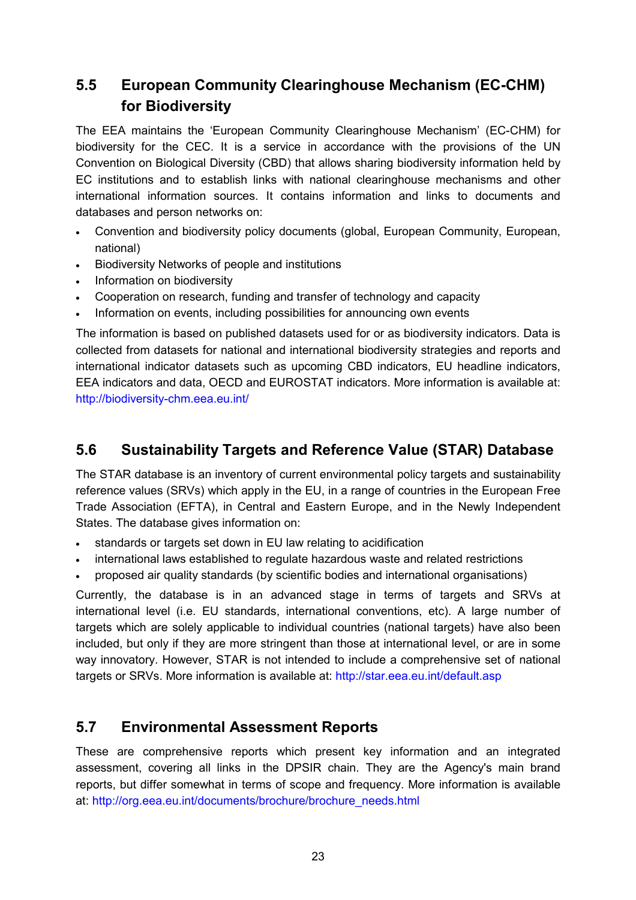## 5.5 European Community Clearinghouse Mechanism (EC-CHM) for Biodiversity

The EEA maintains the 'European Community Clearinghouse Mechanism' (EC-CHM) for biodiversity for the CEC. It is a service in accordance with the provisions of the UN Convention on Biological Diversity (CBD) that allows sharing biodiversity information held by EC institutions and to establish links with national clearinghouse mechanisms and other international information sources. It contains information and links to documents and databases and person networks on:

- Convention and biodiversity policy documents (global, European Community, European, national)
- Biodiversity Networks of people and institutions
- Information on biodiversity
- Cooperation on research, funding and transfer of technology and capacity
- Information on events, including possibilities for announcing own events

The information is based on published datasets used for or as biodiversity indicators. Data is collected from datasets for national and international biodiversity strategies and reports and international indicator datasets such as upcoming CBD indicators, EU headline indicators, EEA indicators and data, OECD and EUROSTAT indicators. More information is available at: http://biodiversity-chm.eea.eu.int/

## 5.6 Sustainability Targets and Reference Value (STAR) Database

The STAR database is an inventory of current environmental policy targets and sustainability reference values (SRVs) which apply in the EU, in a range of countries in the European Free Trade Association (EFTA), in Central and Eastern Europe, and in the Newly Independent States. The database gives information on:

- standards or targets set down in EU law relating to acidification
- international laws established to regulate hazardous waste and related restrictions
- proposed air quality standards (by scientific bodies and international organisations)

Currently, the database is in an advanced stage in terms of targets and SRVs at international level (i.e. EU standards, international conventions, etc). A large number of targets which are solely applicable to individual countries (national targets) have also been included, but only if they are more stringent than those at international level, or are in some way innovatory. However, STAR is not intended to include a comprehensive set of national targets or SRVs. More information is available at: http://star.eea.eu.int/default.asp

## 5.7 Environmental Assessment Reports

These are comprehensive reports which present key information and an integrated assessment, covering all links in the DPSIR chain. They are the Agency's main brand reports, but differ somewhat in terms of scope and frequency. More information is available at: http://org.eea.eu.int/documents/brochure/brochure_needs.html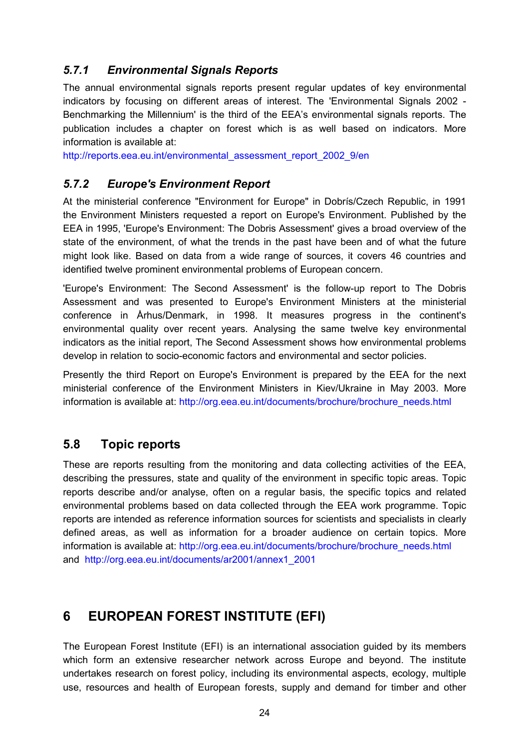### *5.7.1 Environmental Signals Reports*

The annual environmental signals reports present regular updates of key environmental indicators by focusing on different areas of interest. The 'Environmental Signals 2002 - Benchmarking the Millennium' is the third of the EEA's environmental signals reports. The publication includes a chapter on forest which is as well based on indicators. More information is available at:
http://reports.eea.eu.int/environmental_assessment_report_2002_9/en

### *5.7.2 Europe's Environment Report*

At the ministerial conference "Environment for Europe" in Dobrís/Czech Republic, in 1991 the Environment Ministers requested a report on Europe's Environment. Published by the EEA in 1995, 'Europe's Environment: The Dobris Assessment' gives a broad overview of the state of the environment, of what the trends in the past have been and of what the future might look like. Based on data from a wide range of sources, it covers 46 countries and identified twelve prominent environmental problems of European concern.

'Europe's Environment: The Second Assessment' is the follow-up report to The Dobris Assessment and was presented to Europe's Environment Ministers at the ministerial conference in Århus/Denmark, in 1998. It measures progress in the continent's environmental quality over recent years. Analysing the same twelve key environmental indicators as the initial report, The Second Assessment shows how environmental problems develop in relation to socio-economic factors and environmental and sector policies.

Presently the third Report on Europe's Environment is prepared by the EEA for the next ministerial conference of the Environment Ministers in Kiev/Ukraine in May 2003. More information is available at: http://org.eea.eu.int/documents/brochure/brochure_needs.html

## 5.8 Topic reports

These are reports resulting from the monitoring and data collecting activities of the EEA, describing the pressures, state and quality of the environment in specific topic areas. Topic reports describe and/or analyse, often on a regular basis, the specific topics and related environmental problems based on data collected through the EEA work programme. Topic reports are intended as reference information sources for scientists and specialists in clearly defined areas, as well as information for a broader audience on certain topics. More information is available at: http://org.eea.eu.int/documents/brochure/brochure_needs.html and http://org.eea.eu.int/documents/ar2001/annex1_2001

# 6 EUROPEAN FOREST INSTITUTE (EFI)

The European Forest Institute (EFI) is an international association guided by its members which form an extensive researcher network across Europe and beyond. The institute undertakes research on forest policy, including its environmental aspects, ecology, multiple use, resources and health of European forests, supply and demand for timber and other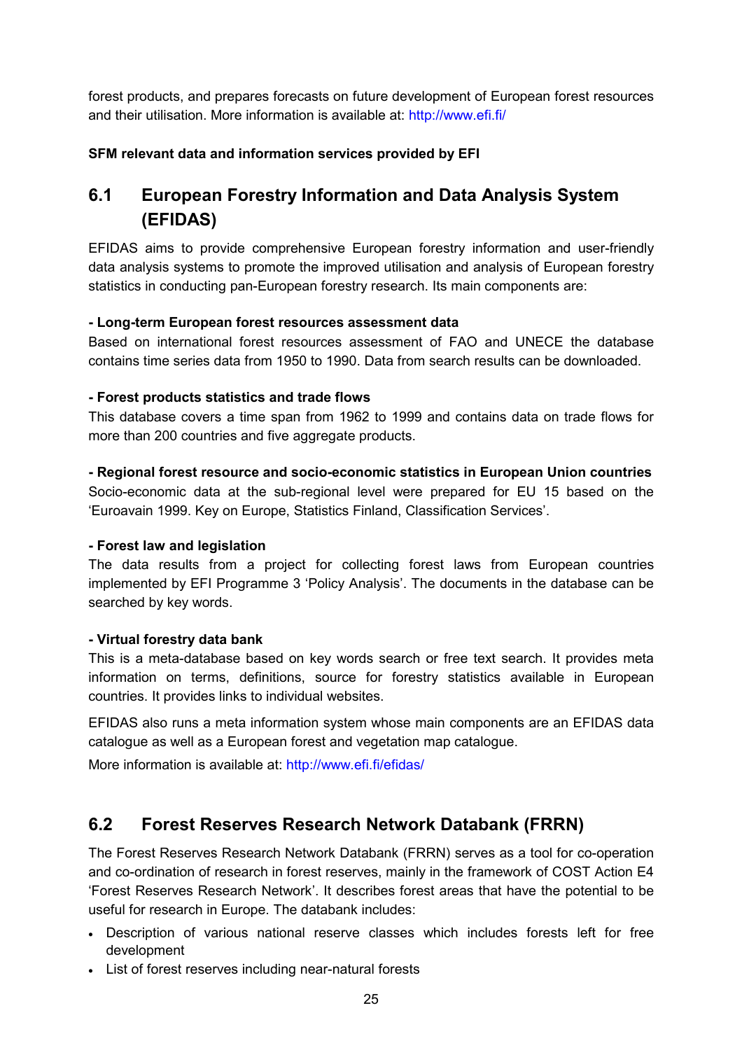forest products, and prepares forecasts on future development of European forest resources and their utilisation. More information is available at: http://www.efi.fi/

**SFM relevant data and information services provided by EFI**

## 6.1 European Forestry Information and Data Analysis System (EFIDAS)

EFIDAS aims to provide comprehensive European forestry information and user-friendly data analysis systems to promote the improved utilisation and analysis of European forestry statistics in conducting pan-European forestry research. Its main components are:

**- Long-term European forest resources assessment data**
Based on international forest resources assessment of FAO and UNECE the database contains time series data from 1950 to 1990. Data from search results can be downloaded.

**- Forest products statistics and trade flows**
This database covers a time span from 1962 to 1999 and contains data on trade flows for more than 200 countries and five aggregate products.

**- Regional forest resource and socio-economic statistics in European Union countries**
Socio-economic data at the sub-regional level were prepared for EU 15 based on the 'Euroavain 1999. Key on Europe, Statistics Finland, Classification Services'.

**- Forest law and legislation**
The data results from a project for collecting forest laws from European countries implemented by EFI Programme 3 'Policy Analysis'. The documents in the database can be searched by key words.

**- Virtual forestry data bank**
This is a meta-database based on key words search or free text search. It provides meta information on terms, definitions, source for forestry statistics available in European countries. It provides links to individual websites.

EFIDAS also runs a meta information system whose main components are an EFIDAS data catalogue as well as a European forest and vegetation map catalogue.

More information is available at: http://www.efi.fi/efidas/

## 6.2 Forest Reserves Research Network Databank (FRRN)

The Forest Reserves Research Network Databank (FRRN) serves as a tool for co-operation and co-ordination of research in forest reserves, mainly in the framework of COST Action E4 'Forest Reserves Research Network'. It describes forest areas that have the potential to be useful for research in Europe. The databank includes:

- Description of various national reserve classes which includes forests left for free development
- List of forest reserves including near-natural forests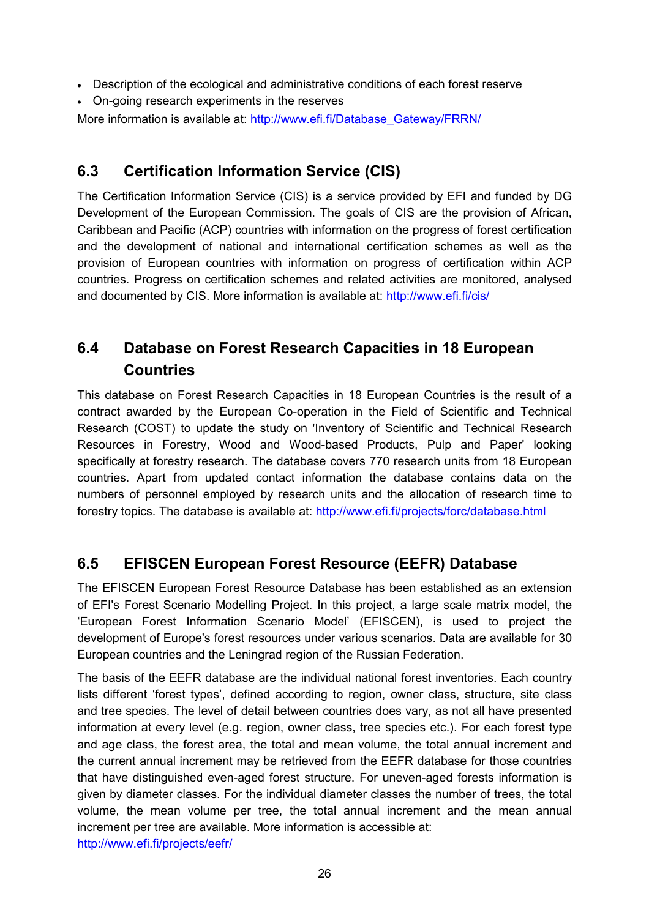- Description of the ecological and administrative conditions of each forest reserve
- On-going research experiments in the reserves

More information is available at: http://www.efi.fi/Database_Gateway/FRRN/

## 6.3 Certification Information Service (CIS)

The Certification Information Service (CIS) is a service provided by EFI and funded by DG Development of the European Commission. The goals of CIS are the provision of African, Caribbean and Pacific (ACP) countries with information on the progress of forest certification and the development of national and international certification schemes as well as the provision of European countries with information on progress of certification within ACP countries. Progress on certification schemes and related activities are monitored, analysed and documented by CIS. More information is available at: http://www.efi.fi/cis/

## 6.4 Database on Forest Research Capacities in 18 European Countries

This database on Forest Research Capacities in 18 European Countries is the result of a contract awarded by the European Co-operation in the Field of Scientific and Technical Research (COST) to update the study on 'Inventory of Scientific and Technical Research Resources in Forestry, Wood and Wood-based Products, Pulp and Paper' looking specifically at forestry research. The database covers 770 research units from 18 European countries. Apart from updated contact information the database contains data on the numbers of personnel employed by research units and the allocation of research time to forestry topics. The database is available at: http://www.efi.fi/projects/forc/database.html

## 6.5 EFISCEN European Forest Resource (EEFR) Database

The EFISCEN European Forest Resource Database has been established as an extension of EFI's Forest Scenario Modelling Project. In this project, a large scale matrix model, the 'European Forest Information Scenario Model' (EFISCEN), is used to project the development of Europe's forest resources under various scenarios. Data are available for 30 European countries and the Leningrad region of the Russian Federation.

The basis of the EEFR database are the individual national forest inventories. Each country lists different 'forest types', defined according to region, owner class, structure, site class and tree species. The level of detail between countries does vary, as not all have presented information at every level (e.g. region, owner class, tree species etc.). For each forest type and age class, the forest area, the total and mean volume, the total annual increment and the current annual increment may be retrieved from the EEFR database for those countries that have distinguished even-aged forest structure. For uneven-aged forests information is given by diameter classes. For the individual diameter classes the number of trees, the total volume, the mean volume per tree, the total annual increment and the mean annual increment per tree are available. More information is accessible at: http://www.efi.fi/projects/eefr/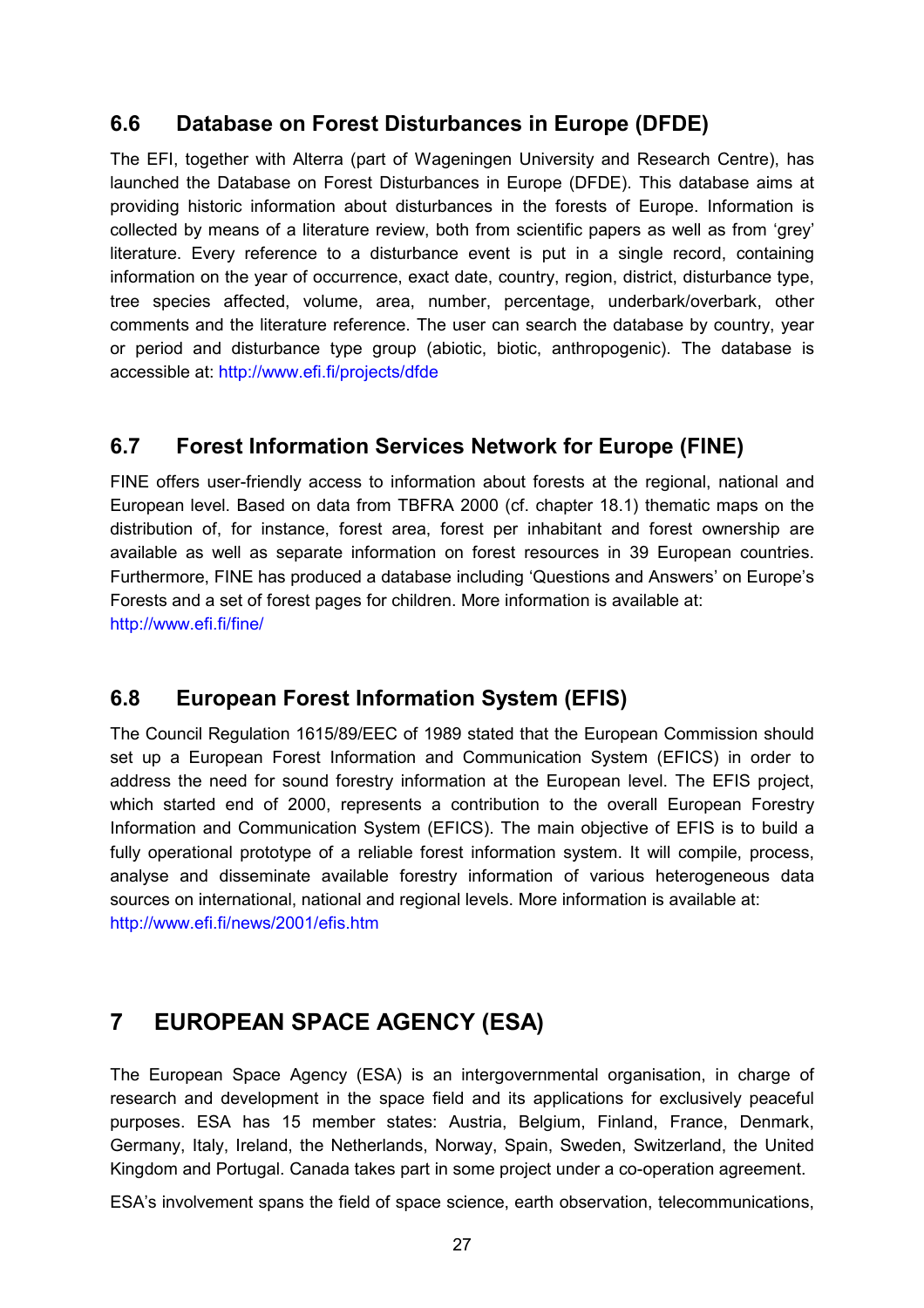## 6.6 Database on Forest Disturbances in Europe (DFDE)

The EFI, together with Alterra (part of Wageningen University and Research Centre), has launched the Database on Forest Disturbances in Europe (DFDE). This database aims at providing historic information about disturbances in the forests of Europe. Information is collected by means of a literature review, both from scientific papers as well as from 'grey' literature. Every reference to a disturbance event is put in a single record, containing information on the year of occurrence, exact date, country, region, district, disturbance type, tree species affected, volume, area, number, percentage, underbark/overbark, other comments and the literature reference. The user can search the database by country, year or period and disturbance type group (abiotic, biotic, anthropogenic). The database is accessible at: http://www.efi.fi/projects/dfde

## 6.7 Forest Information Services Network for Europe (FINE)

FINE offers user-friendly access to information about forests at the regional, national and European level. Based on data from TBFRA 2000 (cf. chapter 18.1) thematic maps on the distribution of, for instance, forest area, forest per inhabitant and forest ownership are available as well as separate information on forest resources in 39 European countries. Furthermore, FINE has produced a database including 'Questions and Answers' on Europe's Forests and a set of forest pages for children. More information is available at: http://www.efi.fi/fine/

## 6.8 European Forest Information System (EFIS)

The Council Regulation 1615/89/EEC of 1989 stated that the European Commission should set up a European Forest Information and Communication System (EFICS) in order to address the need for sound forestry information at the European level. The EFIS project, which started end of 2000, represents a contribution to the overall European Forestry Information and Communication System (EFICS). The main objective of EFIS is to build a fully operational prototype of a reliable forest information system. It will compile, process, analyse and disseminate available forestry information of various heterogeneous data sources on international, national and regional levels. More information is available at: http://www.efi.fi/news/2001/efis.htm

# 7 EUROPEAN SPACE AGENCY (ESA)

The European Space Agency (ESA) is an intergovernmental organisation, in charge of research and development in the space field and its applications for exclusively peaceful purposes. ESA has 15 member states: Austria, Belgium, Finland, France, Denmark, Germany, Italy, Ireland, the Netherlands, Norway, Spain, Sweden, Switzerland, the United Kingdom and Portugal. Canada takes part in some project under a co-operation agreement.

ESA's involvement spans the field of space science, earth observation, telecommunications,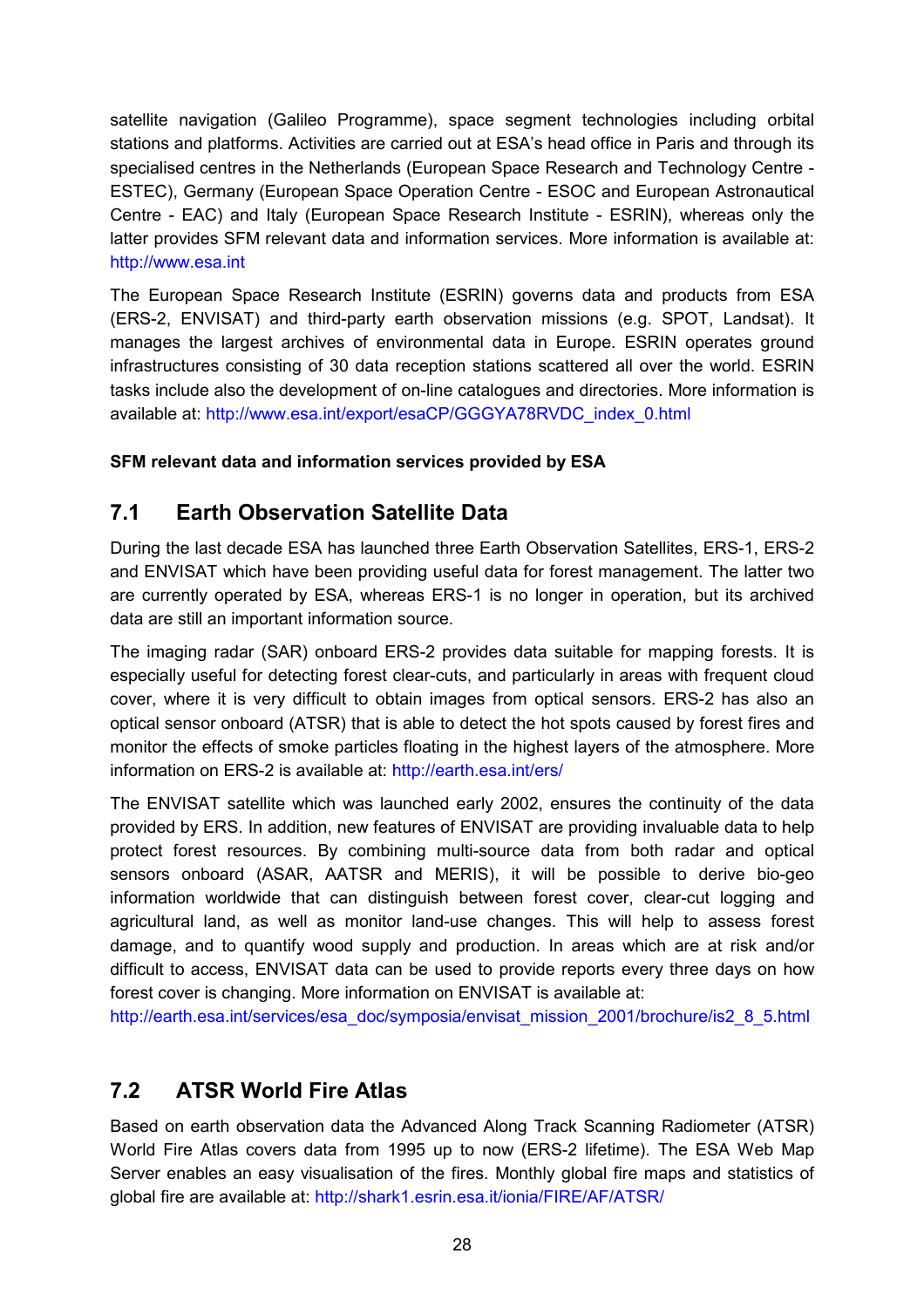satellite navigation (Galileo Programme), space segment technologies including orbital stations and platforms. Activities are carried out at ESA's head office in Paris and through its specialised centres in the Netherlands (European Space Research and Technology Centre - ESTEC), Germany (European Space Operation Centre - ESOC and European Astronautical Centre - EAC) and Italy (European Space Research Institute - ESRIN), whereas only the latter provides SFM relevant data and information services. More information is available at: http://www.esa.int

The European Space Research Institute (ESRIN) governs data and products from ESA (ERS-2, ENVISAT) and third-party earth observation missions (e.g. SPOT, Landsat). It manages the largest archives of environmental data in Europe. ESRIN operates ground infrastructures consisting of 30 data reception stations scattered all over the world. ESRIN tasks include also the development of on-line catalogues and directories. More information is available at: http://www.esa.int/export/esaCP/GGGYA78RVDC_index_0.html

**SFM relevant data and information services provided by ESA**

## 7.1 Earth Observation Satellite Data

During the last decade ESA has launched three Earth Observation Satellites, ERS-1, ERS-2 and ENVISAT which have been providing useful data for forest management. The latter two are currently operated by ESA, whereas ERS-1 is no longer in operation, but its archived data are still an important information source.

The imaging radar (SAR) onboard ERS-2 provides data suitable for mapping forests. It is especially useful for detecting forest clear-cuts, and particularly in areas with frequent cloud cover, where it is very difficult to obtain images from optical sensors. ERS-2 has also an optical sensor onboard (ATSR) that is able to detect the hot spots caused by forest fires and monitor the effects of smoke particles floating in the highest layers of the atmosphere. More information on ERS-2 is available at: http://earth.esa.int/ers/

The ENVISAT satellite which was launched early 2002, ensures the continuity of the data provided by ERS. In addition, new features of ENVISAT are providing invaluable data to help protect forest resources. By combining multi-source data from both radar and optical sensors onboard (ASAR, AATSR and MERIS), it will be possible to derive bio-geo information worldwide that can distinguish between forest cover, clear-cut logging and agricultural land, as well as monitor land-use changes. This will help to assess forest damage, and to quantify wood supply and production. In areas which are at risk and/or difficult to access, ENVISAT data can be used to provide reports every three days on how forest cover is changing. More information on ENVISAT is available at:
http://earth.esa.int/services/esa_doc/symposia/envisat_mission_2001/brochure/is2_8_5.html

## 7.2 ATSR World Fire Atlas

Based on earth observation data the Advanced Along Track Scanning Radiometer (ATSR) World Fire Atlas covers data from 1995 up to now (ERS-2 lifetime). The ESA Web Map Server enables an easy visualisation of the fires. Monthly global fire maps and statistics of global fire are available at: http://shark1.esrin.esa.it/ionia/FIRE/AF/ATSR/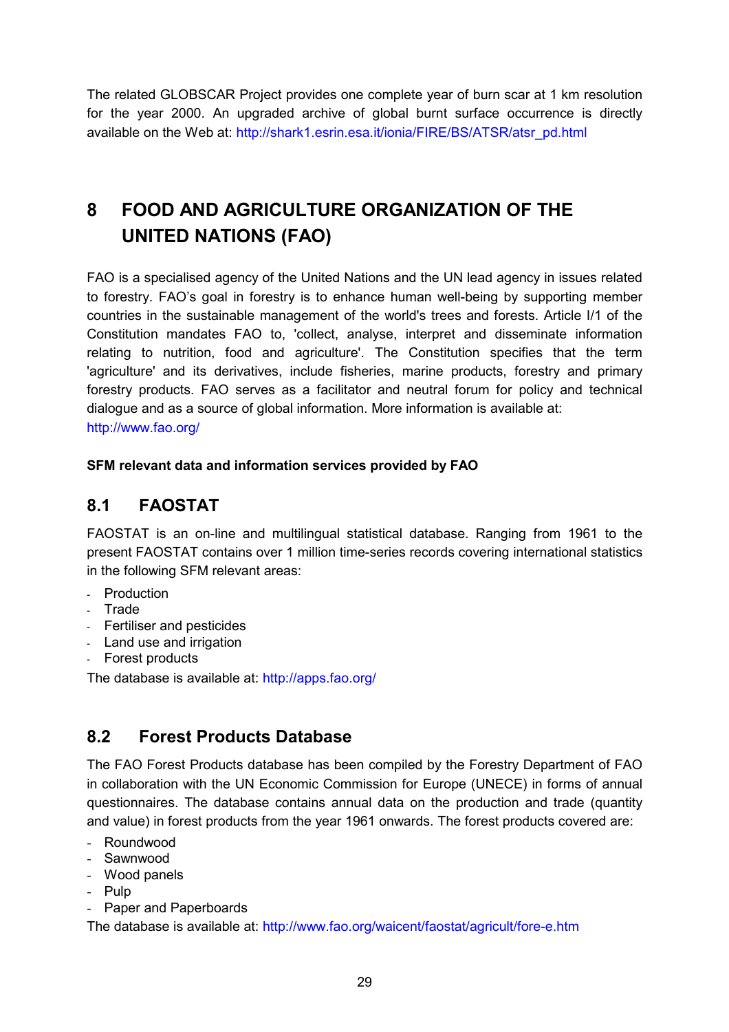The related GLOBSCAR Project provides one complete year of burn scar at 1 km resolution for the year 2000. An upgraded archive of global burnt surface occurrence is directly available on the Web at: http://shark1.esrin.esa.it/ionia/FIRE/BS/ATSR/atsr_pd.html

# 8 FOOD AND AGRICULTURE ORGANIZATION OF THE UNITED NATIONS (FAO)

FAO is a specialised agency of the United Nations and the UN lead agency in issues related to forestry. FAO's goal in forestry is to enhance human well-being by supporting member countries in the sustainable management of the world's trees and forests. Article I/1 of the Constitution mandates FAO to, 'collect, analyse, interpret and disseminate information relating to nutrition, food and agriculture'. The Constitution specifies that the term 'agriculture' and its derivatives, include fisheries, marine products, forestry and primary forestry products. FAO serves as a facilitator and neutral forum for policy and technical dialogue and as a source of global information. More information is available at: http://www.fao.org/

**SFM relevant data and information services provided by FAO**

## 8.1 FAOSTAT

FAOSTAT is an on-line and multilingual statistical database. Ranging from 1961 to the present FAOSTAT contains over 1 million time-series records covering international statistics in the following SFM relevant areas:

- Production
- Trade
- Fertiliser and pesticides
- Land use and irrigation
- Forest products

The database is available at: http://apps.fao.org/

## 8.2 Forest Products Database

The FAO Forest Products database has been compiled by the Forestry Department of FAO in collaboration with the UN Economic Commission for Europe (UNECE) in forms of annual questionnaires. The database contains annual data on the production and trade (quantity and value) in forest products from the year 1961 onwards. The forest products covered are:

- Roundwood
- Sawnwood
- Wood panels
- Pulp
- Paper and Paperboards

The database is available at: http://www.fao.org/waicent/faostat/agricult/fore-e.htm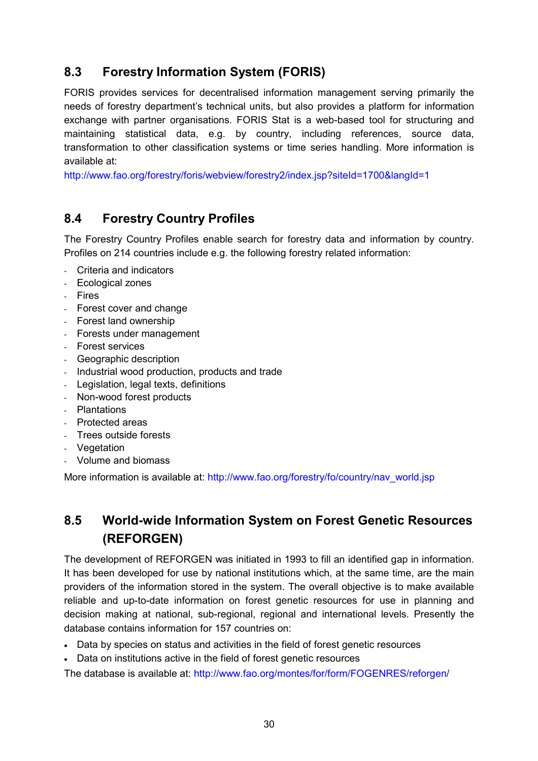## 8.3 Forestry Information System (FORIS)

FORIS provides services for decentralised information management serving primarily the needs of forestry department's technical units, but also provides a platform for information exchange with partner organisations. FORIS Stat is a web-based tool for structuring and maintaining statistical data, e.g. by country, including references, source data, transformation to other classification systems or time series handling. More information is available at:
http://www.fao.org/forestry/foris/webview/forestry2/index.jsp?siteId=1700&langId=1

## 8.4 Forestry Country Profiles

The Forestry Country Profiles enable search for forestry data and information by country. Profiles on 214 countries include e.g. the following forestry related information:

- Criteria and indicators
- Ecological zones
- Fires
- Forest cover and change
- Forest land ownership
- Forests under management
- Forest services
- Geographic description
- Industrial wood production, products and trade
- Legislation, legal texts, definitions
- Non-wood forest products
- Plantations
- Protected areas
- Trees outside forests
- Vegetation
- Volume and biomass

More information is available at: http://www.fao.org/forestry/fo/country/nav_world.jsp

## 8.5 World-wide Information System on Forest Genetic Resources (REFORGEN)

The development of REFORGEN was initiated in 1993 to fill an identified gap in information. It has been developed for use by national institutions which, at the same time, are the main providers of the information stored in the system. The overall objective is to make available reliable and up-to-date information on forest genetic resources for use in planning and decision making at national, sub-regional, regional and international levels. Presently the database contains information for 157 countries on:

- Data by species on status and activities in the field of forest genetic resources
- Data on institutions active in the field of forest genetic resources

The database is available at: http://www.fao.org/montes/for/form/FOGENRES/reforgen/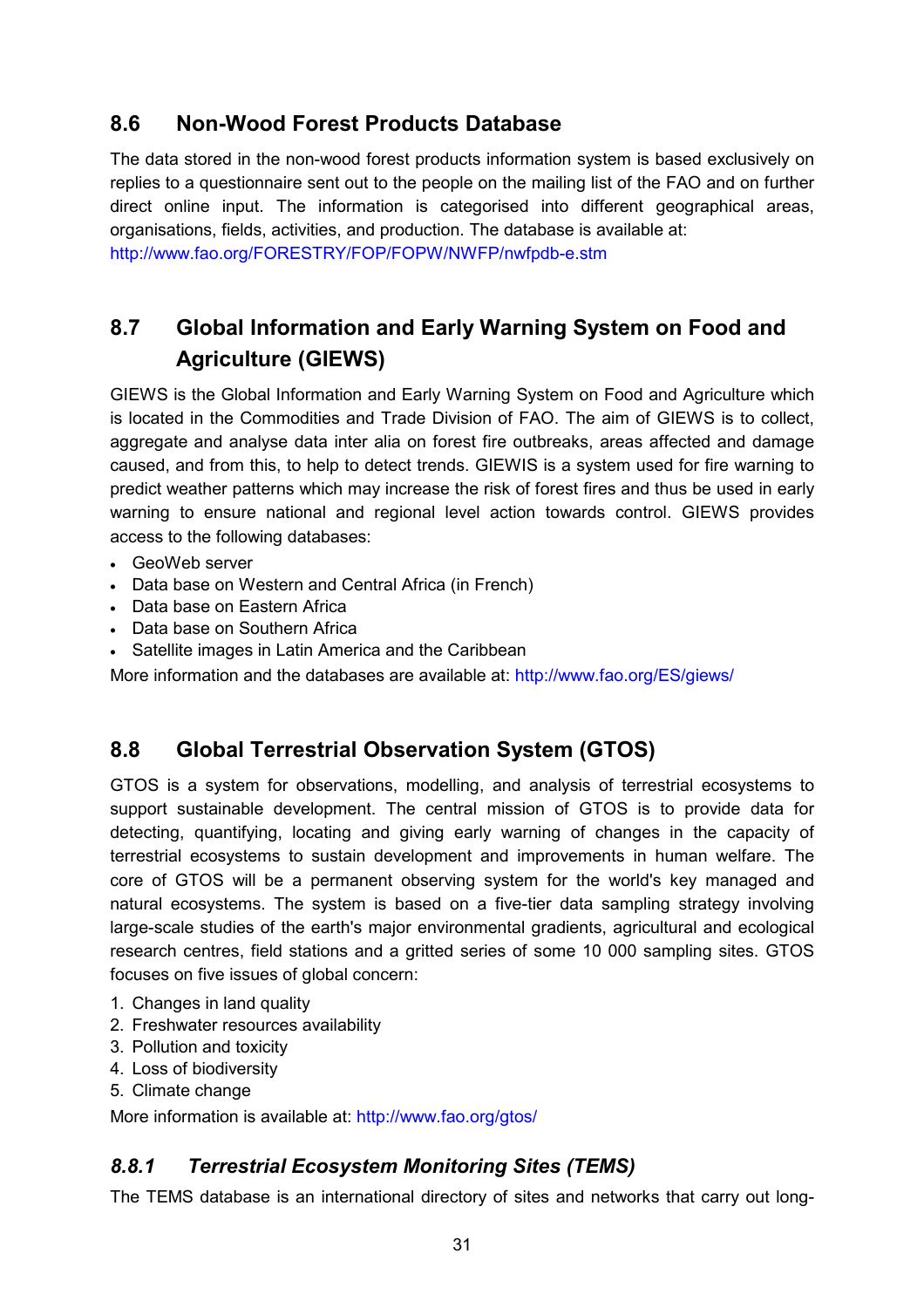## 8.6 Non-Wood Forest Products Database

The data stored in the non-wood forest products information system is based exclusively on replies to a questionnaire sent out to the people on the mailing list of the FAO and on further direct online input. The information is categorised into different geographical areas, organisations, fields, activities, and production. The database is available at: http://www.fao.org/FORESTRY/FOP/FOPW/NWFP/nwfpdb-e.stm

## 8.7 Global Information and Early Warning System on Food and Agriculture (GIEWS)

GIEWS is the Global Information and Early Warning System on Food and Agriculture which is located in the Commodities and Trade Division of FAO. The aim of GIEWS is to collect, aggregate and analyse data inter alia on forest fire outbreaks, areas affected and damage caused, and from this, to help to detect trends. GIEWIS is a system used for fire warning to predict weather patterns which may increase the risk of forest fires and thus be used in early warning to ensure national and regional level action towards control. GIEWS provides access to the following databases:

- GeoWeb server
- Data base on Western and Central Africa (in French)
- Data base on Eastern Africa
- Data base on Southern Africa
- Satellite images in Latin America and the Caribbean

More information and the databases are available at: http://www.fao.org/ES/giews/

## 8.8 Global Terrestrial Observation System (GTOS)

GTOS is a system for observations, modelling, and analysis of terrestrial ecosystems to support sustainable development. The central mission of GTOS is to provide data for detecting, quantifying, locating and giving early warning of changes in the capacity of terrestrial ecosystems to sustain development and improvements in human welfare. The core of GTOS will be a permanent observing system for the world's key managed and natural ecosystems. The system is based on a five-tier data sampling strategy involving large-scale studies of the earth's major environmental gradients, agricultural and ecological research centres, field stations and a gritted series of some 10 000 sampling sites. GTOS focuses on five issues of global concern:

1. Changes in land quality
2. Freshwater resources availability
3. Pollution and toxicity
4. Loss of biodiversity
5. Climate change

More information is available at: http://www.fao.org/gtos/

### *8.8.1 Terrestrial Ecosystem Monitoring Sites (TEMS)*

The TEMS database is an international directory of sites and networks that carry out long-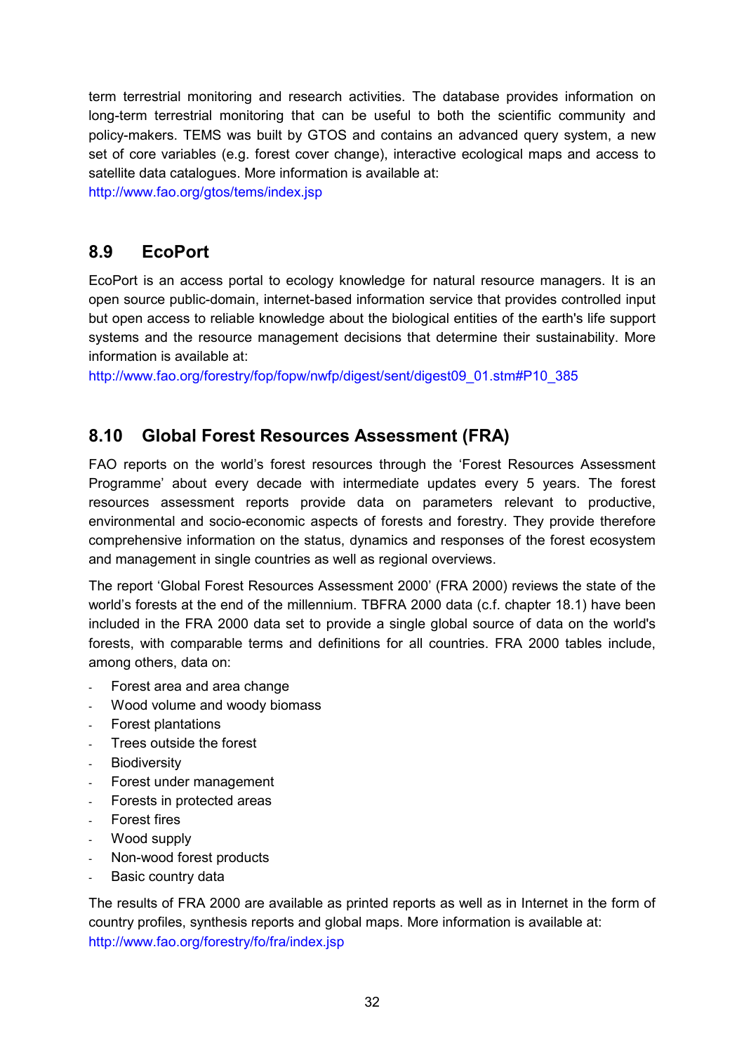term terrestrial monitoring and research activities. The database provides information on long-term terrestrial monitoring that can be useful to both the scientific community and policy-makers. TEMS was built by GTOS and contains an advanced query system, a new set of core variables (e.g. forest cover change), interactive ecological maps and access to satellite data catalogues. More information is available at:
http://www.fao.org/gtos/tems/index.jsp

## 8.9 EcoPort

EcoPort is an access portal to ecology knowledge for natural resource managers. It is an open source public-domain, internet-based information service that provides controlled input but open access to reliable knowledge about the biological entities of the earth's life support systems and the resource management decisions that determine their sustainability. More information is available at:
http://www.fao.org/forestry/fop/fopw/nwfp/digest/sent/digest09_01.stm#P10_385

## 8.10 Global Forest Resources Assessment (FRA)

FAO reports on the world's forest resources through the 'Forest Resources Assessment Programme' about every decade with intermediate updates every 5 years. The forest resources assessment reports provide data on parameters relevant to productive, environmental and socio-economic aspects of forests and forestry. They provide therefore comprehensive information on the status, dynamics and responses of the forest ecosystem and management in single countries as well as regional overviews.

The report 'Global Forest Resources Assessment 2000' (FRA 2000) reviews the state of the world's forests at the end of the millennium. TBFRA 2000 data (c.f. chapter 18.1) have been included in the FRA 2000 data set to provide a single global source of data on the world's forests, with comparable terms and definitions for all countries. FRA 2000 tables include, among others, data on:

- Forest area and area change
- Wood volume and woody biomass
- Forest plantations
- Trees outside the forest
- Biodiversity
- Forest under management
- Forests in protected areas
- Forest fires
- Wood supply
- Non-wood forest products
- Basic country data

The results of FRA 2000 are available as printed reports as well as in Internet in the form of country profiles, synthesis reports and global maps. More information is available at:
http://www.fao.org/forestry/fo/fra/index.jsp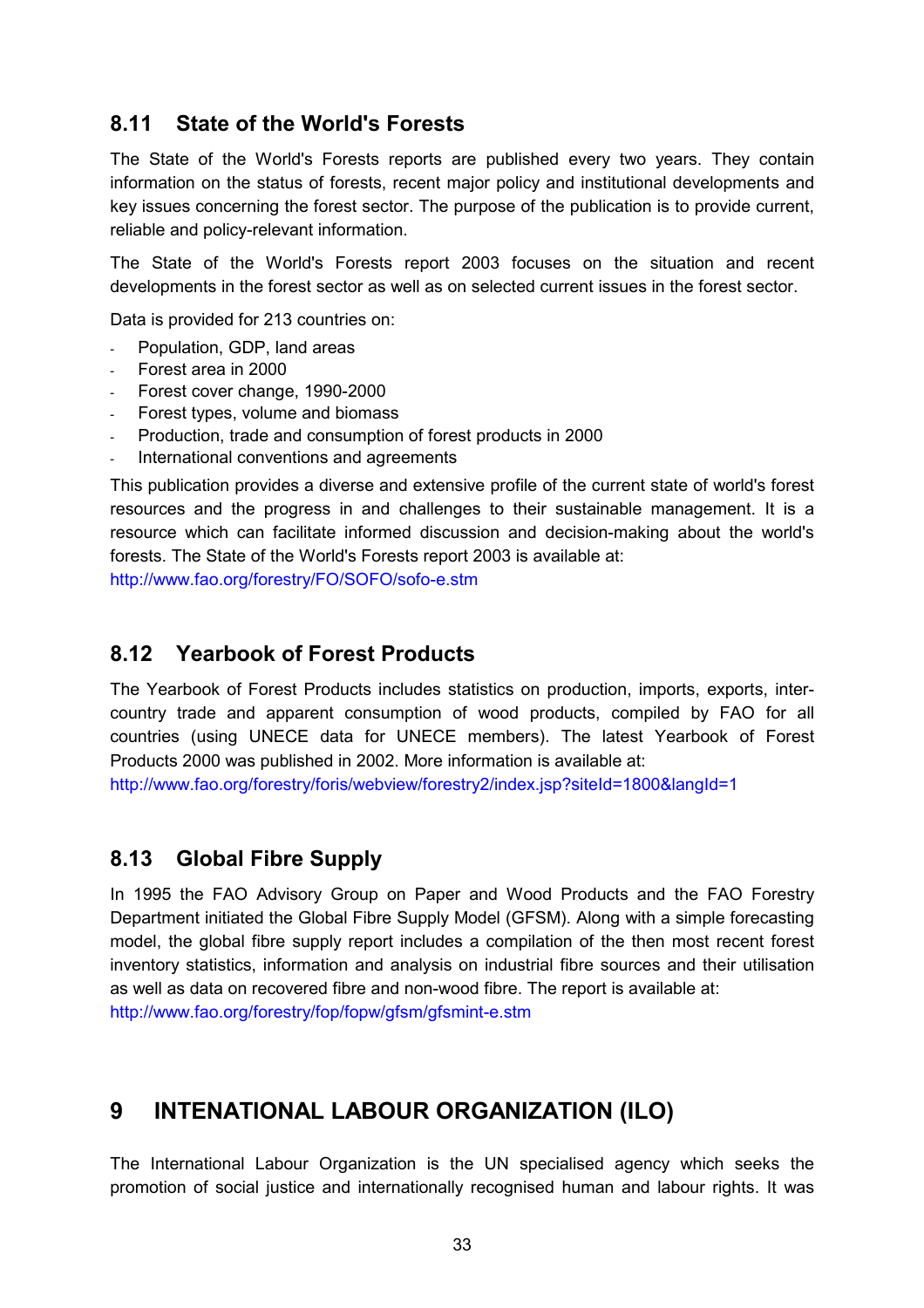## 8.11 State of the World's Forests

The State of the World's Forests reports are published every two years. They contain information on the status of forests, recent major policy and institutional developments and key issues concerning the forest sector. The purpose of the publication is to provide current, reliable and policy-relevant information.

The State of the World's Forests report 2003 focuses on the situation and recent developments in the forest sector as well as on selected current issues in the forest sector.

Data is provided for 213 countries on:

- Population, GDP, land areas
- Forest area in 2000
- Forest cover change, 1990-2000
- Forest types, volume and biomass
- Production, trade and consumption of forest products in 2000
- International conventions and agreements

This publication provides a diverse and extensive profile of the current state of world's forest resources and the progress in and challenges to their sustainable management. It is a resource which can facilitate informed discussion and decision-making about the world's forests. The State of the World's Forests report 2003 is available at:
http://www.fao.org/forestry/FO/SOFO/sofo-e.stm

## 8.12 Yearbook of Forest Products

The Yearbook of Forest Products includes statistics on production, imports, exports, inter-country trade and apparent consumption of wood products, compiled by FAO for all countries (using UNECE data for UNECE members). The latest Yearbook of Forest Products 2000 was published in 2002. More information is available at:
http://www.fao.org/forestry/foris/webview/forestry2/index.jsp?siteId=1800&langId=1

## 8.13 Global Fibre Supply

In 1995 the FAO Advisory Group on Paper and Wood Products and the FAO Forestry Department initiated the Global Fibre Supply Model (GFSM). Along with a simple forecasting model, the global fibre supply report includes a compilation of the then most recent forest inventory statistics, information and analysis on industrial fibre sources and their utilisation as well as data on recovered fibre and non-wood fibre. The report is available at:
http://www.fao.org/forestry/fop/fopw/gfsm/gfsmint-e.stm

# 9 INTENATIONAL LABOUR ORGANIZATION (ILO)

The International Labour Organization is the UN specialised agency which seeks the promotion of social justice and internationally recognised human and labour rights. It was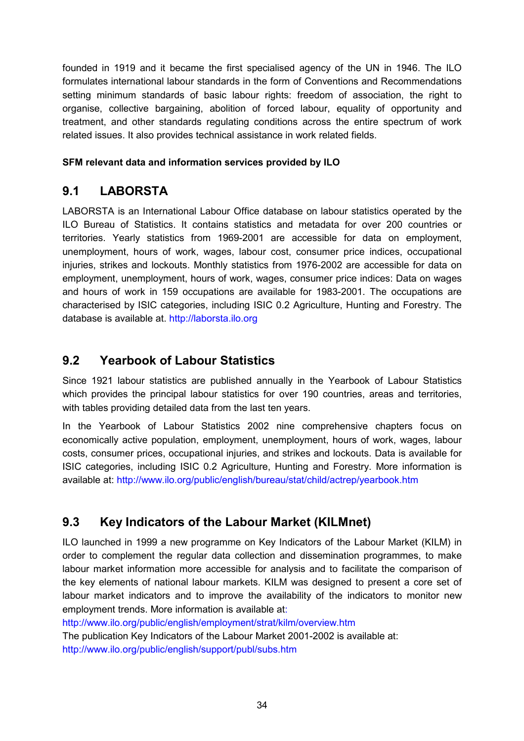founded in 1919 and it became the first specialised agency of the UN in 1946. The ILO formulates international labour standards in the form of Conventions and Recommendations setting minimum standards of basic labour rights: freedom of association, the right to organise, collective bargaining, abolition of forced labour, equality of opportunity and treatment, and other standards regulating conditions across the entire spectrum of work related issues. It also provides technical assistance in work related fields.

**SFM relevant data and information services provided by ILO**

## 9.1 LABORSTA

LABORSTA is an International Labour Office database on labour statistics operated by the ILO Bureau of Statistics. It contains statistics and metadata for over 200 countries or territories. Yearly statistics from 1969-2001 are accessible for data on employment, unemployment, hours of work, wages, labour cost, consumer price indices, occupational injuries, strikes and lockouts. Monthly statistics from 1976-2002 are accessible for data on employment, unemployment, hours of work, wages, consumer price indices: Data on wages and hours of work in 159 occupations are available for 1983-2001. The occupations are characterised by ISIC categories, including ISIC 0.2 Agriculture, Hunting and Forestry. The database is available at. http://laborsta.ilo.org

## 9.2 Yearbook of Labour Statistics

Since 1921 labour statistics are published annually in the Yearbook of Labour Statistics which provides the principal labour statistics for over 190 countries, areas and territories, with tables providing detailed data from the last ten years.

In the Yearbook of Labour Statistics 2002 nine comprehensive chapters focus on economically active population, employment, unemployment, hours of work, wages, labour costs, consumer prices, occupational injuries, and strikes and lockouts. Data is available for ISIC categories, including ISIC 0.2 Agriculture, Hunting and Forestry. More information is available at: http://www.ilo.org/public/english/bureau/stat/child/actrep/yearbook.htm

## 9.3 Key Indicators of the Labour Market (KILMnet)

ILO launched in 1999 a new programme on Key Indicators of the Labour Market (KILM) in order to complement the regular data collection and dissemination programmes, to make labour market information more accessible for analysis and to facilitate the comparison of the key elements of national labour markets. KILM was designed to present a core set of labour market indicators and to improve the availability of the indicators to monitor new employment trends. More information is available at:
http://www.ilo.org/public/english/employment/strat/kilm/overview.htm
The publication Key Indicators of the Labour Market 2001-2002 is available at:
http://www.ilo.org/public/english/support/publ/subs.htm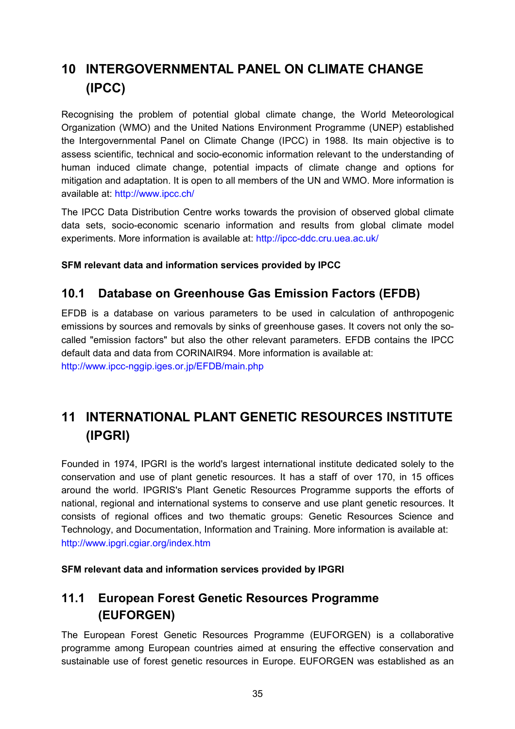# 10 INTERGOVERNMENTAL PANEL ON CLIMATE CHANGE (IPCC)

Recognising the problem of potential global climate change, the World Meteorological Organization (WMO) and the United Nations Environment Programme (UNEP) established the Intergovernmental Panel on Climate Change (IPCC) in 1988. Its main objective is to assess scientific, technical and socio-economic information relevant to the understanding of human induced climate change, potential impacts of climate change and options for mitigation and adaptation. It is open to all members of the UN and WMO. More information is available at: http://www.ipcc.ch/

The IPCC Data Distribution Centre works towards the provision of observed global climate data sets, socio-economic scenario information and results from global climate model experiments. More information is available at: http://ipcc-ddc.cru.uea.ac.uk/

**SFM relevant data and information services provided by IPCC**

## 10.1 Database on Greenhouse Gas Emission Factors (EFDB)

EFDB is a database on various parameters to be used in calculation of anthropogenic emissions by sources and removals by sinks of greenhouse gases. It covers not only the so-called "emission factors" but also the other relevant parameters. EFDB contains the IPCC default data and data from CORINAIR94. More information is available at: http://www.ipcc-nggip.iges.or.jp/EFDB/main.php

# 11 INTERNATIONAL PLANT GENETIC RESOURCES INSTITUTE (IPGRI)

Founded in 1974, IPGRI is the world's largest international institute dedicated solely to the conservation and use of plant genetic resources. It has a staff of over 170, in 15 offices around the world. IPGRIS's Plant Genetic Resources Programme supports the efforts of national, regional and international systems to conserve and use plant genetic resources. It consists of regional offices and two thematic groups: Genetic Resources Science and Technology, and Documentation, Information and Training. More information is available at: http://www.ipgri.cgiar.org/index.htm

**SFM relevant data and information services provided by IPGRI**

## 11.1 European Forest Genetic Resources Programme (EUFORGEN)

The European Forest Genetic Resources Programme (EUFORGEN) is a collaborative programme among European countries aimed at ensuring the effective conservation and sustainable use of forest genetic resources in Europe. EUFORGEN was established as an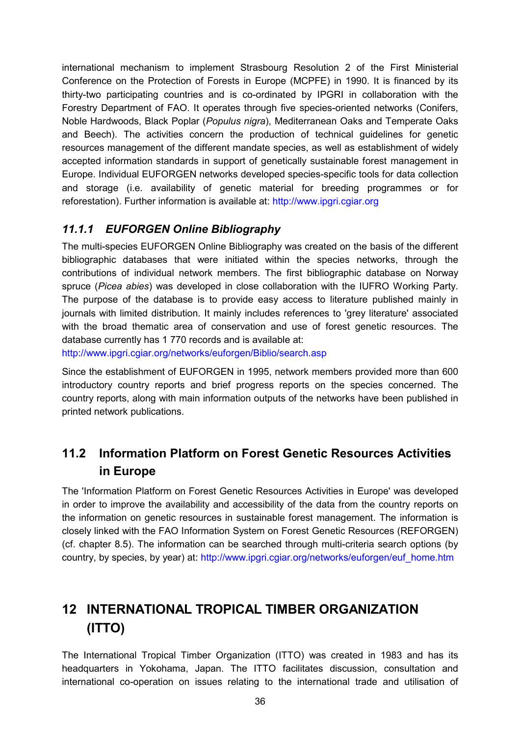international mechanism to implement Strasbourg Resolution 2 of the First Ministerial Conference on the Protection of Forests in Europe (MCPFE) in 1990. It is financed by its thirty-two participating countries and is co-ordinated by IPGRI in collaboration with the Forestry Department of FAO. It operates through five species-oriented networks (Conifers, Noble Hardwoods, Black Poplar (*Populus nigra*), Mediterranean Oaks and Temperate Oaks and Beech). The activities concern the production of technical guidelines for genetic resources management of the different mandate species, as well as establishment of widely accepted information standards in support of genetically sustainable forest management in Europe. Individual EUFORGEN networks developed species-specific tools for data collection and storage (i.e. availability of genetic material for breeding programmes or for reforestation). Further information is available at: http://www.ipgri.cgiar.org

### *11.1.1 EUFORGEN Online Bibliography*

The multi-species EUFORGEN Online Bibliography was created on the basis of the different bibliographic databases that were initiated within the species networks, through the contributions of individual network members. The first bibliographic database on Norway spruce (*Picea abies*) was developed in close collaboration with the IUFRO Working Party. The purpose of the database is to provide easy access to literature published mainly in journals with limited distribution. It mainly includes references to 'grey literature' associated with the broad thematic area of conservation and use of forest genetic resources. The database currently has 1 770 records and is available at:
http://www.ipgri.cgiar.org/networks/euforgen/Biblio/search.asp

Since the establishment of EUFORGEN in 1995, network members provided more than 600 introductory country reports and brief progress reports on the species concerned. The country reports, along with main information outputs of the networks have been published in printed network publications.

## 11.2 Information Platform on Forest Genetic Resources Activities in Europe

The 'Information Platform on Forest Genetic Resources Activities in Europe' was developed in order to improve the availability and accessibility of the data from the country reports on the information on genetic resources in sustainable forest management. The information is closely linked with the FAO Information System on Forest Genetic Resources (REFORGEN) (cf. chapter 8.5). The information can be searched through multi-criteria search options (by country, by species, by year) at: http://www.ipgri.cgiar.org/networks/euforgen/euf_home.htm

# 12 INTERNATIONAL TROPICAL TIMBER ORGANIZATION (ITTO)

The International Tropical Timber Organization (ITTO) was created in 1983 and has its headquarters in Yokohama, Japan. The ITTO facilitates discussion, consultation and international co-operation on issues relating to the international trade and utilisation of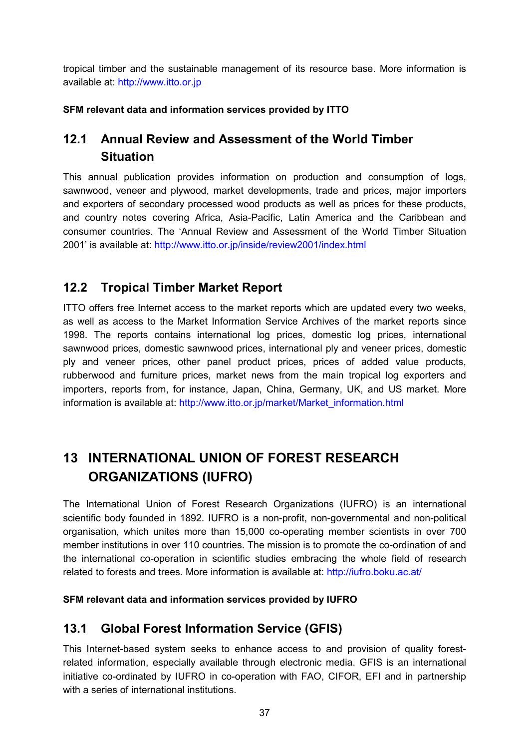tropical timber and the sustainable management of its resource base. More information is available at: http://www.itto.or.jp

**SFM relevant data and information services provided by ITTO**

## 12.1 Annual Review and Assessment of the World Timber Situation

This annual publication provides information on production and consumption of logs, sawnwood, veneer and plywood, market developments, trade and prices, major importers and exporters of secondary processed wood products as well as prices for these products, and country notes covering Africa, Asia-Pacific, Latin America and the Caribbean and consumer countries. The 'Annual Review and Assessment of the World Timber Situation 2001' is available at: http://www.itto.or.jp/inside/review2001/index.html

## 12.2 Tropical Timber Market Report

ITTO offers free Internet access to the market reports which are updated every two weeks, as well as access to the Market Information Service Archives of the market reports since 1998. The reports contains international log prices, domestic log prices, international sawnwood prices, domestic sawnwood prices, international ply and veneer prices, domestic ply and veneer prices, other panel product prices, prices of added value products, rubberwood and furniture prices, market news from the main tropical log exporters and importers, reports from, for instance, Japan, China, Germany, UK, and US market. More information is available at: http://www.itto.or.jp/market/Market_information.html

# 13 INTERNATIONAL UNION OF FOREST RESEARCH ORGANIZATIONS (IUFRO)

The International Union of Forest Research Organizations (IUFRO) is an international scientific body founded in 1892. IUFRO is a non-profit, non-governmental and non-political organisation, which unites more than 15,000 co-operating member scientists in over 700 member institutions in over 110 countries. The mission is to promote the co-ordination of and the international co-operation in scientific studies embracing the whole field of research related to forests and trees. More information is available at: http://iufro.boku.ac.at/

**SFM relevant data and information services provided by IUFRO**

## 13.1 Global Forest Information Service (GFIS)

This Internet-based system seeks to enhance access to and provision of quality forest-related information, especially available through electronic media. GFIS is an international initiative co-ordinated by IUFRO in co-operation with FAO, CIFOR, EFI and in partnership with a series of international institutions.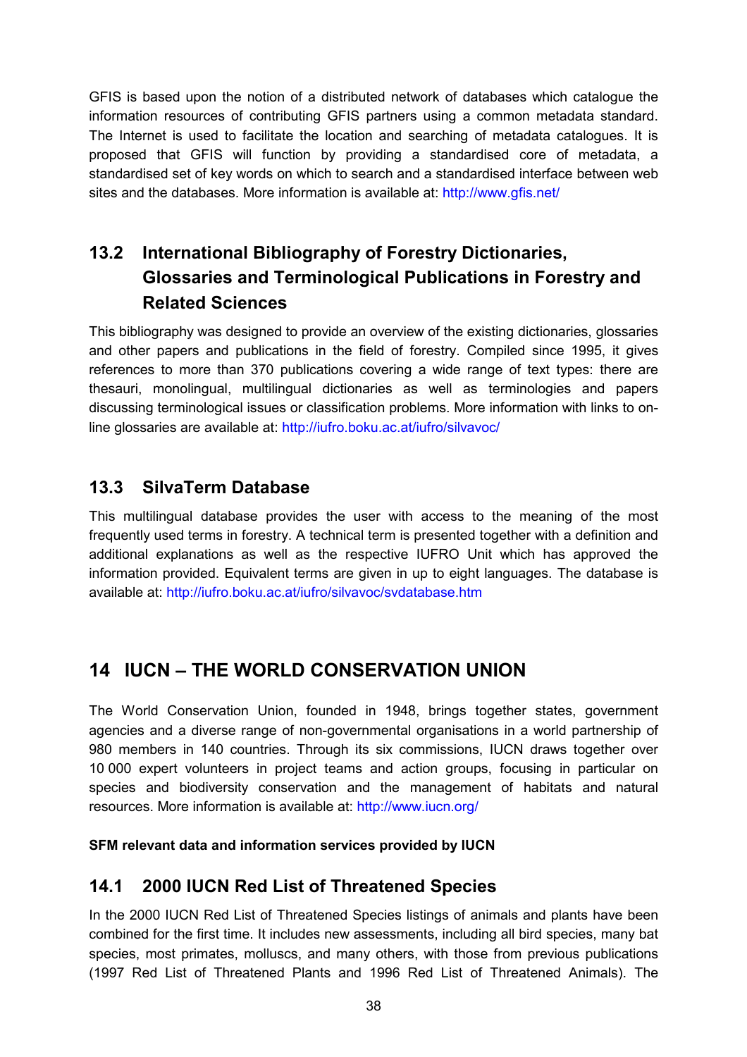GFIS is based upon the notion of a distributed network of databases which catalogue the information resources of contributing GFIS partners using a common metadata standard. The Internet is used to facilitate the location and searching of metadata catalogues. It is proposed that GFIS will function by providing a standardised core of metadata, a standardised set of key words on which to search and a standardised interface between web sites and the databases. More information is available at: http://www.gfis.net/

## 13.2 International Bibliography of Forestry Dictionaries, Glossaries and Terminological Publications in Forestry and Related Sciences

This bibliography was designed to provide an overview of the existing dictionaries, glossaries and other papers and publications in the field of forestry. Compiled since 1995, it gives references to more than 370 publications covering a wide range of text types: there are thesauri, monolingual, multilingual dictionaries as well as terminologies and papers discussing terminological issues or classification problems. More information with links to on-line glossaries are available at: http://iufro.boku.ac.at/iufro/silvavoc/

## 13.3 SilvaTerm Database

This multilingual database provides the user with access to the meaning of the most frequently used terms in forestry. A technical term is presented together with a definition and additional explanations as well as the respective IUFRO Unit which has approved the information provided. Equivalent terms are given in up to eight languages. The database is available at: http://iufro.boku.ac.at/iufro/silvavoc/svdatabase.htm

# 14 IUCN – THE WORLD CONSERVATION UNION

The World Conservation Union, founded in 1948, brings together states, government agencies and a diverse range of non-governmental organisations in a world partnership of 980 members in 140 countries. Through its six commissions, IUCN draws together over 10 000 expert volunteers in project teams and action groups, focusing in particular on species and biodiversity conservation and the management of habitats and natural resources. More information is available at: http://www.iucn.org/

**SFM relevant data and information services provided by IUCN**

## 14.1 2000 IUCN Red List of Threatened Species

In the 2000 IUCN Red List of Threatened Species listings of animals and plants have been combined for the first time. It includes new assessments, including all bird species, many bat species, most primates, molluscs, and many others, with those from previous publications (1997 Red List of Threatened Plants and 1996 Red List of Threatened Animals). The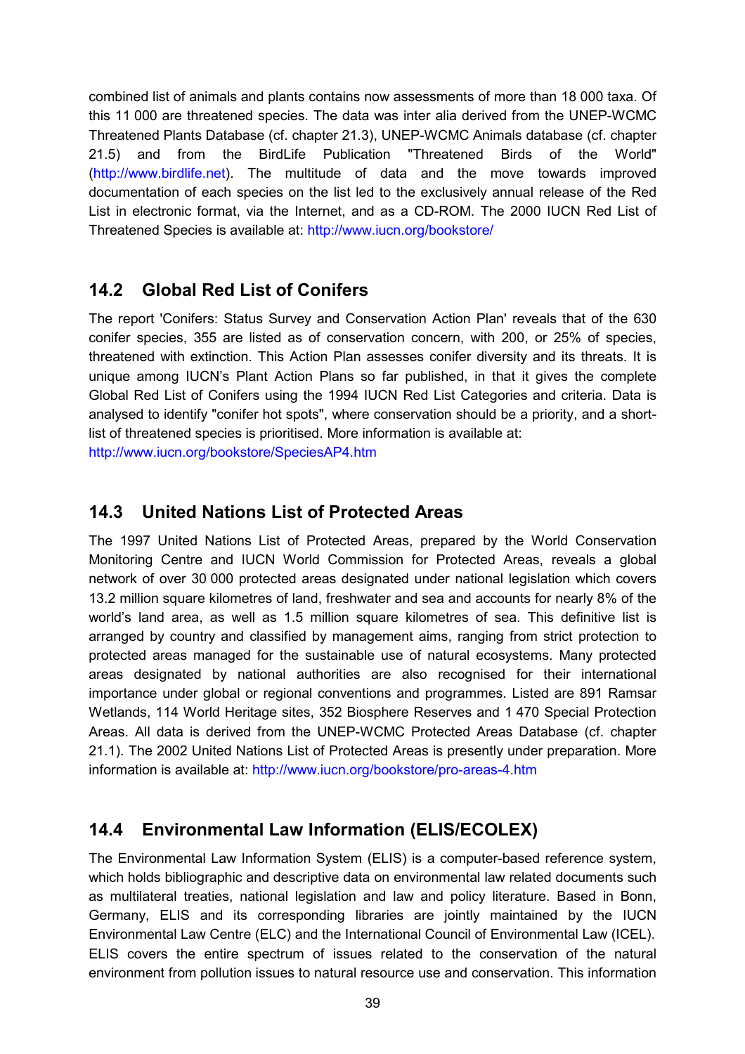combined list of animals and plants contains now assessments of more than 18 000 taxa. Of this 11 000 are threatened species. The data was inter alia derived from the UNEP-WCMC Threatened Plants Database (cf. chapter 21.3), UNEP-WCMC Animals database (cf. chapter 21.5) and from the BirdLife Publication "Threatened Birds of the World" (http://www.birdlife.net). The multitude of data and the move towards improved documentation of each species on the list led to the exclusively annual release of the Red List in electronic format, via the Internet, and as a CD-ROM. The 2000 IUCN Red List of Threatened Species is available at: http://www.iucn.org/bookstore/

## 14.2 Global Red List of Conifers

The report 'Conifers: Status Survey and Conservation Action Plan' reveals that of the 630 conifer species, 355 are listed as of conservation concern, with 200, or 25% of species, threatened with extinction. This Action Plan assesses conifer diversity and its threats. It is unique among IUCN's Plant Action Plans so far published, in that it gives the complete Global Red List of Conifers using the 1994 IUCN Red List Categories and criteria. Data is analysed to identify "conifer hot spots", where conservation should be a priority, and a short-list of threatened species is prioritised. More information is available at:
http://www.iucn.org/bookstore/SpeciesAP4.htm

## 14.3 United Nations List of Protected Areas

The 1997 United Nations List of Protected Areas, prepared by the World Conservation Monitoring Centre and IUCN World Commission for Protected Areas, reveals a global network of over 30 000 protected areas designated under national legislation which covers 13.2 million square kilometres of land, freshwater and sea and accounts for nearly 8% of the world's land area, as well as 1.5 million square kilometres of sea. This definitive list is arranged by country and classified by management aims, ranging from strict protection to protected areas managed for the sustainable use of natural ecosystems. Many protected areas designated by national authorities are also recognised for their international importance under global or regional conventions and programmes. Listed are 891 Ramsar Wetlands, 114 World Heritage sites, 352 Biosphere Reserves and 1 470 Special Protection Areas. All data is derived from the UNEP-WCMC Protected Areas Database (cf. chapter 21.1). The 2002 United Nations List of Protected Areas is presently under preparation. More information is available at: http://www.iucn.org/bookstore/pro-areas-4.htm

## 14.4 Environmental Law Information (ELIS/ECOLEX)

The Environmental Law Information System (ELIS) is a computer-based reference system, which holds bibliographic and descriptive data on environmental law related documents such as multilateral treaties, national legislation and law and policy literature. Based in Bonn, Germany, ELIS and its corresponding libraries are jointly maintained by the IUCN Environmental Law Centre (ELC) and the International Council of Environmental Law (ICEL). ELIS covers the entire spectrum of issues related to the conservation of the natural environment from pollution issues to natural resource use and conservation. This information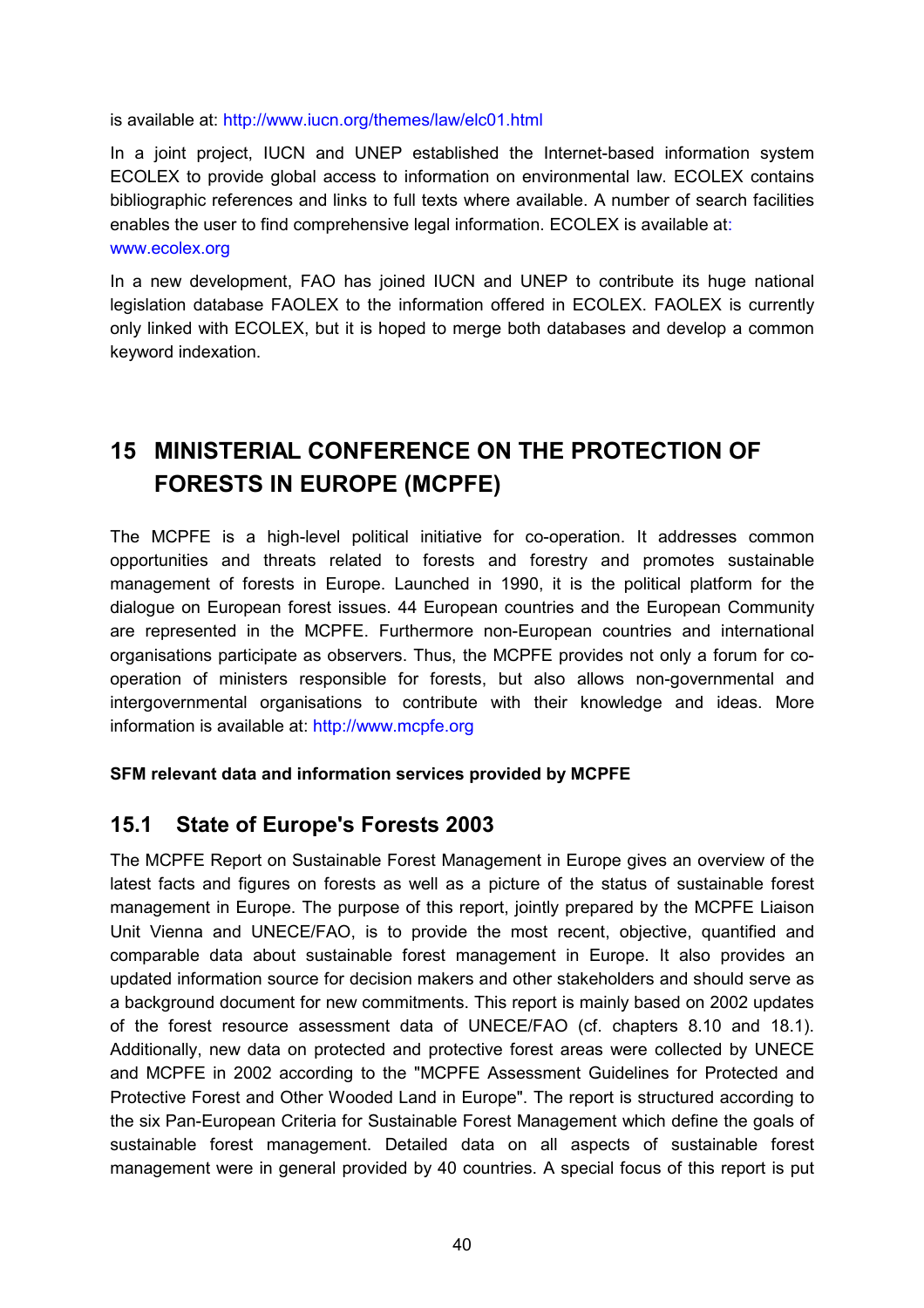is available at: http://www.iucn.org/themes/law/elc01.html

In a joint project, IUCN and UNEP established the Internet-based information system ECOLEX to provide global access to information on environmental law. ECOLEX contains bibliographic references and links to full texts where available. A number of search facilities enables the user to find comprehensive legal information. ECOLEX is available at: www.ecolex.org

In a new development, FAO has joined IUCN and UNEP to contribute its huge national legislation database FAOLEX to the information offered in ECOLEX. FAOLEX is currently only linked with ECOLEX, but it is hoped to merge both databases and develop a common keyword indexation.

# 15 MINISTERIAL CONFERENCE ON THE PROTECTION OF FORESTS IN EUROPE (MCPFE)

The MCPFE is a high-level political initiative for co-operation. It addresses common opportunities and threats related to forests and forestry and promotes sustainable management of forests in Europe. Launched in 1990, it is the political platform for the dialogue on European forest issues. 44 European countries and the European Community are represented in the MCPFE. Furthermore non-European countries and international organisations participate as observers. Thus, the MCPFE provides not only a forum for co-operation of ministers responsible for forests, but also allows non-governmental and intergovernmental organisations to contribute with their knowledge and ideas. More information is available at: http://www.mcpfe.org

**SFM relevant data and information services provided by MCPFE**

## 15.1 State of Europe's Forests 2003

The MCPFE Report on Sustainable Forest Management in Europe gives an overview of the latest facts and figures on forests as well as a picture of the status of sustainable forest management in Europe. The purpose of this report, jointly prepared by the MCPFE Liaison Unit Vienna and UNECE/FAO, is to provide the most recent, objective, quantified and comparable data about sustainable forest management in Europe. It also provides an updated information source for decision makers and other stakeholders and should serve as a background document for new commitments. This report is mainly based on 2002 updates of the forest resource assessment data of UNECE/FAO (cf. chapters 8.10 and 18.1). Additionally, new data on protected and protective forest areas were collected by UNECE and MCPFE in 2002 according to the "MCPFE Assessment Guidelines for Protected and Protective Forest and Other Wooded Land in Europe". The report is structured according to the six Pan-European Criteria for Sustainable Forest Management which define the goals of sustainable forest management. Detailed data on all aspects of sustainable forest management were in general provided by 40 countries. A special focus of this report is put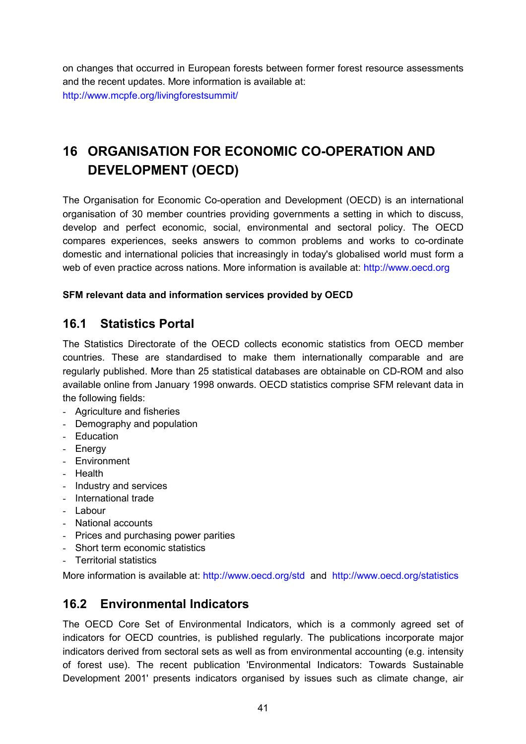on changes that occurred in European forests between former forest resource assessments and the recent updates. More information is available at: http://www.mcpfe.org/livingforestsummit/

# 16 ORGANISATION FOR ECONOMIC CO-OPERATION AND DEVELOPMENT (OECD)

The Organisation for Economic Co-operation and Development (OECD) is an international organisation of 30 member countries providing governments a setting in which to discuss, develop and perfect economic, social, environmental and sectoral policy. The OECD compares experiences, seeks answers to common problems and works to co-ordinate domestic and international policies that increasingly in today's globalised world must form a web of even practice across nations. More information is available at: http://www.oecd.org

**SFM relevant data and information services provided by OECD**

## 16.1 Statistics Portal

The Statistics Directorate of the OECD collects economic statistics from OECD member countries. These are standardised to make them internationally comparable and are regularly published. More than 25 statistical databases are obtainable on CD-ROM and also available online from January 1998 onwards. OECD statistics comprise SFM relevant data in the following fields:

- Agriculture and fisheries
- Demography and population
- Education
- Energy
- Environment
- Health
- Industry and services
- International trade
- Labour
- National accounts
- Prices and purchasing power parities
- Short term economic statistics
- Territorial statistics

More information is available at: http://www.oecd.org/std and http://www.oecd.org/statistics

## 16.2 Environmental Indicators

The OECD Core Set of Environmental Indicators, which is a commonly agreed set of indicators for OECD countries, is published regularly. The publications incorporate major indicators derived from sectoral sets as well as from environmental accounting (e.g. intensity of forest use). The recent publication 'Environmental Indicators: Towards Sustainable Development 2001' presents indicators organised by issues such as climate change, air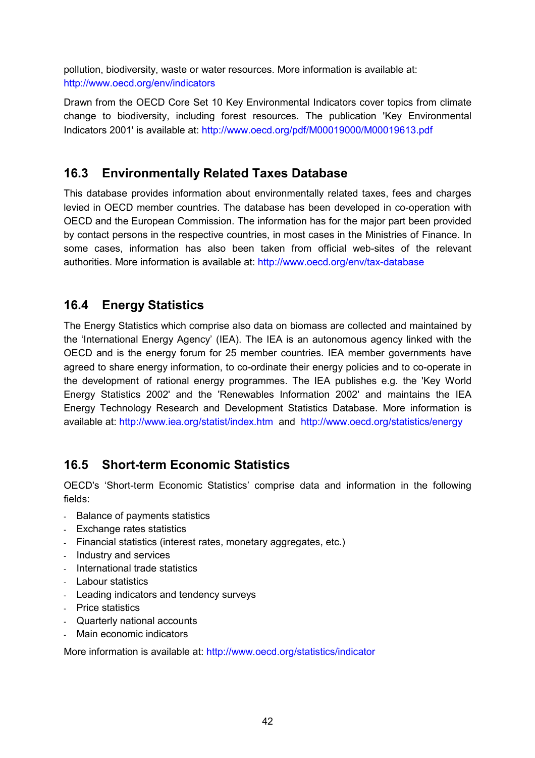pollution, biodiversity, waste or water resources. More information is available at: http://www.oecd.org/env/indicators

Drawn from the OECD Core Set 10 Key Environmental Indicators cover topics from climate change to biodiversity, including forest resources. The publication 'Key Environmental Indicators 2001' is available at: http://www.oecd.org/pdf/M00019000/M00019613.pdf

## 16.3 Environmentally Related Taxes Database

This database provides information about environmentally related taxes, fees and charges levied in OECD member countries. The database has been developed in co-operation with OECD and the European Commission. The information has for the major part been provided by contact persons in the respective countries, in most cases in the Ministries of Finance. In some cases, information has also been taken from official web-sites of the relevant authorities. More information is available at: http://www.oecd.org/env/tax-database

## 16.4 Energy Statistics

The Energy Statistics which comprise also data on biomass are collected and maintained by the 'International Energy Agency' (IEA). The IEA is an autonomous agency linked with the OECD and is the energy forum for 25 member countries. IEA member governments have agreed to share energy information, to co-ordinate their energy policies and to co-operate in the development of rational energy programmes. The IEA publishes e.g. the 'Key World Energy Statistics 2002' and the 'Renewables Information 2002' and maintains the IEA Energy Technology Research and Development Statistics Database. More information is available at: http://www.iea.org/statist/index.htm and http://www.oecd.org/statistics/energy

## 16.5 Short-term Economic Statistics

OECD's 'Short-term Economic Statistics' comprise data and information in the following fields:

- Balance of payments statistics
- Exchange rates statistics
- Financial statistics (interest rates, monetary aggregates, etc.)
- Industry and services
- International trade statistics
- Labour statistics
- Leading indicators and tendency surveys
- Price statistics
- Quarterly national accounts
- Main economic indicators

More information is available at: http://www.oecd.org/statistics/indicator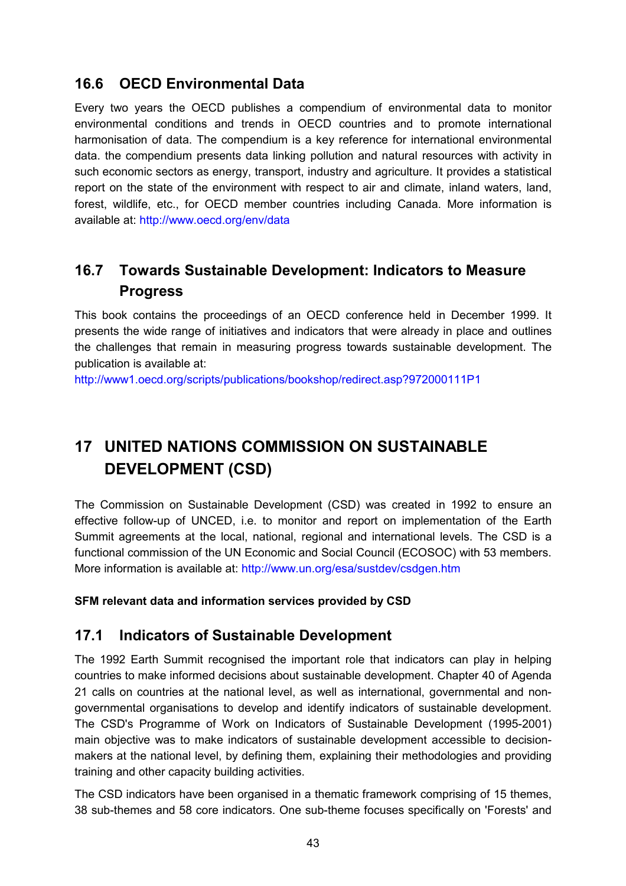## 16.6 OECD Environmental Data

Every two years the OECD publishes a compendium of environmental data to monitor environmental conditions and trends in OECD countries and to promote international harmonisation of data. The compendium is a key reference for international environmental data. the compendium presents data linking pollution and natural resources with activity in such economic sectors as energy, transport, industry and agriculture. It provides a statistical report on the state of the environment with respect to air and climate, inland waters, land, forest, wildlife, etc., for OECD member countries including Canada. More information is available at: http://www.oecd.org/env/data

## 16.7 Towards Sustainable Development: Indicators to Measure Progress

This book contains the proceedings of an OECD conference held in December 1999. It presents the wide range of initiatives and indicators that were already in place and outlines the challenges that remain in measuring progress towards sustainable development. The publication is available at:
http://www1.oecd.org/scripts/publications/bookshop/redirect.asp?972000111P1

# 17 UNITED NATIONS COMMISSION ON SUSTAINABLE DEVELOPMENT (CSD)

The Commission on Sustainable Development (CSD) was created in 1992 to ensure an effective follow-up of UNCED, i.e. to monitor and report on implementation of the Earth Summit agreements at the local, national, regional and international levels. The CSD is a functional commission of the UN Economic and Social Council (ECOSOC) with 53 members. More information is available at: http://www.un.org/esa/sustdev/csdgen.htm

**SFM relevant data and information services provided by CSD**

## 17.1 Indicators of Sustainable Development

The 1992 Earth Summit recognised the important role that indicators can play in helping countries to make informed decisions about sustainable development. Chapter 40 of Agenda 21 calls on countries at the national level, as well as international, governmental and non-governmental organisations to develop and identify indicators of sustainable development. The CSD's Programme of Work on Indicators of Sustainable Development (1995-2001) main objective was to make indicators of sustainable development accessible to decision-makers at the national level, by defining them, explaining their methodologies and providing training and other capacity building activities.

The CSD indicators have been organised in a thematic framework comprising of 15 themes, 38 sub-themes and 58 core indicators. One sub-theme focuses specifically on 'Forests' and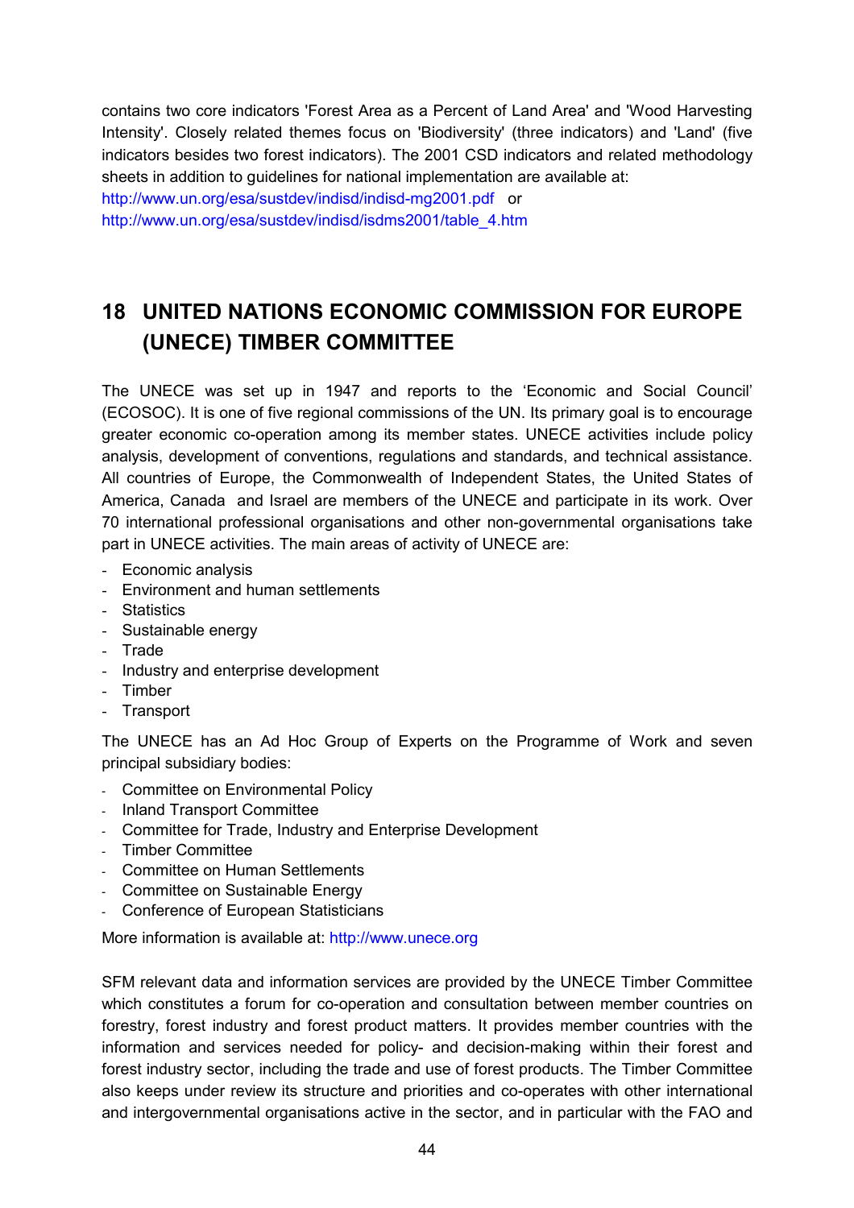contains two core indicators 'Forest Area as a Percent of Land Area' and 'Wood Harvesting Intensity'. Closely related themes focus on 'Biodiversity' (three indicators) and 'Land' (five indicators besides two forest indicators). The 2001 CSD indicators and related methodology sheets in addition to guidelines for national implementation are available at:
http://www.un.org/esa/sustdev/indisd/indisd-mg2001.pdf or
http://www.un.org/esa/sustdev/indisd/isdms2001/table_4.htm

# 18 UNITED NATIONS ECONOMIC COMMISSION FOR EUROPE (UNECE) TIMBER COMMITTEE

The UNECE was set up in 1947 and reports to the 'Economic and Social Council' (ECOSOC). It is one of five regional commissions of the UN. Its primary goal is to encourage greater economic co-operation among its member states. UNECE activities include policy analysis, development of conventions, regulations and standards, and technical assistance. All countries of Europe, the Commonwealth of Independent States, the United States of America, Canada and Israel are members of the UNECE and participate in its work. Over 70 international professional organisations and other non-governmental organisations take part in UNECE activities. The main areas of activity of UNECE are:

- Economic analysis
- Environment and human settlements
- Statistics
- Sustainable energy
- Trade
- Industry and enterprise development
- Timber
- Transport

The UNECE has an Ad Hoc Group of Experts on the Programme of Work and seven principal subsidiary bodies:

- Committee on Environmental Policy
- Inland Transport Committee
- Committee for Trade, Industry and Enterprise Development
- Timber Committee
- Committee on Human Settlements
- Committee on Sustainable Energy
- Conference of European Statisticians

More information is available at: http://www.unece.org

SFM relevant data and information services are provided by the UNECE Timber Committee which constitutes a forum for co-operation and consultation between member countries on forestry, forest industry and forest product matters. It provides member countries with the information and services needed for policy- and decision-making within their forest and forest industry sector, including the trade and use of forest products. The Timber Committee also keeps under review its structure and priorities and co-operates with other international and intergovernmental organisations active in the sector, and in particular with the FAO and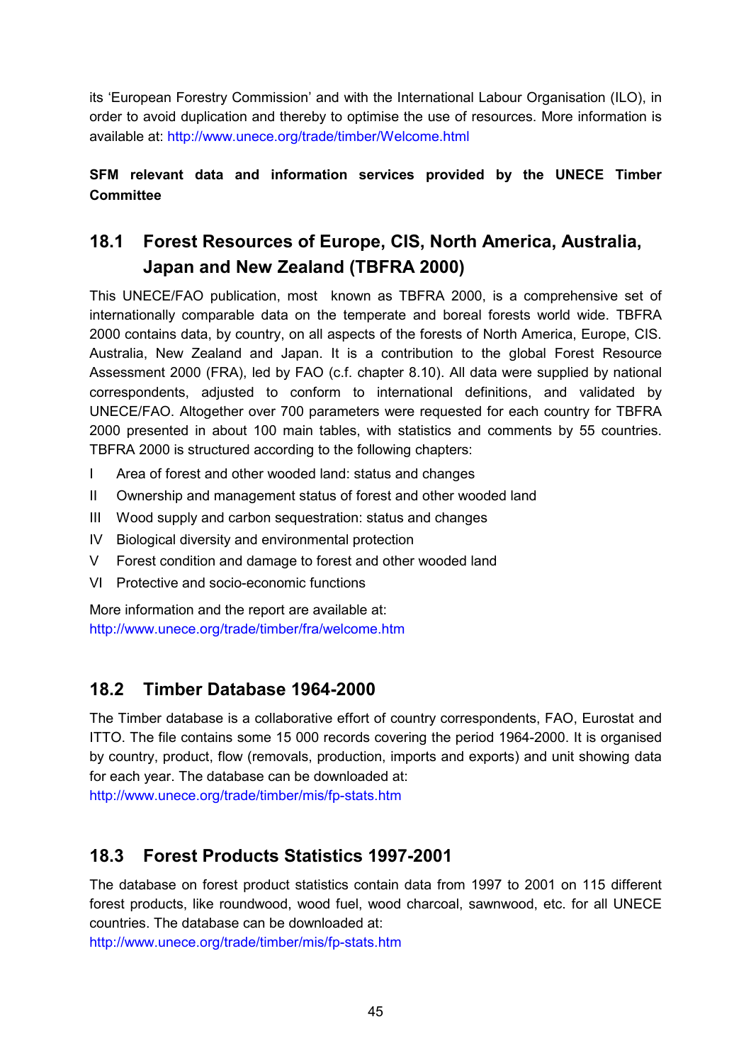its 'European Forestry Commission' and with the International Labour Organisation (ILO), in order to avoid duplication and thereby to optimise the use of resources. More information is available at: http://www.unece.org/trade/timber/Welcome.html

**SFM relevant data and information services provided by the UNECE Timber Committee**

## 18.1 Forest Resources of Europe, CIS, North America, Australia, Japan and New Zealand (TBFRA 2000)

This UNECE/FAO publication, most known as TBFRA 2000, is a comprehensive set of internationally comparable data on the temperate and boreal forests world wide. TBFRA 2000 contains data, by country, on all aspects of the forests of North America, Europe, CIS. Australia, New Zealand and Japan. It is a contribution to the global Forest Resource Assessment 2000 (FRA), led by FAO (c.f. chapter 8.10). All data were supplied by national correspondents, adjusted to conform to international definitions, and validated by UNECE/FAO. Altogether over 700 parameters were requested for each country for TBFRA 2000 presented in about 100 main tables, with statistics and comments by 55 countries. TBFRA 2000 is structured according to the following chapters:

- I Area of forest and other wooded land: status and changes
- II Ownership and management status of forest and other wooded land
- III Wood supply and carbon sequestration: status and changes
- IV Biological diversity and environmental protection
- V Forest condition and damage to forest and other wooded land
- VI Protective and socio-economic functions

More information and the report are available at:
http://www.unece.org/trade/timber/fra/welcome.htm

## 18.2 Timber Database 1964-2000

The Timber database is a collaborative effort of country correspondents, FAO, Eurostat and ITTO. The file contains some 15 000 records covering the period 1964-2000. It is organised by country, product, flow (removals, production, imports and exports) and unit showing data for each year. The database can be downloaded at:
http://www.unece.org/trade/timber/mis/fp-stats.htm

## 18.3 Forest Products Statistics 1997-2001

The database on forest product statistics contain data from 1997 to 2001 on 115 different forest products, like roundwood, wood fuel, wood charcoal, sawnwood, etc. for all UNECE countries. The database can be downloaded at:
http://www.unece.org/trade/timber/mis/fp-stats.htm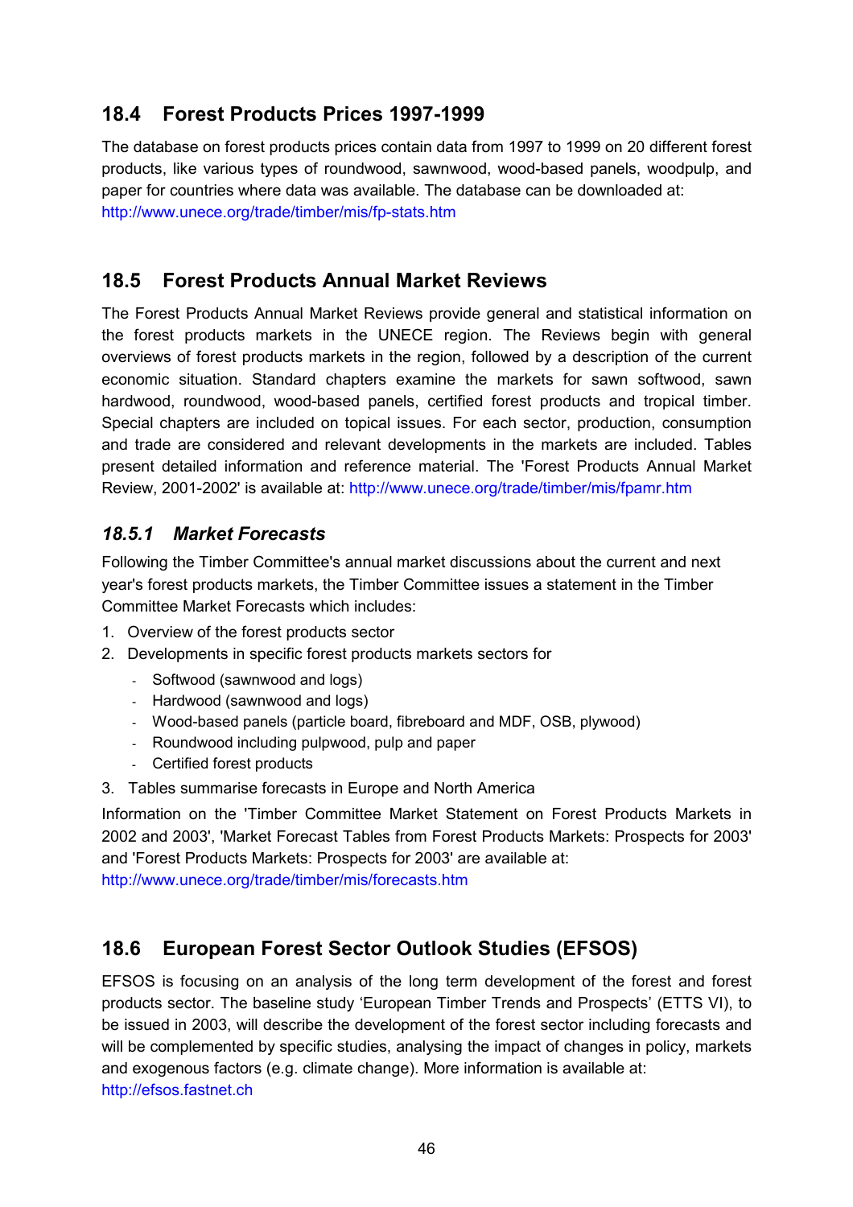## 18.4 Forest Products Prices 1997-1999

The database on forest products prices contain data from 1997 to 1999 on 20 different forest products, like various types of roundwood, sawnwood, wood-based panels, woodpulp, and paper for countries where data was available. The database can be downloaded at: http://www.unece.org/trade/timber/mis/fp-stats.htm

## 18.5 Forest Products Annual Market Reviews

The Forest Products Annual Market Reviews provide general and statistical information on the forest products markets in the UNECE region. The Reviews begin with general overviews of forest products markets in the region, followed by a description of the current economic situation. Standard chapters examine the markets for sawn softwood, sawn hardwood, roundwood, wood-based panels, certified forest products and tropical timber. Special chapters are included on topical issues. For each sector, production, consumption and trade are considered and relevant developments in the markets are included. Tables present detailed information and reference material. The 'Forest Products Annual Market Review, 2001-2002' is available at: http://www.unece.org/trade/timber/mis/fpamr.htm

### *18.5.1 Market Forecasts*

Following the Timber Committee's annual market discussions about the current and next year's forest products markets, the Timber Committee issues a statement in the Timber Committee Market Forecasts which includes:

1. Overview of the forest products sector
2. Developments in specific forest products markets sectors for
   - Softwood (sawnwood and logs)
   - Hardwood (sawnwood and logs)
   - Wood-based panels (particle board, fibreboard and MDF, OSB, plywood)
   - Roundwood including pulpwood, pulp and paper
   - Certified forest products
3. Tables summarise forecasts in Europe and North America

Information on the 'Timber Committee Market Statement on Forest Products Markets in 2002 and 2003', 'Market Forecast Tables from Forest Products Markets: Prospects for 2003' and 'Forest Products Markets: Prospects for 2003' are available at: http://www.unece.org/trade/timber/mis/forecasts.htm

## 18.6 European Forest Sector Outlook Studies (EFSOS)

EFSOS is focusing on an analysis of the long term development of the forest and forest products sector. The baseline study 'European Timber Trends and Prospects' (ETTS VI), to be issued in 2003, will describe the development of the forest sector including forecasts and will be complemented by specific studies, analysing the impact of changes in policy, markets and exogenous factors (e.g. climate change). More information is available at: http://efsos.fastnet.ch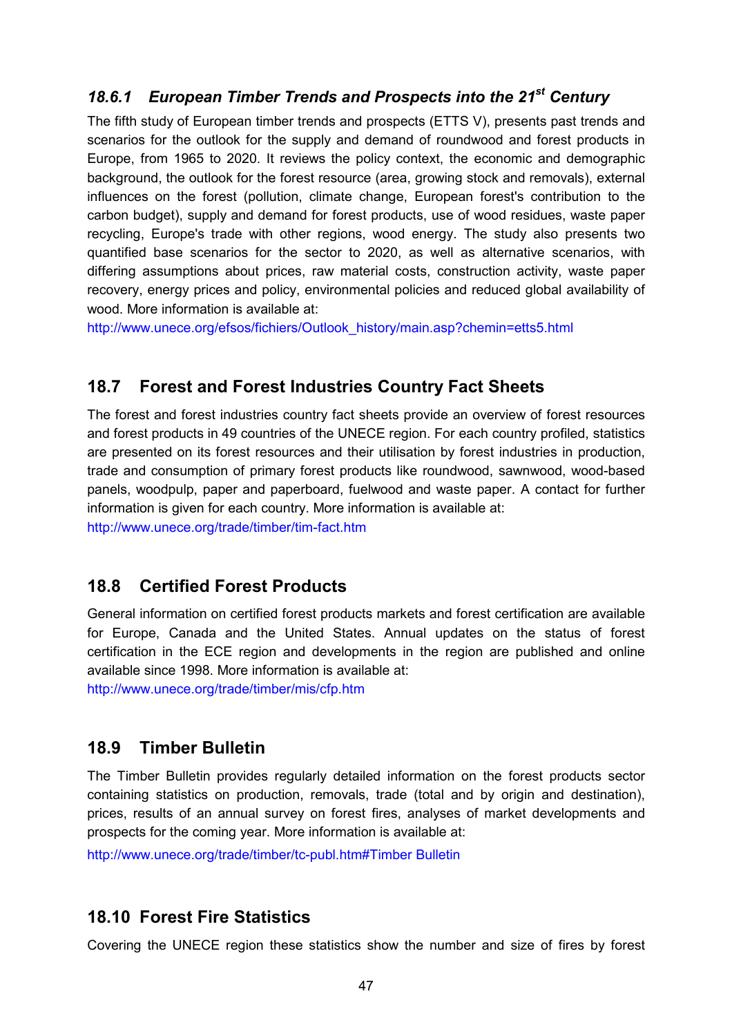### *18.6.1 European Timber Trends and Prospects into the 21st Century*

The fifth study of European timber trends and prospects (ETTS V), presents past trends and scenarios for the outlook for the supply and demand of roundwood and forest products in Europe, from 1965 to 2020. It reviews the policy context, the economic and demographic background, the outlook for the forest resource (area, growing stock and removals), external influences on the forest (pollution, climate change, European forest's contribution to the carbon budget), supply and demand for forest products, use of wood residues, waste paper recycling, Europe's trade with other regions, wood energy. The study also presents two quantified base scenarios for the sector to 2020, as well as alternative scenarios, with differing assumptions about prices, raw material costs, construction activity, waste paper recovery, energy prices and policy, environmental policies and reduced global availability of wood. More information is available at:

http://www.unece.org/efsos/fichiers/Outlook_history/main.asp?chemin=etts5.html

## 18.7 Forest and Forest Industries Country Fact Sheets

The forest and forest industries country fact sheets provide an overview of forest resources and forest products in 49 countries of the UNECE region. For each country profiled, statistics are presented on its forest resources and their utilisation by forest industries in production, trade and consumption of primary forest products like roundwood, sawnwood, wood-based panels, woodpulp, paper and paperboard, fuelwood and waste paper. A contact for further information is given for each country. More information is available at:

http://www.unece.org/trade/timber/tim-fact.htm

## 18.8 Certified Forest Products

General information on certified forest products markets and forest certification are available for Europe, Canada and the United States. Annual updates on the status of forest certification in the ECE region and developments in the region are published and online available since 1998. More information is available at:

http://www.unece.org/trade/timber/mis/cfp.htm

## 18.9 Timber Bulletin

The Timber Bulletin provides regularly detailed information on the forest products sector containing statistics on production, removals, trade (total and by origin and destination), prices, results of an annual survey on forest fires, analyses of market developments and prospects for the coming year. More information is available at:

http://www.unece.org/trade/timber/tc-publ.htm#Timber Bulletin

## 18.10 Forest Fire Statistics

Covering the UNECE region these statistics show the number and size of fires by forest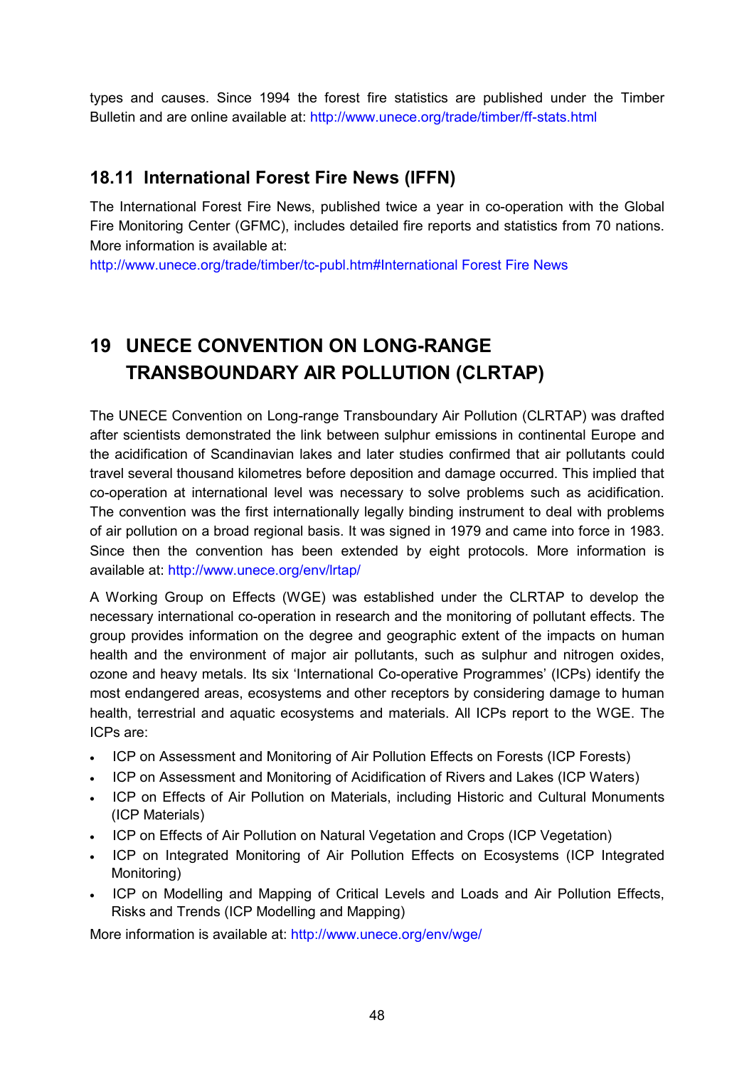types and causes. Since 1994 the forest fire statistics are published under the Timber Bulletin and are online available at: http://www.unece.org/trade/timber/ff-stats.html

## 18.11 International Forest Fire News (IFFN)

The International Forest Fire News, published twice a year in co-operation with the Global Fire Monitoring Center (GFMC), includes detailed fire reports and statistics from 70 nations. More information is available at:

http://www.unece.org/trade/timber/tc-publ.htm#International Forest Fire News

# 19 UNECE CONVENTION ON LONG-RANGE TRANSBOUNDARY AIR POLLUTION (CLRTAP)

The UNECE Convention on Long-range Transboundary Air Pollution (CLRTAP) was drafted after scientists demonstrated the link between sulphur emissions in continental Europe and the acidification of Scandinavian lakes and later studies confirmed that air pollutants could travel several thousand kilometres before deposition and damage occurred. This implied that co-operation at international level was necessary to solve problems such as acidification. The convention was the first internationally legally binding instrument to deal with problems of air pollution on a broad regional basis. It was signed in 1979 and came into force in 1983. Since then the convention has been extended by eight protocols. More information is available at: http://www.unece.org/env/lrtap/

A Working Group on Effects (WGE) was established under the CLRTAP to develop the necessary international co-operation in research and the monitoring of pollutant effects. The group provides information on the degree and geographic extent of the impacts on human health and the environment of major air pollutants, such as sulphur and nitrogen oxides, ozone and heavy metals. Its six 'International Co-operative Programmes' (ICPs) identify the most endangered areas, ecosystems and other receptors by considering damage to human health, terrestrial and aquatic ecosystems and materials. All ICPs report to the WGE. The ICPs are:

- ICP on Assessment and Monitoring of Air Pollution Effects on Forests (ICP Forests)
- ICP on Assessment and Monitoring of Acidification of Rivers and Lakes (ICP Waters)
- ICP on Effects of Air Pollution on Materials, including Historic and Cultural Monuments (ICP Materials)
- ICP on Effects of Air Pollution on Natural Vegetation and Crops (ICP Vegetation)
- ICP on Integrated Monitoring of Air Pollution Effects on Ecosystems (ICP Integrated Monitoring)
- ICP on Modelling and Mapping of Critical Levels and Loads and Air Pollution Effects, Risks and Trends (ICP Modelling and Mapping)

More information is available at: http://www.unece.org/env/wge/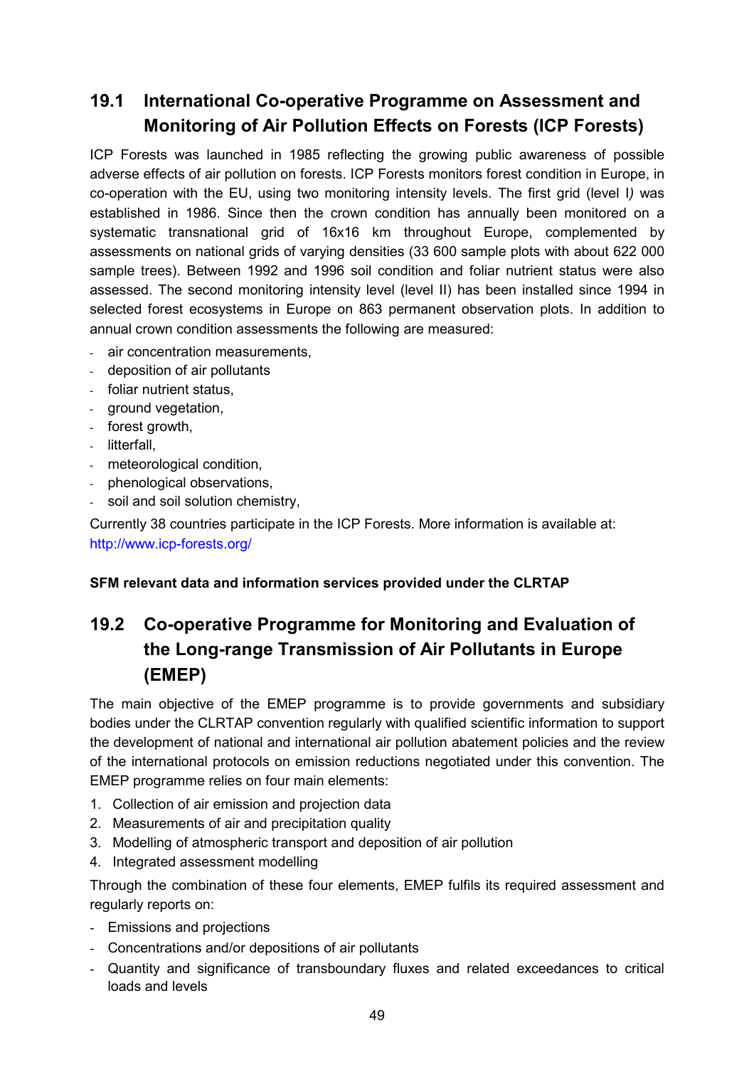## 19.1 International Co-operative Programme on Assessment and Monitoring of Air Pollution Effects on Forests (ICP Forests)

ICP Forests was launched in 1985 reflecting the growing public awareness of possible adverse effects of air pollution on forests. ICP Forests monitors forest condition in Europe, in co-operation with the EU, using two monitoring intensity levels. The first grid (level I*)* was established in 1986. Since then the crown condition has annually been monitored on a systematic transnational grid of 16x16 km throughout Europe, complemented by assessments on national grids of varying densities (33 600 sample plots with about 622 000 sample trees). Between 1992 and 1996 soil condition and foliar nutrient status were also assessed. The second monitoring intensity level (level II) has been installed since 1994 in selected forest ecosystems in Europe on 863 permanent observation plots. In addition to annual crown condition assessments the following are measured:

- air concentration measurements,
- deposition of air pollutants
- foliar nutrient status,
- ground vegetation,
- forest growth,
- litterfall,
- meteorological condition,
- phenological observations,
- soil and soil solution chemistry,

Currently 38 countries participate in the ICP Forests. More information is available at: http://www.icp-forests.org/

**SFM relevant data and information services provided under the CLRTAP**

## 19.2 Co-operative Programme for Monitoring and Evaluation of the Long-range Transmission of Air Pollutants in Europe (EMEP)

The main objective of the EMEP programme is to provide governments and subsidiary bodies under the CLRTAP convention regularly with qualified scientific information to support the development of national and international air pollution abatement policies and the review of the international protocols on emission reductions negotiated under this convention. The EMEP programme relies on four main elements:

1. Collection of air emission and projection data
2. Measurements of air and precipitation quality
3. Modelling of atmospheric transport and deposition of air pollution
4. Integrated assessment modelling

Through the combination of these four elements, EMEP fulfils its required assessment and regularly reports on:

- Emissions and projections
- Concentrations and/or depositions of air pollutants
- Quantity and significance of transboundary fluxes and related exceedances to critical loads and levels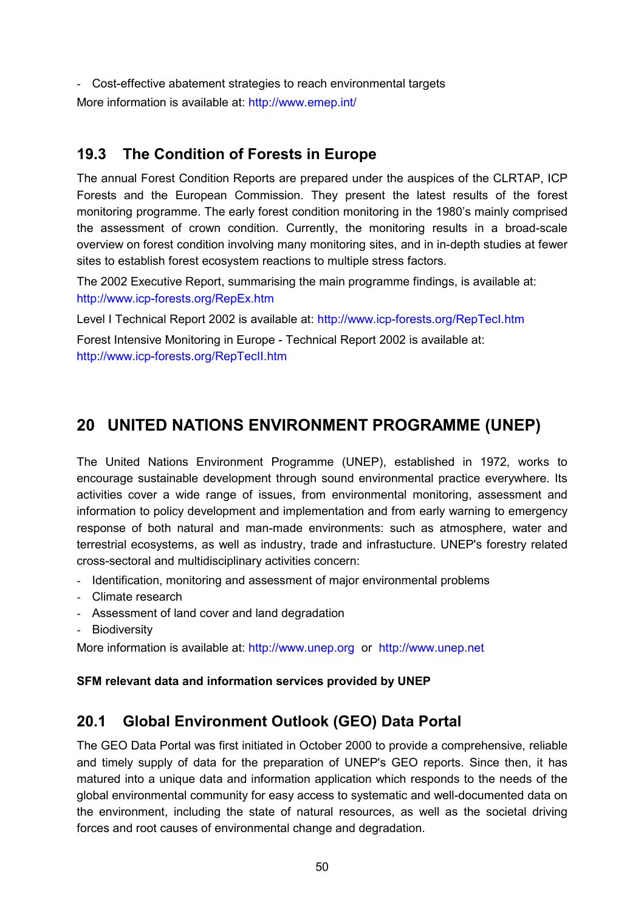- Cost-effective abatement strategies to reach environmental targets

More information is available at: http://www.emep.int/

## 19.3 The Condition of Forests in Europe

The annual Forest Condition Reports are prepared under the auspices of the CLRTAP, ICP Forests and the European Commission. They present the latest results of the forest monitoring programme. The early forest condition monitoring in the 1980's mainly comprised the assessment of crown condition. Currently, the monitoring results in a broad-scale overview on forest condition involving many monitoring sites, and in in-depth studies at fewer sites to establish forest ecosystem reactions to multiple stress factors.

The 2002 Executive Report, summarising the main programme findings, is available at: http://www.icp-forests.org/RepEx.htm

Level I Technical Report 2002 is available at: http://www.icp-forests.org/RepTecI.htm

Forest Intensive Monitoring in Europe - Technical Report 2002 is available at: http://www.icp-forests.org/RepTecII.htm

# 20 UNITED NATIONS ENVIRONMENT PROGRAMME (UNEP)

The United Nations Environment Programme (UNEP), established in 1972, works to encourage sustainable development through sound environmental practice everywhere. Its activities cover a wide range of issues, from environmental monitoring, assessment and information to policy development and implementation and from early warning to emergency response of both natural and man-made environments: such as atmosphere, water and terrestrial ecosystems, as well as industry, trade and infrastucture. UNEP's forestry related cross-sectoral and multidisciplinary activities concern:

- Identification, monitoring and assessment of major environmental problems
- Climate research
- Assessment of land cover and land degradation
- Biodiversity

More information is available at: http://www.unep.org or http://www.unep.net

**SFM relevant data and information services provided by UNEP**

## 20.1 Global Environment Outlook (GEO) Data Portal

The GEO Data Portal was first initiated in October 2000 to provide a comprehensive, reliable and timely supply of data for the preparation of UNEP's GEO reports. Since then, it has matured into a unique data and information application which responds to the needs of the global environmental community for easy access to systematic and well-documented data on the environment, including the state of natural resources, as well as the societal driving forces and root causes of environmental change and degradation.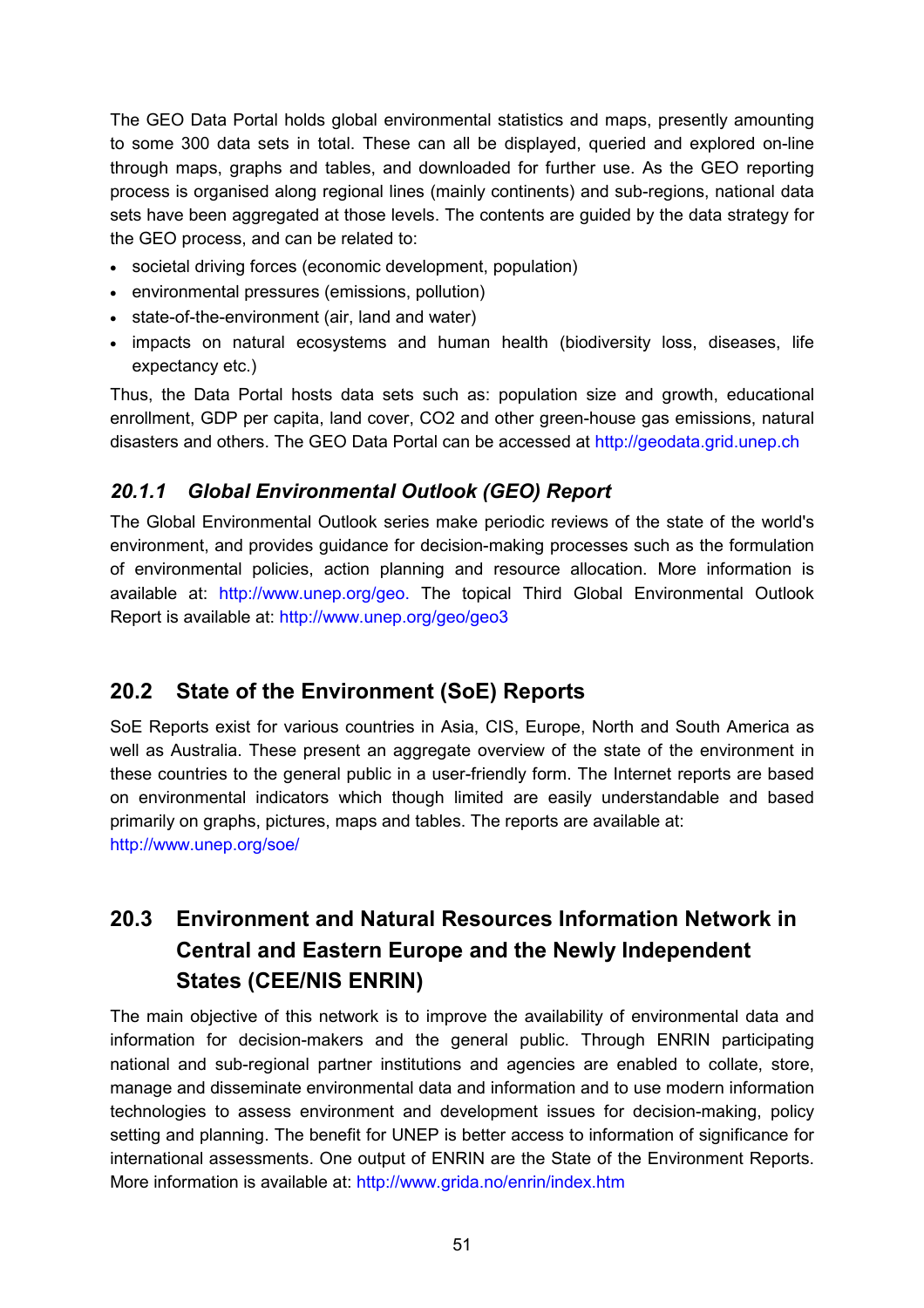The GEO Data Portal holds global environmental statistics and maps, presently amounting to some 300 data sets in total. These can all be displayed, queried and explored on-line through maps, graphs and tables, and downloaded for further use. As the GEO reporting process is organised along regional lines (mainly continents) and sub-regions, national data sets have been aggregated at those levels. The contents are guided by the data strategy for the GEO process, and can be related to:

- societal driving forces (economic development, population)
- environmental pressures (emissions, pollution)
- state-of-the-environment (air, land and water)
- impacts on natural ecosystems and human health (biodiversity loss, diseases, life expectancy etc.)

Thus, the Data Portal hosts data sets such as: population size and growth, educational enrollment, GDP per capita, land cover, $CO_2$ and other green-house gas emissions, natural disasters and others. The GEO Data Portal can be accessed at http://geodata.grid.unep.ch

### *20.1.1 Global Environmental Outlook (GEO) Report*

The Global Environmental Outlook series make periodic reviews of the state of the world's environment, and provides guidance for decision-making processes such as the formulation of environmental policies, action planning and resource allocation. More information is available at: http://www.unep.org/geo. The topical Third Global Environmental Outlook Report is available at: http://www.unep.org/geo/geo3

## 20.2 State of the Environment (SoE) Reports

SoE Reports exist for various countries in Asia, CIS, Europe, North and South America as well as Australia. These present an aggregate overview of the state of the environment in these countries to the general public in a user-friendly form. The Internet reports are based on environmental indicators which though limited are easily understandable and based primarily on graphs, pictures, maps and tables. The reports are available at:
http://www.unep.org/soe/

## 20.3 Environment and Natural Resources Information Network in Central and Eastern Europe and the Newly Independent States (CEE/NIS ENRIN)

The main objective of this network is to improve the availability of environmental data and information for decision-makers and the general public. Through ENRIN participating national and sub-regional partner institutions and agencies are enabled to collate, store, manage and disseminate environmental data and information and to use modern information technologies to assess environment and development issues for decision-making, policy setting and planning. The benefit for UNEP is better access to information of significance for international assessments. One output of ENRIN are the State of the Environment Reports. More information is available at: http://www.grida.no/enrin/index.htm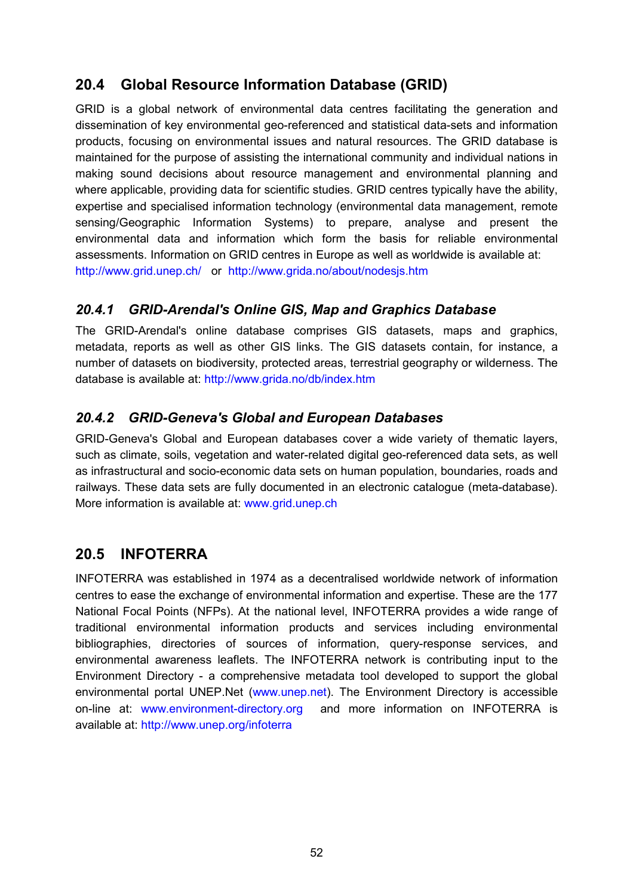## 20.4 Global Resource Information Database (GRID)

GRID is a global network of environmental data centres facilitating the generation and dissemination of key environmental geo-referenced and statistical data-sets and information products, focusing on environmental issues and natural resources. The GRID database is maintained for the purpose of assisting the international community and individual nations in making sound decisions about resource management and environmental planning and where applicable, providing data for scientific studies. GRID centres typically have the ability, expertise and specialised information technology (environmental data management, remote sensing/Geographic Information Systems) to prepare, analyse and present the environmental data and information which form the basis for reliable environmental assessments. Information on GRID centres in Europe as well as worldwide is available at: http://www.grid.unep.ch/ or http://www.grida.no/about/nodesjs.htm

### *20.4.1 GRID-Arendal's Online GIS, Map and Graphics Database*

The GRID-Arendal's online database comprises GIS datasets, maps and graphics, metadata, reports as well as other GIS links. The GIS datasets contain, for instance, a number of datasets on biodiversity, protected areas, terrestrial geography or wilderness. The database is available at: http://www.grida.no/db/index.htm

### *20.4.2 GRID-Geneva's Global and European Databases*

GRID-Geneva's Global and European databases cover a wide variety of thematic layers, such as climate, soils, vegetation and water-related digital geo-referenced data sets, as well as infrastructural and socio-economic data sets on human population, boundaries, roads and railways. These data sets are fully documented in an electronic catalogue (meta-database). More information is available at: www.grid.unep.ch

## 20.5 INFOTERRA

INFOTERRA was established in 1974 as a decentralised worldwide network of information centres to ease the exchange of environmental information and expertise. These are the 177 National Focal Points (NFPs). At the national level, INFOTERRA provides a wide range of traditional environmental information products and services including environmental bibliographies, directories of sources of information, query-response services, and environmental awareness leaflets. The INFOTERRA network is contributing input to the Environment Directory - a comprehensive metadata tool developed to support the global environmental portal UNEP.Net (www.unep.net). The Environment Directory is accessible on-line at: www.environment-directory.org and more information on INFOTERRA is available at: http://www.unep.org/infoterra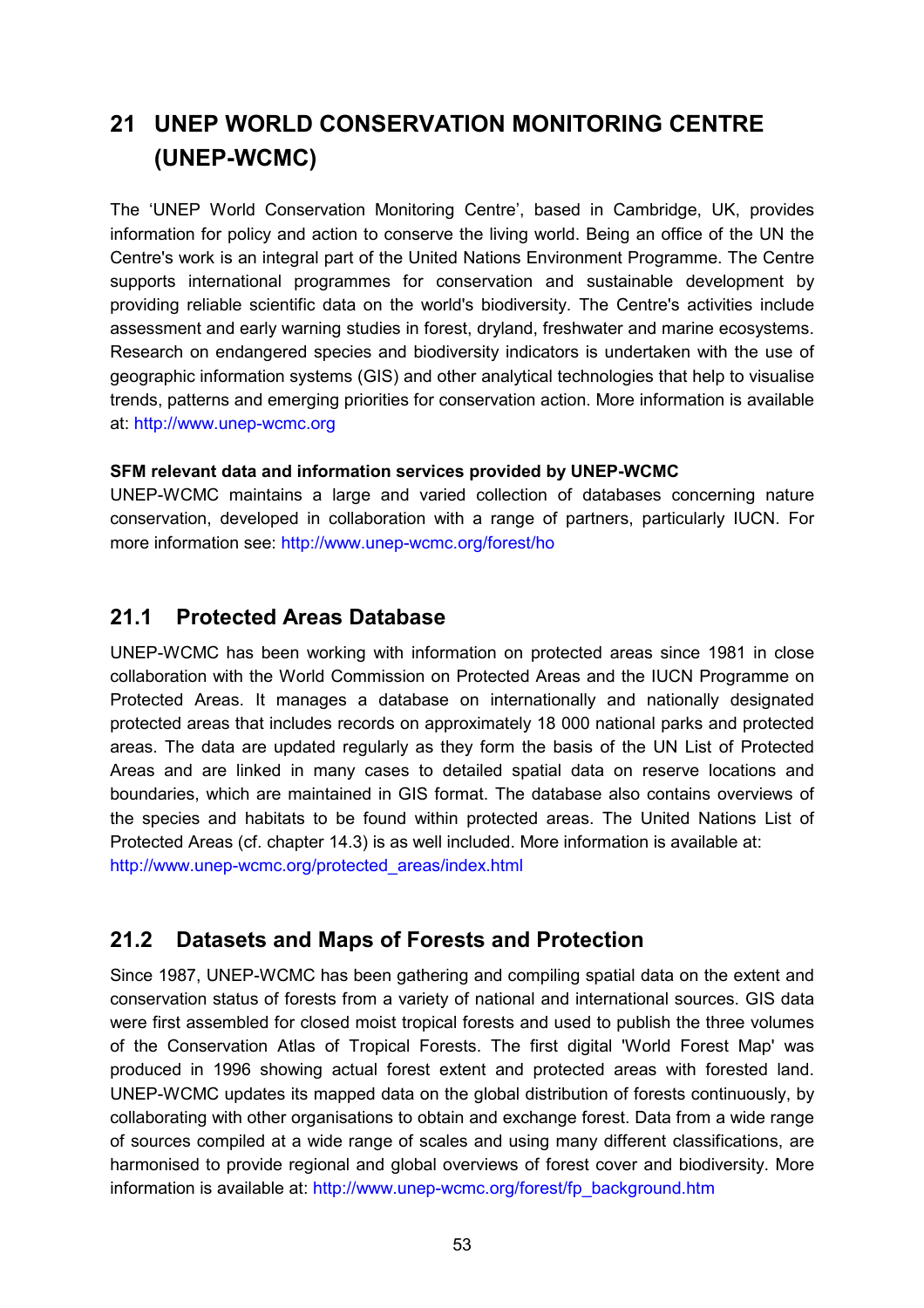# 21 UNEP WORLD CONSERVATION MONITORING CENTRE (UNEP-WCMC)

The 'UNEP World Conservation Monitoring Centre', based in Cambridge, UK, provides information for policy and action to conserve the living world. Being an office of the UN the Centre's work is an integral part of the United Nations Environment Programme. The Centre supports international programmes for conservation and sustainable development by providing reliable scientific data on the world's biodiversity. The Centre's activities include assessment and early warning studies in forest, dryland, freshwater and marine ecosystems. Research on endangered species and biodiversity indicators is undertaken with the use of geographic information systems (GIS) and other analytical technologies that help to visualise trends, patterns and emerging priorities for conservation action. More information is available at: http://www.unep-wcmc.org

**SFM relevant data and information services provided by UNEP-WCMC**

UNEP-WCMC maintains a large and varied collection of databases concerning nature conservation, developed in collaboration with a range of partners, particularly IUCN. For more information see: http://www.unep-wcmc.org/forest/ho

## 21.1 Protected Areas Database

UNEP-WCMC has been working with information on protected areas since 1981 in close collaboration with the World Commission on Protected Areas and the IUCN Programme on Protected Areas. It manages a database on internationally and nationally designated protected areas that includes records on approximately 18 000 national parks and protected areas. The data are updated regularly as they form the basis of the UN List of Protected Areas and are linked in many cases to detailed spatial data on reserve locations and boundaries, which are maintained in GIS format. The database also contains overviews of the species and habitats to be found within protected areas. The United Nations List of Protected Areas (cf. chapter 14.3) is as well included. More information is available at: http://www.unep-wcmc.org/protected_areas/index.html

## 21.2 Datasets and Maps of Forests and Protection

Since 1987, UNEP-WCMC has been gathering and compiling spatial data on the extent and conservation status of forests from a variety of national and international sources. GIS data were first assembled for closed moist tropical forests and used to publish the three volumes of the Conservation Atlas of Tropical Forests. The first digital 'World Forest Map' was produced in 1996 showing actual forest extent and protected areas with forested land. UNEP-WCMC updates its mapped data on the global distribution of forests continuously, by collaborating with other organisations to obtain and exchange forest. Data from a wide range of sources compiled at a wide range of scales and using many different classifications, are harmonised to provide regional and global overviews of forest cover and biodiversity. More information is available at: http://www.unep-wcmc.org/forest/fp_background.htm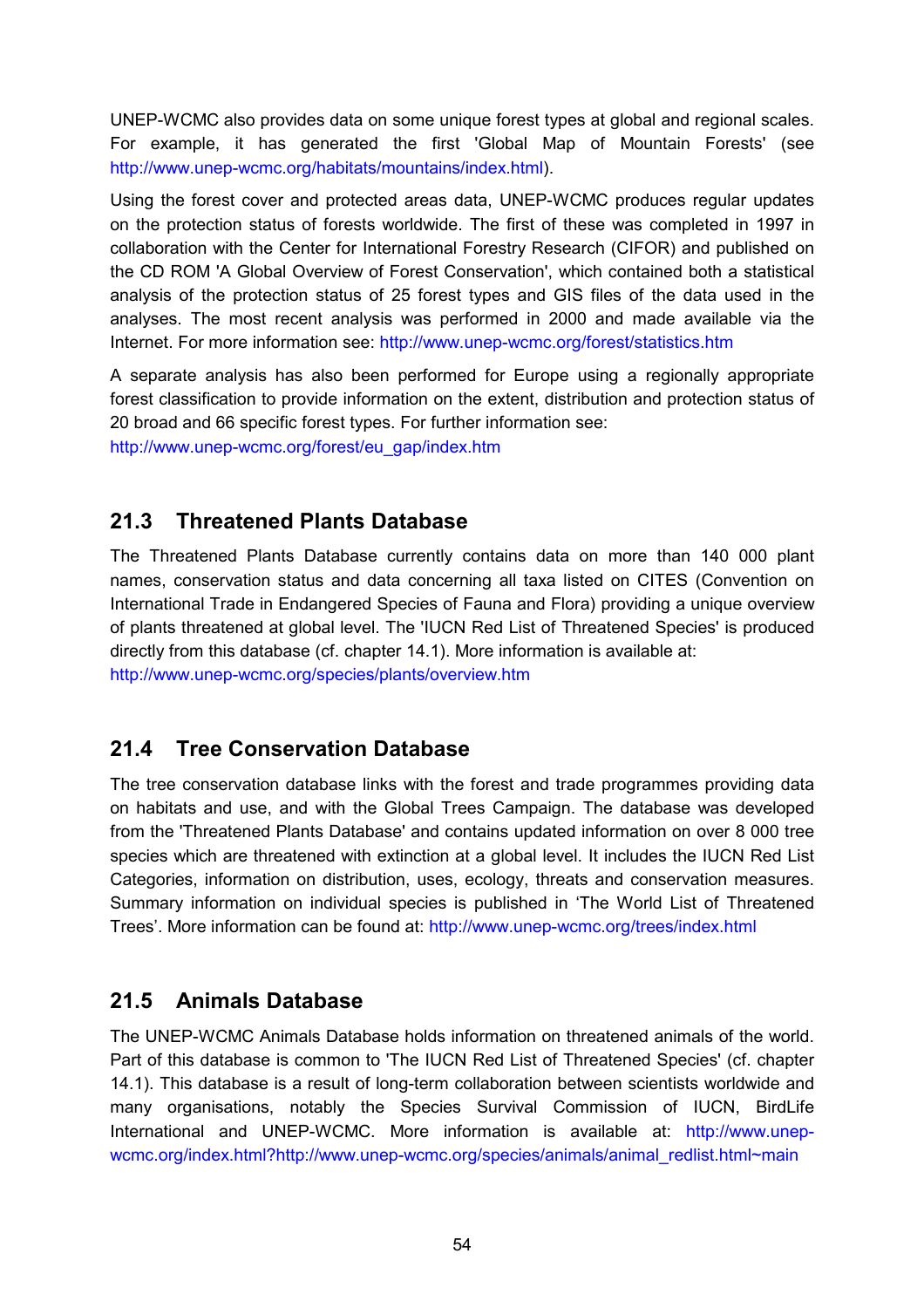UNEP-WCMC also provides data on some unique forest types at global and regional scales. For example, it has generated the first 'Global Map of Mountain Forests' (see http://www.unep-wcmc.org/habitats/mountains/index.html).

Using the forest cover and protected areas data, UNEP-WCMC produces regular updates on the protection status of forests worldwide. The first of these was completed in 1997 in collaboration with the Center for International Forestry Research (CIFOR) and published on the CD ROM 'A Global Overview of Forest Conservation', which contained both a statistical analysis of the protection status of 25 forest types and GIS files of the data used in the analyses. The most recent analysis was performed in 2000 and made available via the Internet. For more information see: http://www.unep-wcmc.org/forest/statistics.htm

A separate analysis has also been performed for Europe using a regionally appropriate forest classification to provide information on the extent, distribution and protection status of 20 broad and 66 specific forest types. For further information see:
http://www.unep-wcmc.org/forest/eu_gap/index.htm

## 21.3 Threatened Plants Database

The Threatened Plants Database currently contains data on more than 140 000 plant names, conservation status and data concerning all taxa listed on CITES (Convention on International Trade in Endangered Species of Fauna and Flora) providing a unique overview of plants threatened at global level. The 'IUCN Red List of Threatened Species' is produced directly from this database (cf. chapter 14.1). More information is available at:
http://www.unep-wcmc.org/species/plants/overview.htm

## 21.4 Tree Conservation Database

The tree conservation database links with the forest and trade programmes providing data on habitats and use, and with the Global Trees Campaign. The database was developed from the 'Threatened Plants Database' and contains updated information on over 8 000 tree species which are threatened with extinction at a global level. It includes the IUCN Red List Categories, information on distribution, uses, ecology, threats and conservation measures. Summary information on individual species is published in 'The World List of Threatened Trees'. More information can be found at: http://www.unep-wcmc.org/trees/index.html

## 21.5 Animals Database

The UNEP-WCMC Animals Database holds information on threatened animals of the world. Part of this database is common to 'The IUCN Red List of Threatened Species' (cf. chapter 14.1). This database is a result of long-term collaboration between scientists worldwide and many organisations, notably the Species Survival Commission of IUCN, BirdLife International and UNEP-WCMC. More information is available at: http://www.unep-wcmc.org/index.html?http://www.unep-wcmc.org/species/animals/animal_redlist.html~main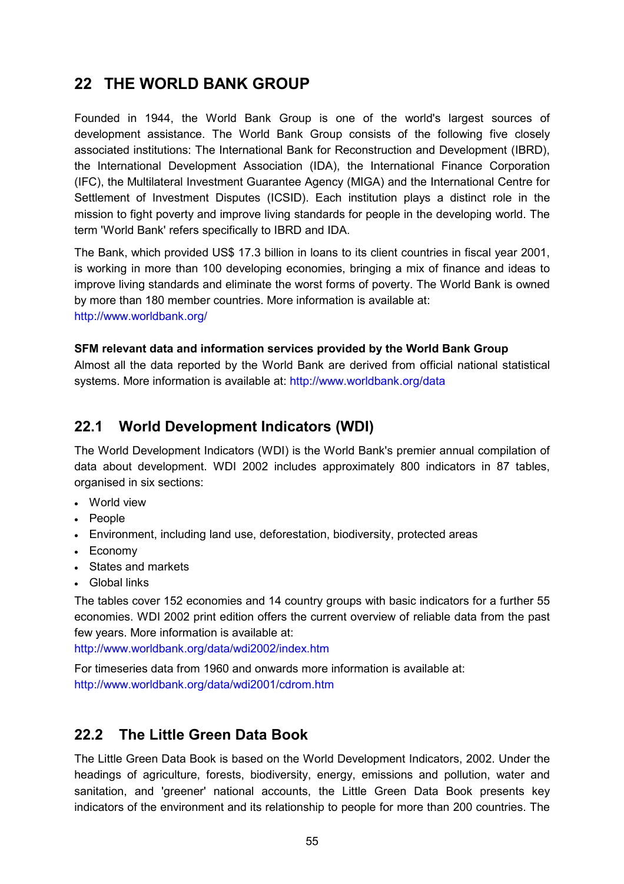# 22 THE WORLD BANK GROUP

Founded in 1944, the World Bank Group is one of the world's largest sources of development assistance. The World Bank Group consists of the following five closely associated institutions: The International Bank for Reconstruction and Development (IBRD), the International Development Association (IDA), the International Finance Corporation (IFC), the Multilateral Investment Guarantee Agency (MIGA) and the International Centre for Settlement of Investment Disputes (ICSID). Each institution plays a distinct role in the mission to fight poverty and improve living standards for people in the developing world. The term 'World Bank' refers specifically to IBRD and IDA.

The Bank, which provided US$ 17.3 billion in loans to its client countries in fiscal year 2001, is working in more than 100 developing economies, bringing a mix of finance and ideas to improve living standards and eliminate the worst forms of poverty. The World Bank is owned by more than 180 member countries. More information is available at: http://www.worldbank.org/

**SFM relevant data and information services provided by the World Bank Group**

Almost all the data reported by the World Bank are derived from official national statistical systems. More information is available at: http://www.worldbank.org/data

## 22.1 World Development Indicators (WDI)

The World Development Indicators (WDI) is the World Bank's premier annual compilation of data about development. WDI 2002 includes approximately 800 indicators in 87 tables, organised in six sections:

- World view
- People
- Environment, including land use, deforestation, biodiversity, protected areas
- Economy
- States and markets
- Global links

The tables cover 152 economies and 14 country groups with basic indicators for a further 55 economies. WDI 2002 print edition offers the current overview of reliable data from the past few years. More information is available at: http://www.worldbank.org/data/wdi2002/index.htm

For timeseries data from 1960 and onwards more information is available at: http://www.worldbank.org/data/wdi2001/cdrom.htm

## 22.2 The Little Green Data Book

The Little Green Data Book is based on the World Development Indicators, 2002. Under the headings of agriculture, forests, biodiversity, energy, emissions and pollution, water and sanitation, and 'greener' national accounts, the Little Green Data Book presents key indicators of the environment and its relationship to people for more than 200 countries. The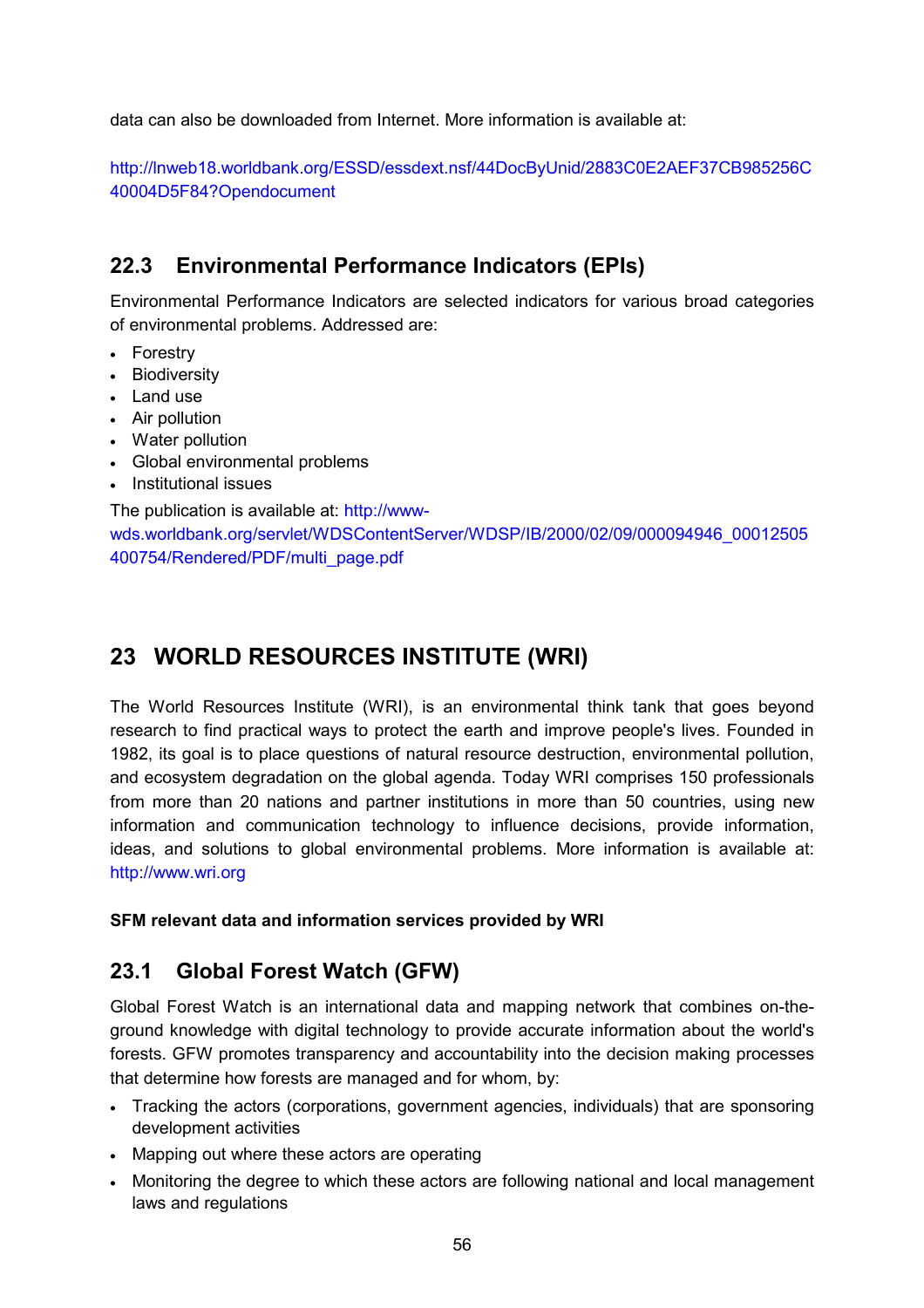data can also be downloaded from Internet. More information is available at:

http://lnweb18.worldbank.org/ESSD/essdext.nsf/44DocByUnid/2883C0E2AEF37CB985256C40004D5F84?Opendocument

## 22.3 Environmental Performance Indicators (EPIs)

Environmental Performance Indicators are selected indicators for various broad categories of environmental problems. Addressed are:

- Forestry
- Biodiversity
- Land use
- Air pollution
- Water pollution
- Global environmental problems
- Institutional issues

The publication is available at: http://www-wds.worldbank.org/servlet/WDSContentServer/WDSP/IB/2000/02/09/000094946_00012505400754/Rendered/PDF/multi_page.pdf

# 23 WORLD RESOURCES INSTITUTE (WRI)

The World Resources Institute (WRI), is an environmental think tank that goes beyond research to find practical ways to protect the earth and improve people's lives. Founded in 1982, its goal is to place questions of natural resource destruction, environmental pollution, and ecosystem degradation on the global agenda. Today WRI comprises 150 professionals from more than 20 nations and partner institutions in more than 50 countries, using new information and communication technology to influence decisions, provide information, ideas, and solutions to global environmental problems. More information is available at: http://www.wri.org

**SFM relevant data and information services provided by WRI**

## 23.1 Global Forest Watch (GFW)

Global Forest Watch is an international data and mapping network that combines on-the-ground knowledge with digital technology to provide accurate information about the world's forests. GFW promotes transparency and accountability into the decision making processes that determine how forests are managed and for whom, by:

- Tracking the actors (corporations, government agencies, individuals) that are sponsoring development activities
- Mapping out where these actors are operating
- Monitoring the degree to which these actors are following national and local management laws and regulations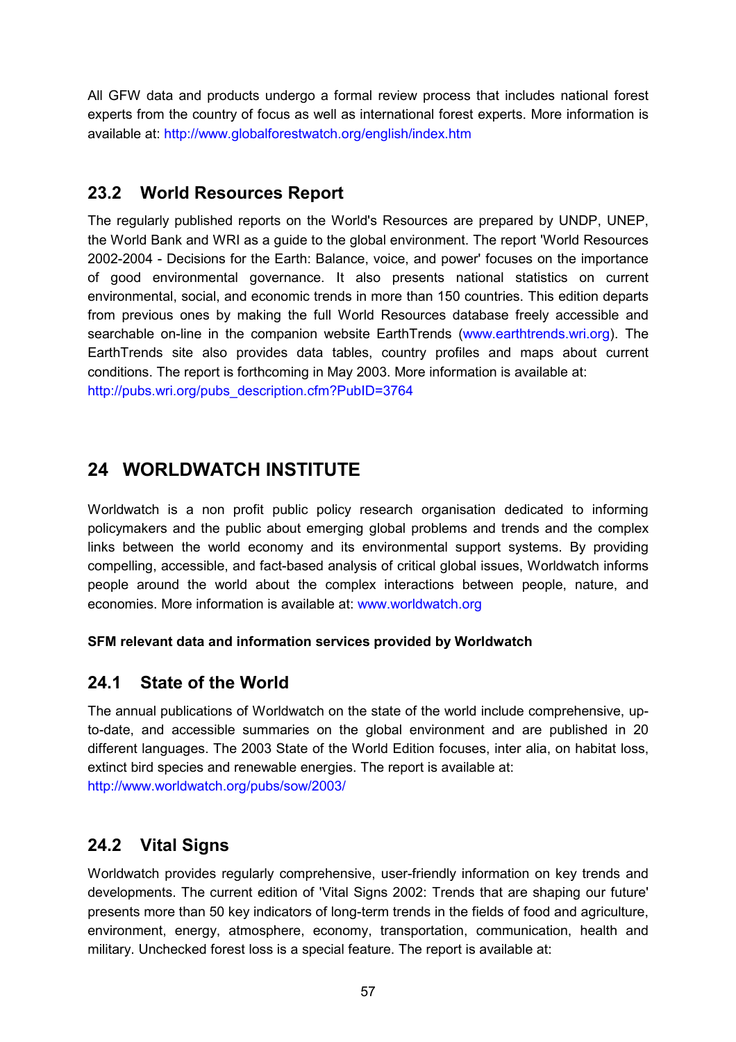All GFW data and products undergo a formal review process that includes national forest experts from the country of focus as well as international forest experts. More information is available at: http://www.globalforestwatch.org/english/index.htm

## 23.2 World Resources Report

The regularly published reports on the World's Resources are prepared by UNDP, UNEP, the World Bank and WRI as a guide to the global environment. The report 'World Resources 2002-2004 - Decisions for the Earth: Balance, voice, and power' focuses on the importance of good environmental governance. It also presents national statistics on current environmental, social, and economic trends in more than 150 countries. This edition departs from previous ones by making the full World Resources database freely accessible and searchable on-line in the companion website EarthTrends (www.earthtrends.wri.org). The EarthTrends site also provides data tables, country profiles and maps about current conditions. The report is forthcoming in May 2003. More information is available at: http://pubs.wri.org/pubs_description.cfm?PubID=3764

# 24 WORLDWATCH INSTITUTE

Worldwatch is a non profit public policy research organisation dedicated to informing policymakers and the public about emerging global problems and trends and the complex links between the world economy and its environmental support systems. By providing compelling, accessible, and fact-based analysis of critical global issues, Worldwatch informs people around the world about the complex interactions between people, nature, and economies. More information is available at: www.worldwatch.org

**SFM relevant data and information services provided by Worldwatch**

## 24.1 State of the World

The annual publications of Worldwatch on the state of the world include comprehensive, up-to-date, and accessible summaries on the global environment and are published in 20 different languages. The 2003 State of the World Edition focuses, inter alia, on habitat loss, extinct bird species and renewable energies. The report is available at: http://www.worldwatch.org/pubs/sow/2003/

## 24.2 Vital Signs

Worldwatch provides regularly comprehensive, user-friendly information on key trends and developments. The current edition of 'Vital Signs 2002: Trends that are shaping our future' presents more than 50 key indicators of long-term trends in the fields of food and agriculture, environment, energy, atmosphere, economy, transportation, communication, health and military. Unchecked forest loss is a special feature. The report is available at: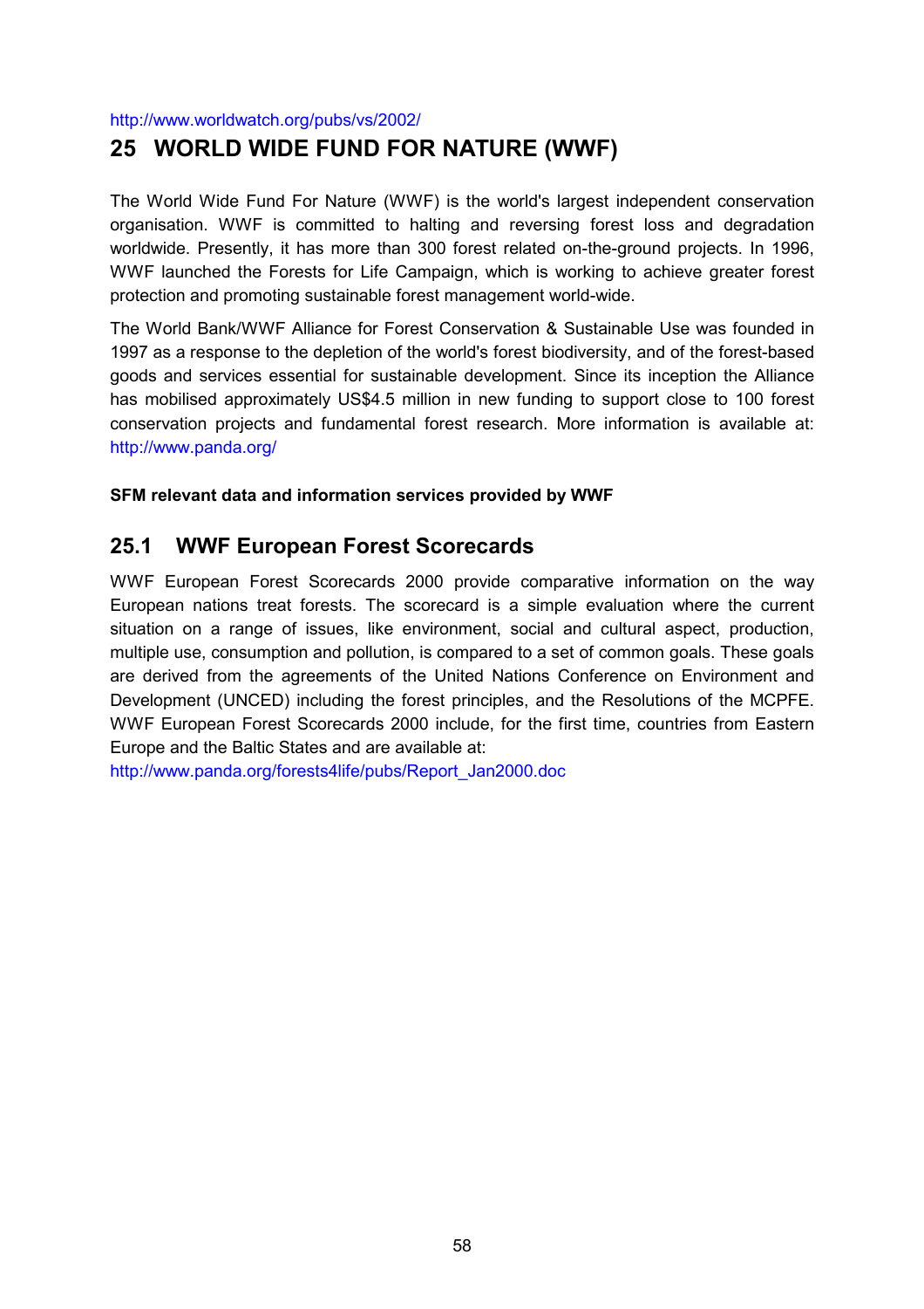http://www.worldwatch.org/pubs/vs/2002/

# 25 WORLD WIDE FUND FOR NATURE (WWF)

The World Wide Fund For Nature (WWF) is the world's largest independent conservation organisation. WWF is committed to halting and reversing forest loss and degradation worldwide. Presently, it has more than 300 forest related on-the-ground projects. In 1996, WWF launched the Forests for Life Campaign, which is working to achieve greater forest protection and promoting sustainable forest management world-wide.

The World Bank/WWF Alliance for Forest Conservation & Sustainable Use was founded in 1997 as a response to the depletion of the world's forest biodiversity, and of the forest-based goods and services essential for sustainable development. Since its inception the Alliance has mobilised approximately US$4.5 million in new funding to support close to 100 forest conservation projects and fundamental forest research. More information is available at: http://www.panda.org/

**SFM relevant data and information services provided by WWF**

## 25.1 WWF European Forest Scorecards

WWF European Forest Scorecards 2000 provide comparative information on the way European nations treat forests. The scorecard is a simple evaluation where the current situation on a range of issues, like environment, social and cultural aspect, production, multiple use, consumption and pollution, is compared to a set of common goals. These goals are derived from the agreements of the United Nations Conference on Environment and Development (UNCED) including the forest principles, and the Resolutions of the MCPFE. WWF European Forest Scorecards 2000 include, for the first time, countries from Eastern Europe and the Baltic States and are available at:
http://www.panda.org/forests4life/pubs/Report_Jan2000.doc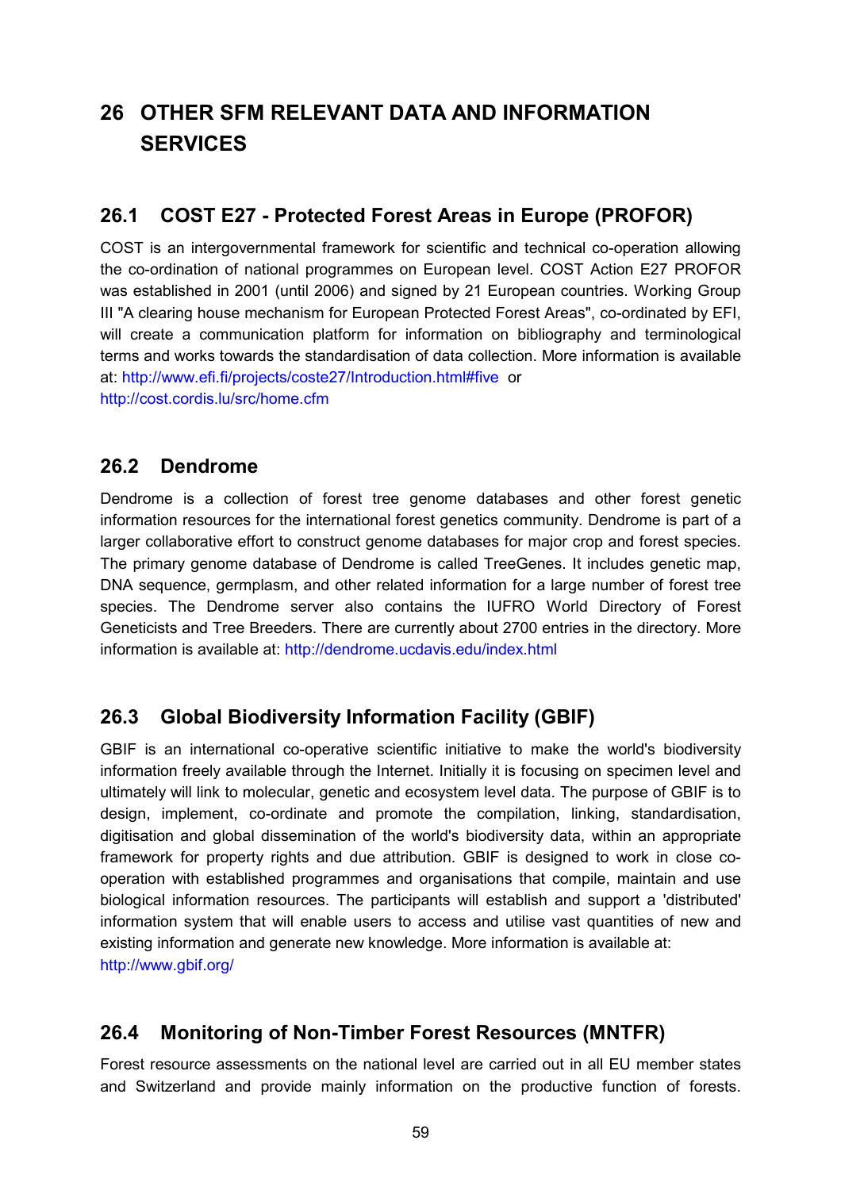# 26 OTHER SFM RELEVANT DATA AND INFORMATION SERVICES

## 26.1 COST E27 - Protected Forest Areas in Europe (PROFOR)

COST is an intergovernmental framework for scientific and technical co-operation allowing the co-ordination of national programmes on European level. COST Action E27 PROFOR was established in 2001 (until 2006) and signed by 21 European countries. Working Group III "A clearing house mechanism for European Protected Forest Areas", co-ordinated by EFI, will create a communication platform for information on bibliography and terminological terms and works towards the standardisation of data collection. More information is available at: http://www.efi.fi/projects/coste27/Introduction.html#five or http://cost.cordis.lu/src/home.cfm

## 26.2 Dendrome

Dendrome is a collection of forest tree genome databases and other forest genetic information resources for the international forest genetics community. Dendrome is part of a larger collaborative effort to construct genome databases for major crop and forest species. The primary genome database of Dendrome is called TreeGenes. It includes genetic map, DNA sequence, germplasm, and other related information for a large number of forest tree species. The Dendrome server also contains the IUFRO World Directory of Forest Geneticists and Tree Breeders. There are currently about 2700 entries in the directory. More information is available at: http://dendrome.ucdavis.edu/index.html

## 26.3 Global Biodiversity Information Facility (GBIF)

GBIF is an international co-operative scientific initiative to make the world's biodiversity information freely available through the Internet. Initially it is focusing on specimen level and ultimately will link to molecular, genetic and ecosystem level data. The purpose of GBIF is to design, implement, co-ordinate and promote the compilation, linking, standardisation, digitisation and global dissemination of the world's biodiversity data, within an appropriate framework for property rights and due attribution. GBIF is designed to work in close co-operation with established programmes and organisations that compile, maintain and use biological information resources. The participants will establish and support a 'distributed' information system that will enable users to access and utilise vast quantities of new and existing information and generate new knowledge. More information is available at: http://www.gbif.org/

## 26.4 Monitoring of Non-Timber Forest Resources (MNTFR)

Forest resource assessments on the national level are carried out in all EU member states and Switzerland and provide mainly information on the productive function of forests.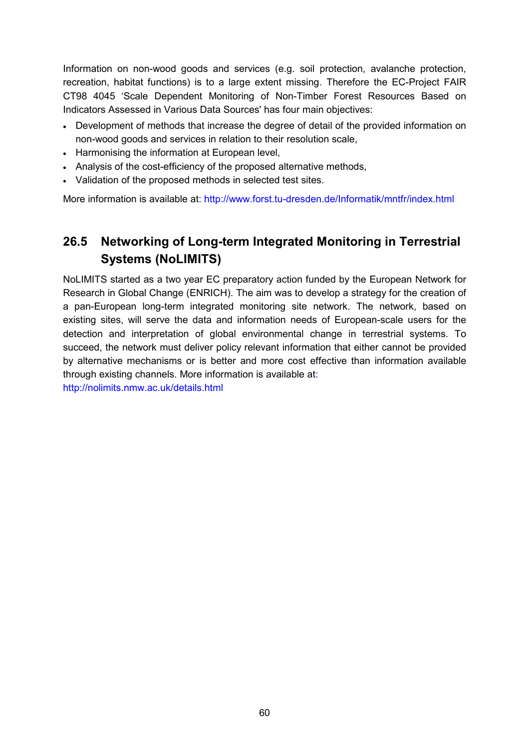Information on non-wood goods and services (e.g. soil protection, avalanche protection, recreation, habitat functions) is to a large extent missing. Therefore the EC-Project FAIR CT98 4045 'Scale Dependent Monitoring of Non-Timber Forest Resources Based on Indicators Assessed in Various Data Sources' has four main objectives:

- Development of methods that increase the degree of detail of the provided information on non-wood goods and services in relation to their resolution scale,
- Harmonising the information at European level,
- Analysis of the cost-efficiency of the proposed alternative methods,
- Validation of the proposed methods in selected test sites.

More information is available at: http://www.forst.tu-dresden.de/Informatik/mntfr/index.html

## 26.5 Networking of Long-term Integrated Monitoring in Terrestrial Systems (NoLIMITS)

NoLIMITS started as a two year EC preparatory action funded by the European Network for Research in Global Change (ENRICH). The aim was to develop a strategy for the creation of a pan-European long-term integrated monitoring site network. The network, based on existing sites, will serve the data and information needs of European-scale users for the detection and interpretation of global environmental change in terrestrial systems. To succeed, the network must deliver policy relevant information that either cannot be provided by alternative mechanisms or is better and more cost effective than information available through existing channels. More information is available at:
http://nolimits.nmw.ac.uk/details.html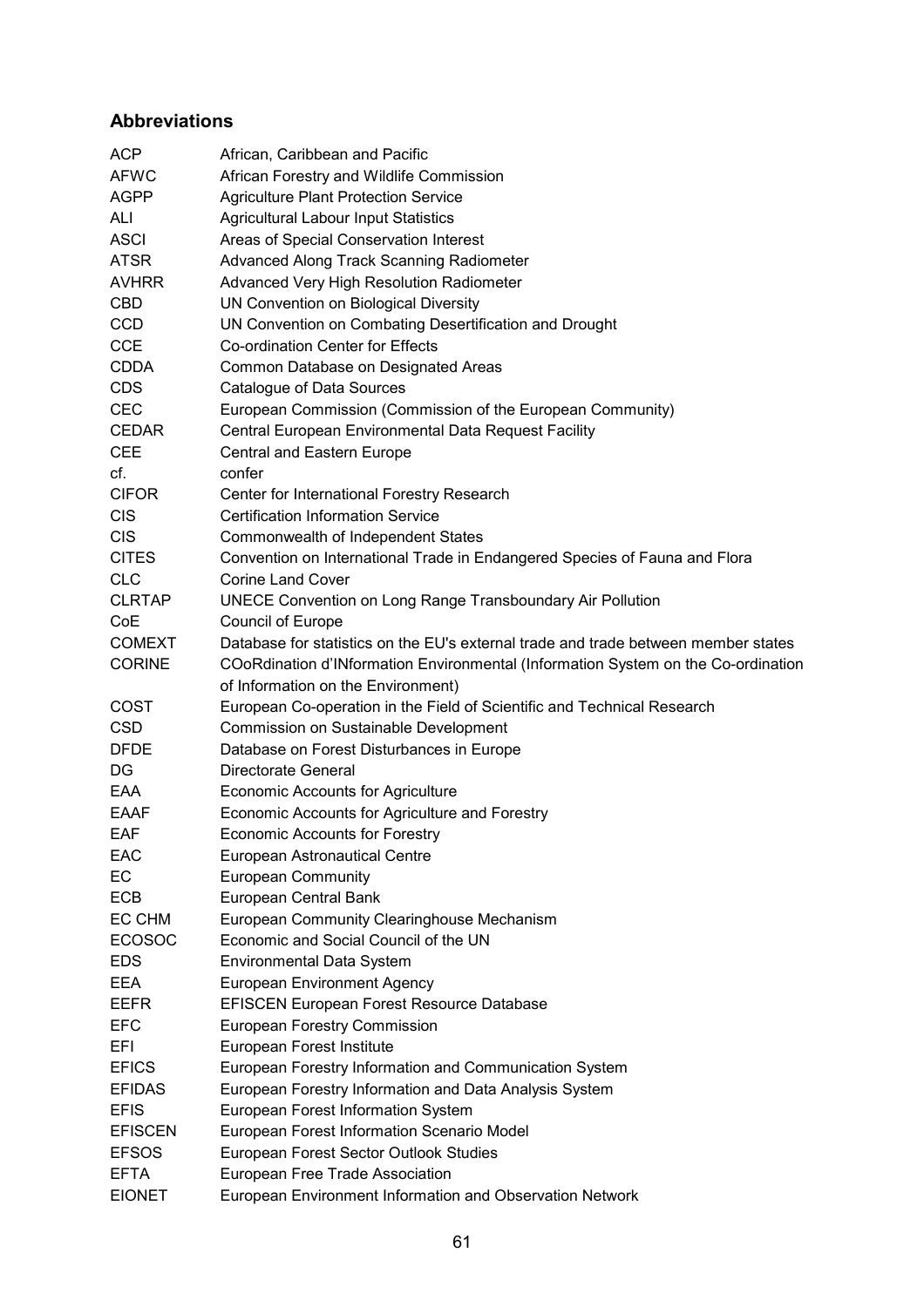## Abbreviations

| | |
|---|---|
| ACP | African, Caribbean and Pacific |
| AFWC | African Forestry and Wildlife Commission |
| AGPP | Agriculture Plant Protection Service |
| ALI | Agricultural Labour Input Statistics |
| ASCI | Areas of Special Conservation Interest |
| ATSR | Advanced Along Track Scanning Radiometer |
| AVHRR | Advanced Very High Resolution Radiometer |
| CBD | UN Convention on Biological Diversity |
| CCD | UN Convention on Combating Desertification and Drought |
| CCE | Co-ordination Center for Effects |
| CDDA | Common Database on Designated Areas |
| CDS | Catalogue of Data Sources |
| CEC | European Commission (Commission of the European Community) |
| CEDAR | Central European Environmental Data Request Facility |
| CEE | Central and Eastern Europe |
| cf. | confer |
| CIFOR | Center for International Forestry Research |
| CIS | Certification Information Service |
| CIS | Commonwealth of Independent States |
| CITES | Convention on International Trade in Endangered Species of Fauna and Flora |
| CLC | Corine Land Cover |
| CLRTAP | UNECE Convention on Long Range Transboundary Air Pollution |
| CoE | Council of Europe |
| COMEXT | Database for statistics on the EU's external trade and trade between member states |
| CORINE | COoRdination d'INformation Environmental (Information System on the Co-ordination of Information on the Environment) |
| COST | European Co-operation in the Field of Scientific and Technical Research |
| CSD | Commission on Sustainable Development |
| DFDE | Database on Forest Disturbances in Europe |
| DG | Directorate General |
| EAA | Economic Accounts for Agriculture |
| EAAF | Economic Accounts for Agriculture and Forestry |
| EAF | Economic Accounts for Forestry |
| EAC | European Astronautical Centre |
| EC | European Community |
| ECB | European Central Bank |
| EC CHM | European Community Clearinghouse Mechanism |
| ECOSOC | Economic and Social Council of the UN |
| EDS | Environmental Data System |
| EEA | European Environment Agency |
| EEFR | EFISCEN European Forest Resource Database |
| EFC | European Forestry Commission |
| EFI | European Forest Institute |
| EFICS | European Forestry Information and Communication System |
| EFIDAS | European Forestry Information and Data Analysis System |
| EFIS | European Forest Information System |
| EFISCEN | European Forest Information Scenario Model |
| EFSOS | European Forest Sector Outlook Studies |
| EFTA | European Free Trade Association |
| EIONET | European Environment Information and Observation Network |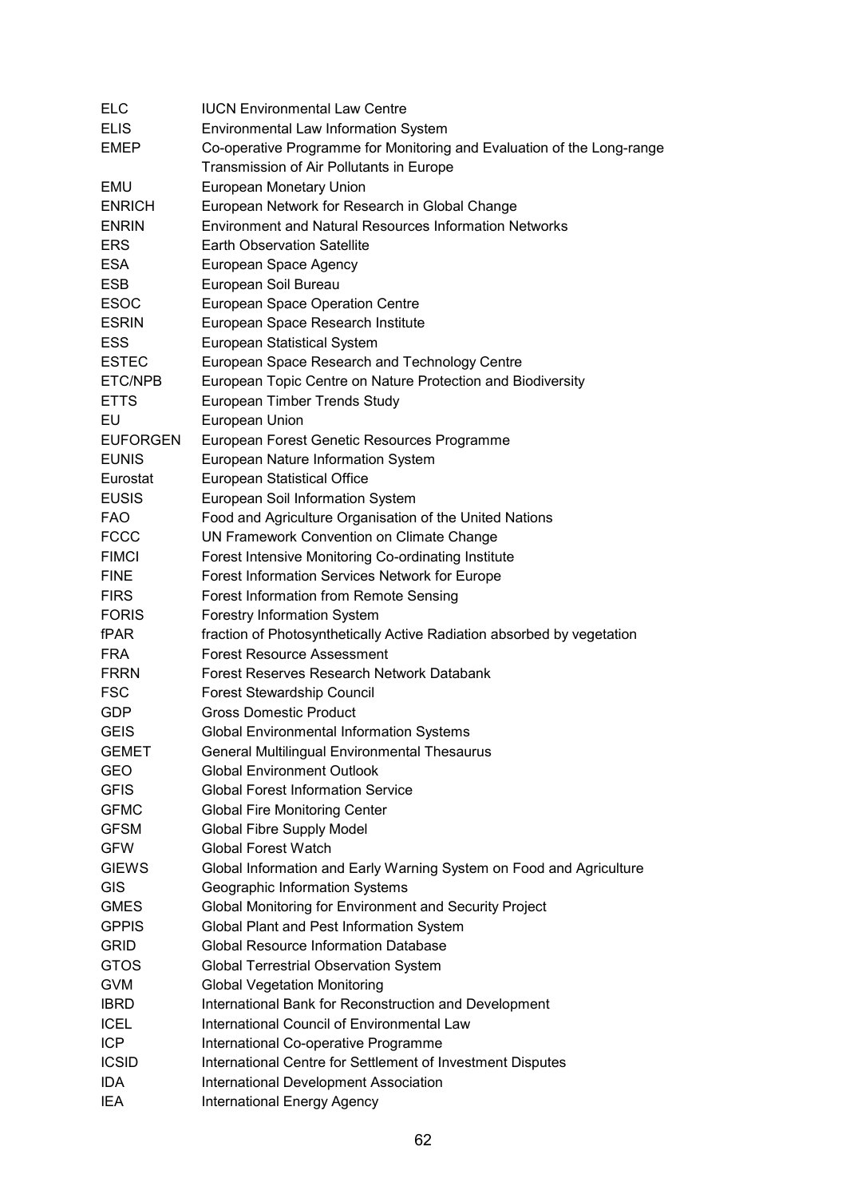| | |
|---|---|
| ELC | IUCN Environmental Law Centre |
| ELIS | Environmental Law Information System |
| EMEP | Co-operative Programme for Monitoring and Evaluation of the Long-range Transmission of Air Pollutants in Europe |
| EMU | European Monetary Union |
| ENRICH | European Network for Research in Global Change |
| ENRIN | Environment and Natural Resources Information Networks |
| ERS | Earth Observation Satellite |
| ESA | European Space Agency |
| ESB | European Soil Bureau |
| ESOC | European Space Operation Centre |
| ESRIN | European Space Research Institute |
| ESS | European Statistical System |
| ESTEC | European Space Research and Technology Centre |
| ETC/NPB | European Topic Centre on Nature Protection and Biodiversity |
| ETTS | European Timber Trends Study |
| EU | European Union |
| EUFORGEN | European Forest Genetic Resources Programme |
| EUNIS | European Nature Information System |
| Eurostat | European Statistical Office |
| EUSIS | European Soil Information System |
| FAO | Food and Agriculture Organisation of the United Nations |
| FCCC | UN Framework Convention on Climate Change |
| FIMCI | Forest Intensive Monitoring Co-ordinating Institute |
| FINE | Forest Information Services Network for Europe |
| FIRS | Forest Information from Remote Sensing |
| FORIS | Forestry Information System |
| fPAR | fraction of Photosynthetically Active Radiation absorbed by vegetation |
| FRA | Forest Resource Assessment |
| FRRN | Forest Reserves Research Network Databank |
| FSC | Forest Stewardship Council |
| GDP | Gross Domestic Product |
| GEIS | Global Environmental Information Systems |
| GEMET | General Multilingual Environmental Thesaurus |
| GEO | Global Environment Outlook |
| GFIS | Global Forest Information Service |
| GFMC | Global Fire Monitoring Center |
| GFSM | Global Fibre Supply Model |
| GFW | Global Forest Watch |
| GIEWS | Global Information and Early Warning System on Food and Agriculture |
| GIS | Geographic Information Systems |
| GMES | Global Monitoring for Environment and Security Project |
| GPPIS | Global Plant and Pest Information System |
| GRID | Global Resource Information Database |
| GTOS | Global Terrestrial Observation System |
| GVM | Global Vegetation Monitoring |
| IBRD | International Bank for Reconstruction and Development |
| ICEL | International Council of Environmental Law |
| ICP | International Co-operative Programme |
| ICSID | International Centre for Settlement of Investment Disputes |
| IDA | International Development Association |
| IEA | International Energy Agency |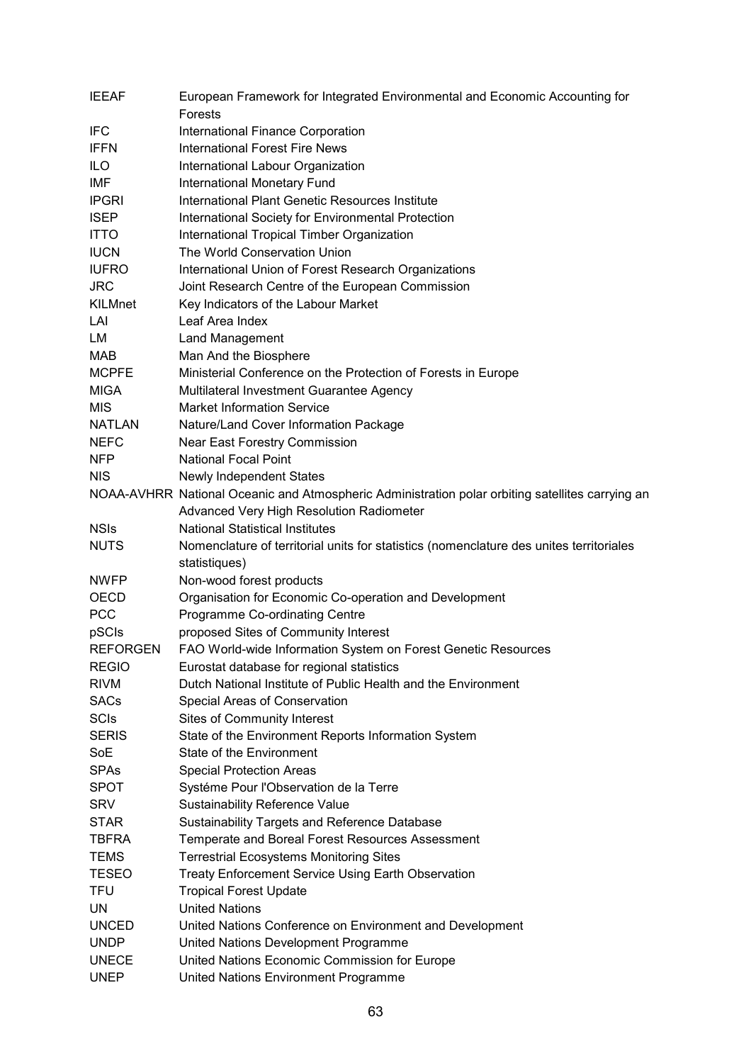| | |
|---|---|
| IEEAF | European Framework for Integrated Environmental and Economic Accounting for Forests |
| IFC | International Finance Corporation |
| IFFN | International Forest Fire News |
| ILO | International Labour Organization |
| IMF | International Monetary Fund |
| IPGRI | International Plant Genetic Resources Institute |
| ISEP | International Society for Environmental Protection |
| ITTO | International Tropical Timber Organization |
| IUCN | The World Conservation Union |
| IUFRO | International Union of Forest Research Organizations |
| JRC | Joint Research Centre of the European Commission |
| KILMnet | Key Indicators of the Labour Market |
| LAI | Leaf Area Index |
| LM | Land Management |
| MAB | Man And the Biosphere |
| MCPFE | Ministerial Conference on the Protection of Forests in Europe |
| MIGA | Multilateral Investment Guarantee Agency |
| MIS | Market Information Service |
| NATLAN | Nature/Land Cover Information Package |
| NEFC | Near East Forestry Commission |
| NFP | National Focal Point |
| NIS | Newly Independent States |
| NOAA-AVHRR | National Oceanic and Atmospheric Administration polar orbiting satellites carrying an Advanced Very High Resolution Radiometer |
| NSIs | National Statistical Institutes |
| NUTS | Nomenclature of territorial units for statistics (nomenclature des unites territoriales statistiques) |
| NWFP | Non-wood forest products |
| OECD | Organisation for Economic Co-operation and Development |
| PCC | Programme Co-ordinating Centre |
| pSCIs | proposed Sites of Community Interest |
| REFORGEN | FAO World-wide Information System on Forest Genetic Resources |
| REGIO | Eurostat database for regional statistics |
| RIVM | Dutch National Institute of Public Health and the Environment |
| SACs | Special Areas of Conservation |
| SCIs | Sites of Community Interest |
| SERIS | State of the Environment Reports Information System |
| SoE | State of the Environment |
| SPAs | Special Protection Areas |
| SPOT | Systéme Pour l'Observation de la Terre |
| SRV | Sustainability Reference Value |
| STAR | Sustainability Targets and Reference Database |
| TBFRA | Temperate and Boreal Forest Resources Assessment |
| TEMS | Terrestrial Ecosystems Monitoring Sites |
| TESEO | Treaty Enforcement Service Using Earth Observation |
| TFU | Tropical Forest Update |
| UN | United Nations |
| UNCED | United Nations Conference on Environment and Development |
| UNDP | United Nations Development Programme |
| UNECE | United Nations Economic Commission for Europe |
| UNEP | United Nations Environment Programme |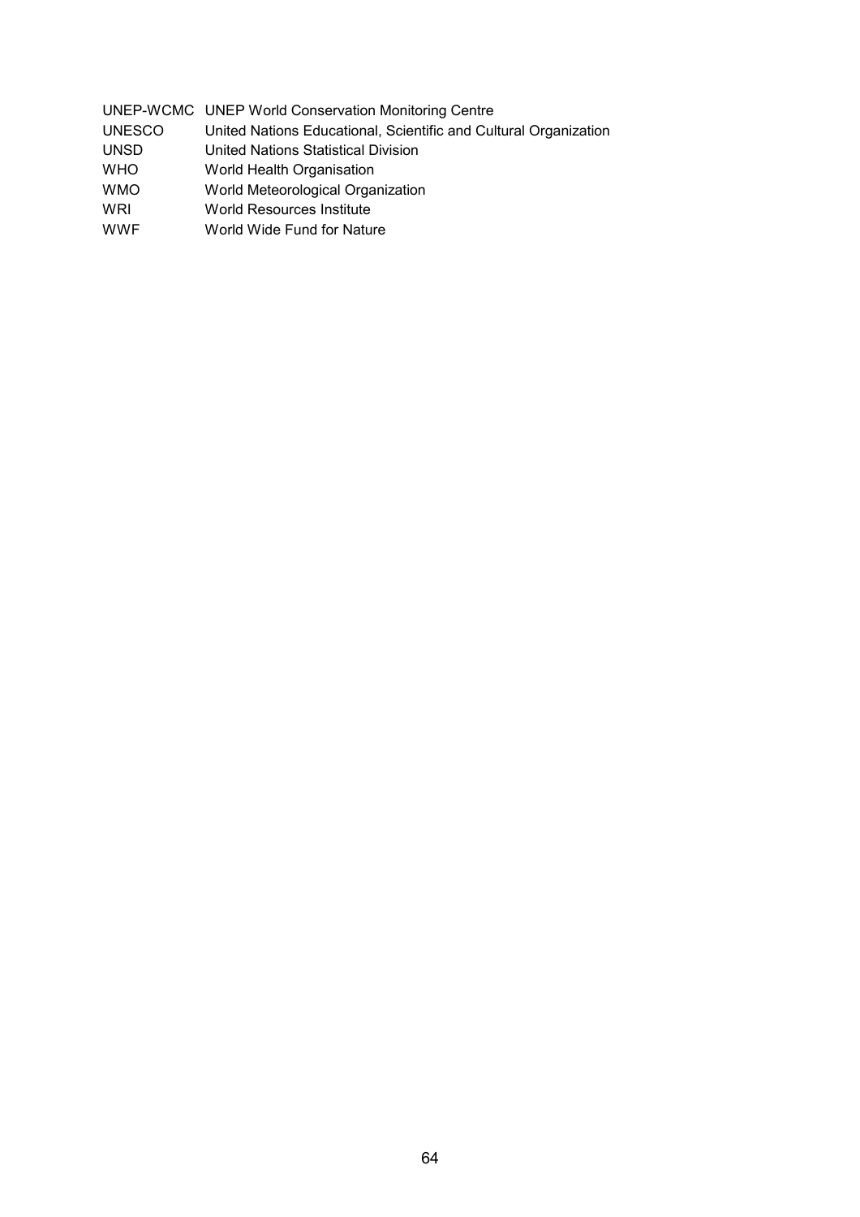| | |
|---|---|
| UNEP-WCMC | UNEP World Conservation Monitoring Centre |
| UNESCO | United Nations Educational, Scientific and Cultural Organization |
| UNSD | United Nations Statistical Division |
| WHO | World Health Organisation |
| WMO | World Meteorological Organization |
| WRI | World Resources Institute |
| WWF | World Wide Fund for Nature |